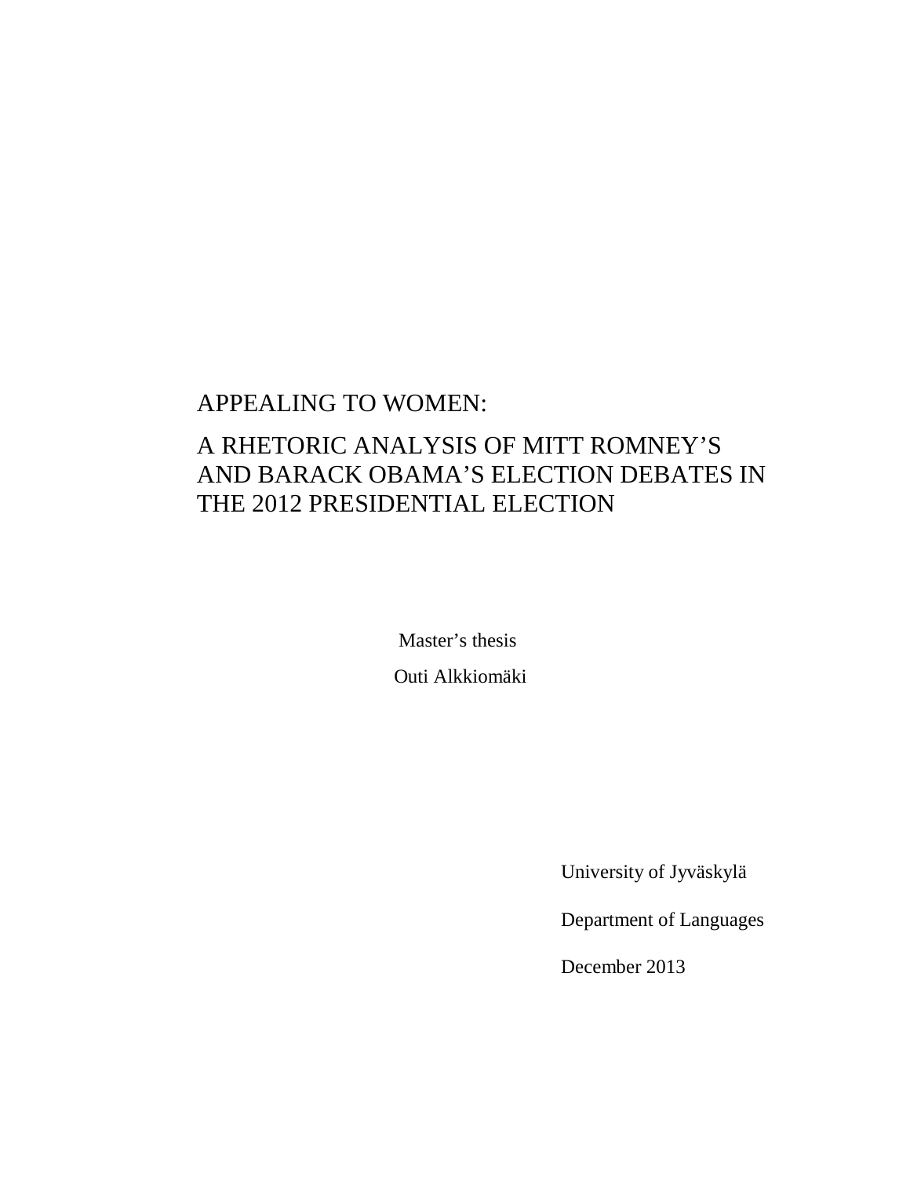# APPEALING TO WOMEN:

# A RHETORIC ANALYSIS OF MITT ROMNEY'S AND BARACK OBAMA'S ELECTION DEBATES IN THE 2012 PRESIDENTIAL ELECTION

Master's thesis

Outi Alkkiomäki

University of Jyväskylä

Department of Languages

December 2013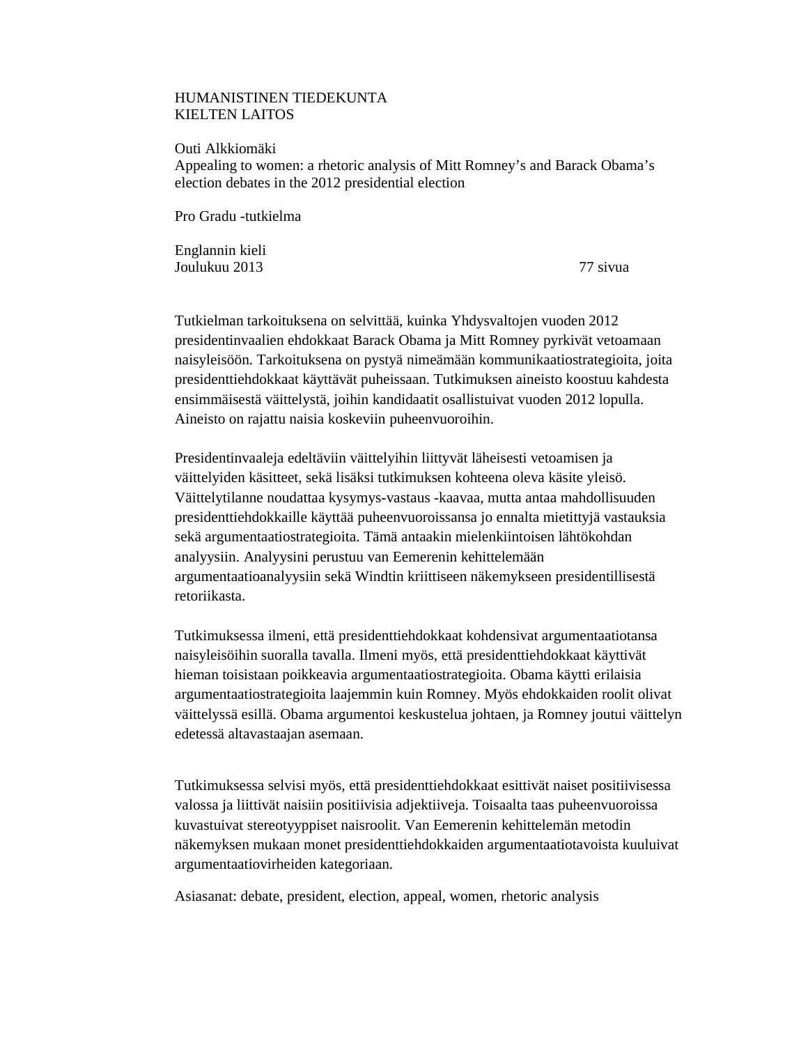HUMANISTINEN TIEDEKUNTA
KIELTEN LAITOS

Outi Alkkiomäki
Appealing to women: a rhetoric analysis of Mitt Romney's and Barack Obama's election debates in the 2012 presidential election

Pro Gradu -tutkielma

Englannin kieli
Joulukuu 2013 77 sivua

Tutkielman tarkoituksena on selvittää, kuinka Yhdysvaltojen vuoden 2012 presidentinvaalien ehdokkaat Barack Obama ja Mitt Romney pyrkivät vetoamaan naisyleisöön. Tarkoituksena on pystyä nimeämään kommunikaatiostrategioita, joita presidenttiehdokkaat käyttävät puheissaan. Tutkimuksen aineisto koostuu kahdesta ensimmäisestä väittelystä, joihin kandidaatit osallistuivat vuoden 2012 lopulla. Aineisto on rajattu naisia koskeviin puheenvuoroihin.

Presidentinvaaleja edeltäviin väittelyihin liittyvät läheisesti vetoamisen ja väittelyiden käsitteet, sekä lisäksi tutkimuksen kohteena oleva käsite yleisö. Väittelytilanne noudattaa kysymys-vastaus -kaavaa, mutta antaa mahdollisuuden presidenttiehdokkaille käyttää puheenvuoroissansa jo ennalta mietittyjä vastauksia sekä argumentaatiostrategioita. Tämä antaakin mielenkiintoisen lähtökohdan analyysiin. Analyysini perustuu van Eemerenin kehittelemään argumentaatioanalyysiin sekä Windtin kriittiseen näkemykseen presidentillisestä retoriikasta.

Tutkimuksessa ilmeni, että presidenttiehdokkaat kohdensivat argumentaatiotansa naisyleisöihin suoralla tavalla. Ilmeni myös, että presidenttiehdokkaat käyttivät hieman toisistaan poikkeavia argumentaatiostrategioita. Obama käytti erilaisia argumentaatiostrategioita laajemmin kuin Romney. Myös ehdokkaiden roolit olivat väittelyssä esillä. Obama argumentoi keskustelua johtaen, ja Romney joutui väittelyn edetessä altavastaajan asemaan.

Tutkimuksessa selvisi myös, että presidenttiehdokkaat esittivät naiset positiivisessa valossa ja liittivät naisiin positiivisia adjektiiveja. Toisaalta taas puheenvuoroissa kuvastuivat stereotyyppiset naisroolit. Van Eemerenin kehittelemän metodin näkemyksen mukaan monet presidenttiehdokkaiden argumentaatiotavoista kuuluivat argumentaatiovirheiden kategoriaan.

Asiasanat: debate, president, election, appeal, women, rhetoric analysis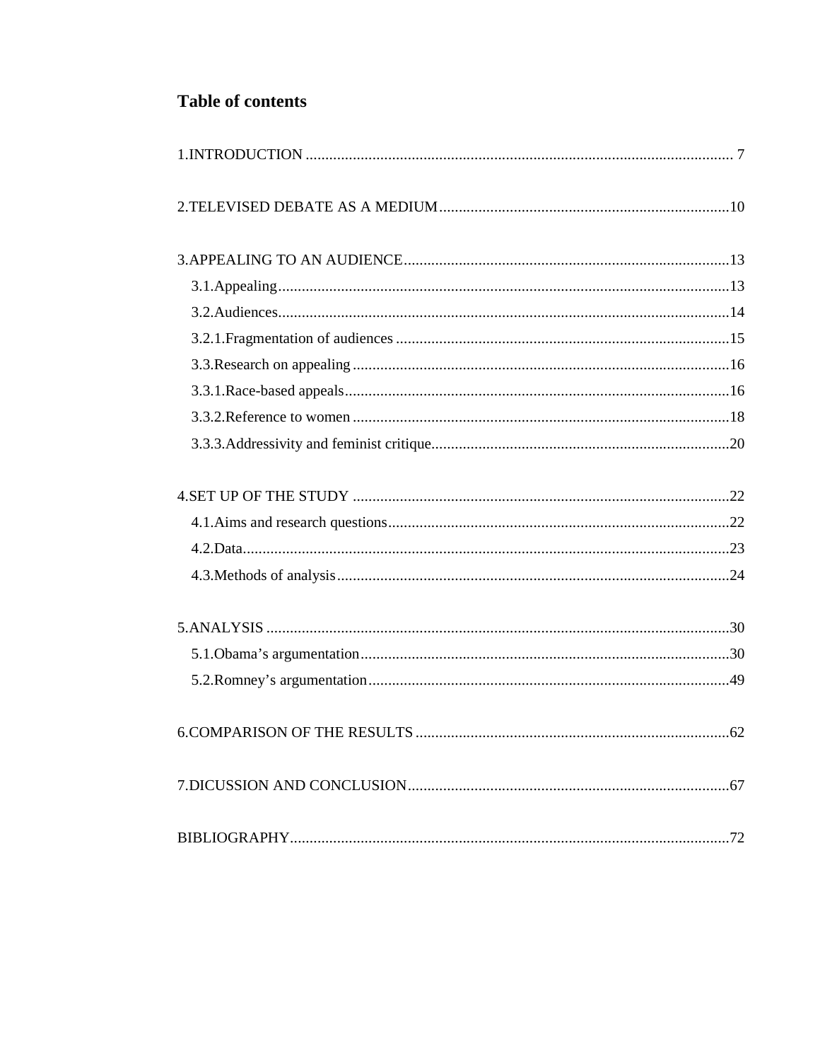## Table of contents

1.INTRODUCTION ........................................................................................................ 7

2.TELEVISED DEBATE AS A MEDIUM........................................................................10

3.APPEALING TO AN AUDIENCE..................................................................................13

- 3.1.Appealing..................................................................................................................13
- 3.2.Audiences...................................................................................................................14
- 3.2.1.Fragmentation of audiences ....................................................................................15
- 3.3.Research on appealing ...............................................................................................16
- 3.3.1.Race-based appeals..................................................................................................16
- 3.3.2.Reference to women ................................................................................................18
- 3.3.3.Addressivity and feminist critique...........................................................................20

4.SET UP OF THE STUDY ...............................................................................................22

- 4.1.Aims and research questions......................................................................................22
- 4.2.Data............................................................................................................................23
- 4.3.Methods of analysis...................................................................................................24

5.ANALYSIS .....................................................................................................................30

- 5.1.Obama's argumentation.............................................................................................30
- 5.2.Romney's argumentation...........................................................................................49

6.COMPARISON OF THE RESULTS ...............................................................................62

7.DICUSSION AND CONCLUSION.................................................................................67

BIBLIOGRAPHY................................................................................................................72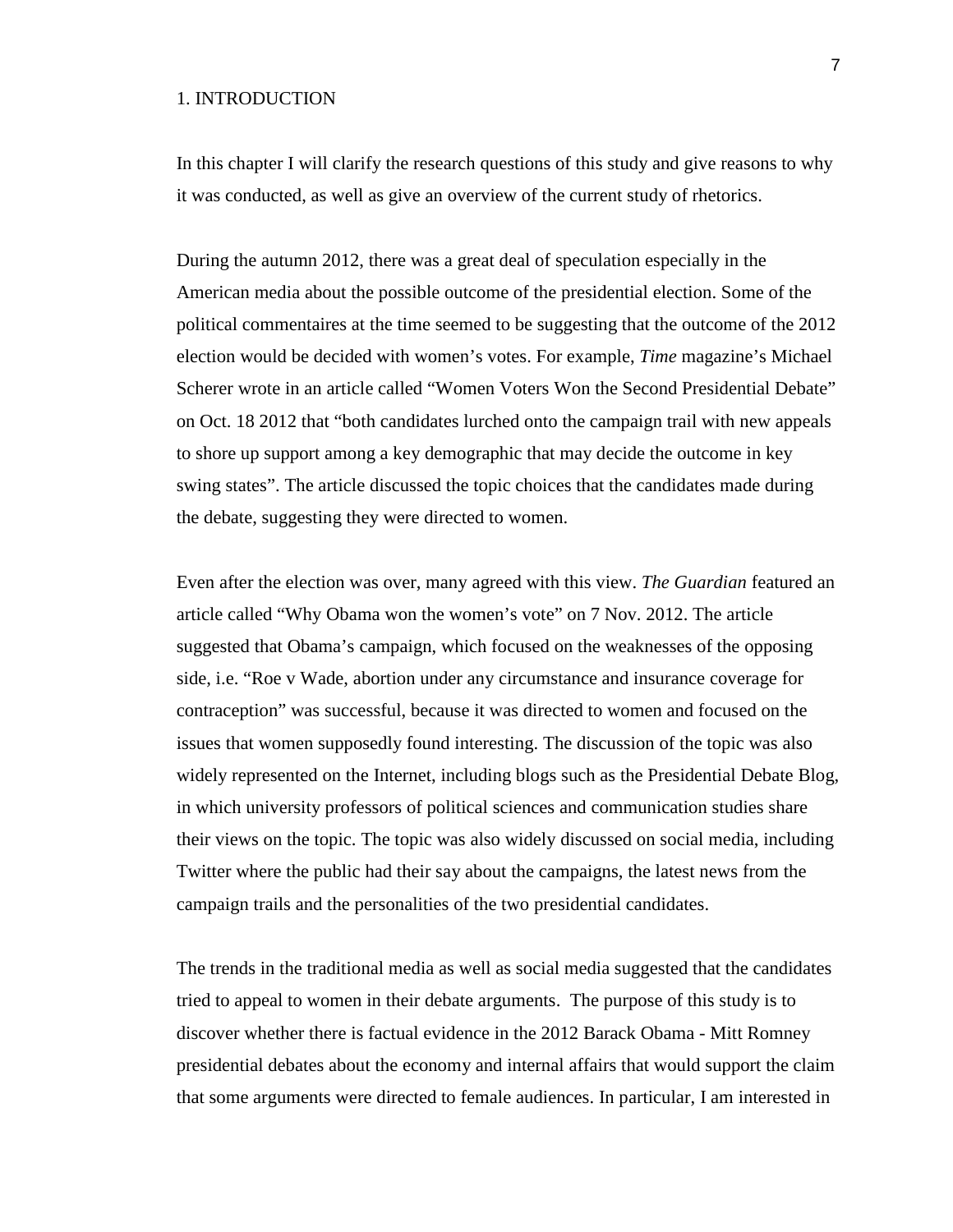# 1. INTRODUCTION

In this chapter I will clarify the research questions of this study and give reasons to why it was conducted, as well as give an overview of the current study of rhetorics.

During the autumn 2012, there was a great deal of speculation especially in the American media about the possible outcome of the presidential election. Some of the political commentaires at the time seemed to be suggesting that the outcome of the 2012 election would be decided with women's votes. For example, *Time* magazine's Michael Scherer wrote in an article called "Women Voters Won the Second Presidential Debate" on Oct. 18 2012 that "both candidates lurched onto the campaign trail with new appeals to shore up support among a key demographic that may decide the outcome in key swing states". The article discussed the topic choices that the candidates made during the debate, suggesting they were directed to women.

Even after the election was over, many agreed with this view. *The Guardian* featured an article called "Why Obama won the women's vote" on 7 Nov. 2012. The article suggested that Obama's campaign, which focused on the weaknesses of the opposing side, i.e. "Roe v Wade, abortion under any circumstance and insurance coverage for contraception" was successful, because it was directed to women and focused on the issues that women supposedly found interesting. The discussion of the topic was also widely represented on the Internet, including blogs such as the Presidential Debate Blog, in which university professors of political sciences and communication studies share their views on the topic. The topic was also widely discussed on social media, including Twitter where the public had their say about the campaigns, the latest news from the campaign trails and the personalities of the two presidential candidates.

The trends in the traditional media as well as social media suggested that the candidates tried to appeal to women in their debate arguments. The purpose of this study is to discover whether there is factual evidence in the 2012 Barack Obama - Mitt Romney presidential debates about the economy and internal affairs that would support the claim that some arguments were directed to female audiences. In particular, I am interested in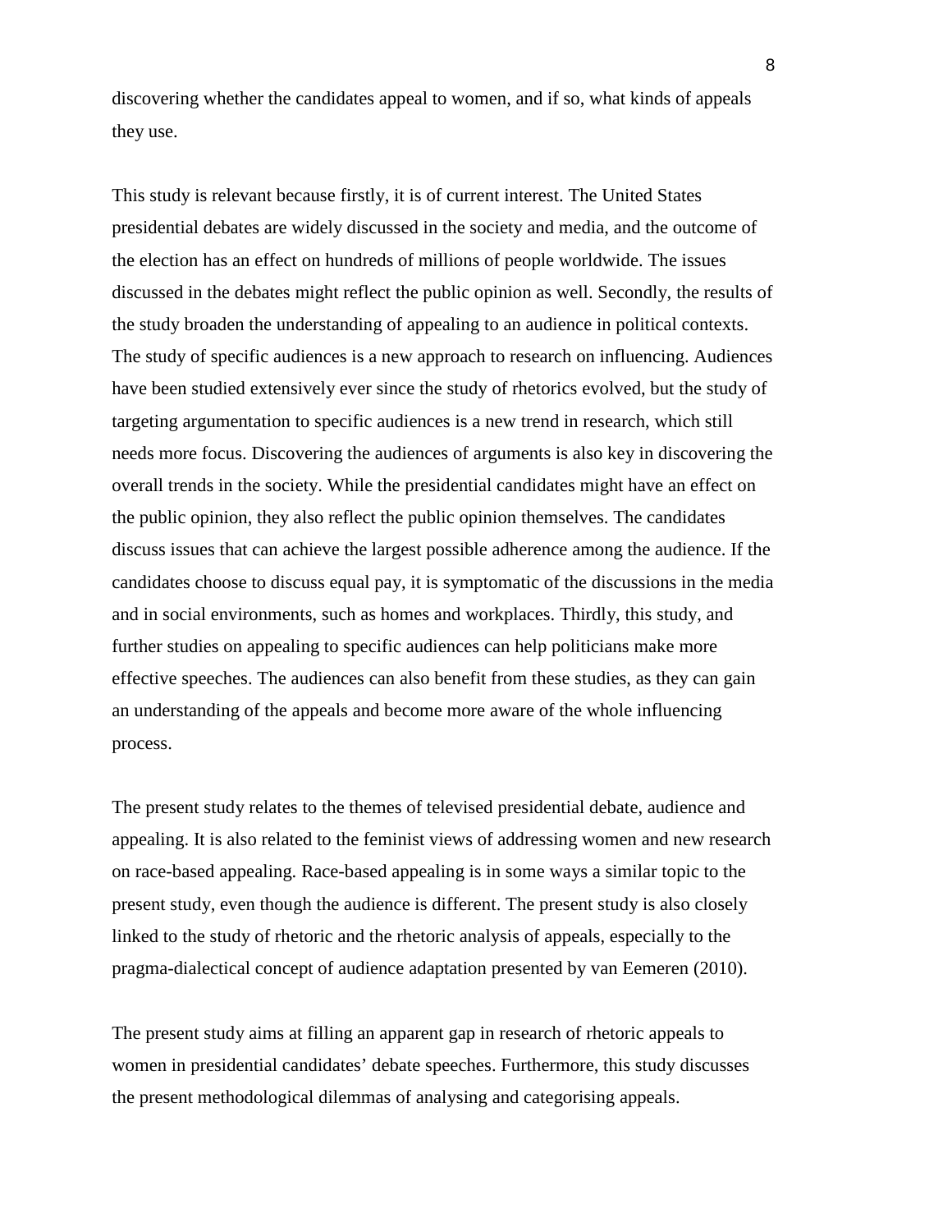discovering whether the candidates appeal to women, and if so, what kinds of appeals they use.

This study is relevant because firstly, it is of current interest. The United States presidential debates are widely discussed in the society and media, and the outcome of the election has an effect on hundreds of millions of people worldwide. The issues discussed in the debates might reflect the public opinion as well. Secondly, the results of the study broaden the understanding of appealing to an audience in political contexts. The study of specific audiences is a new approach to research on influencing. Audiences have been studied extensively ever since the study of rhetorics evolved, but the study of targeting argumentation to specific audiences is a new trend in research, which still needs more focus. Discovering the audiences of arguments is also key in discovering the overall trends in the society. While the presidential candidates might have an effect on the public opinion, they also reflect the public opinion themselves. The candidates discuss issues that can achieve the largest possible adherence among the audience. If the candidates choose to discuss equal pay, it is symptomatic of the discussions in the media and in social environments, such as homes and workplaces. Thirdly, this study, and further studies on appealing to specific audiences can help politicians make more effective speeches. The audiences can also benefit from these studies, as they can gain an understanding of the appeals and become more aware of the whole influencing process.

The present study relates to the themes of televised presidential debate, audience and appealing. It is also related to the feminist views of addressing women and new research on race-based appealing. Race-based appealing is in some ways a similar topic to the present study, even though the audience is different. The present study is also closely linked to the study of rhetoric and the rhetoric analysis of appeals, especially to the pragma-dialectical concept of audience adaptation presented by van Eemeren (2010).

The present study aims at filling an apparent gap in research of rhetoric appeals to women in presidential candidates' debate speeches. Furthermore, this study discusses the present methodological dilemmas of analysing and categorising appeals.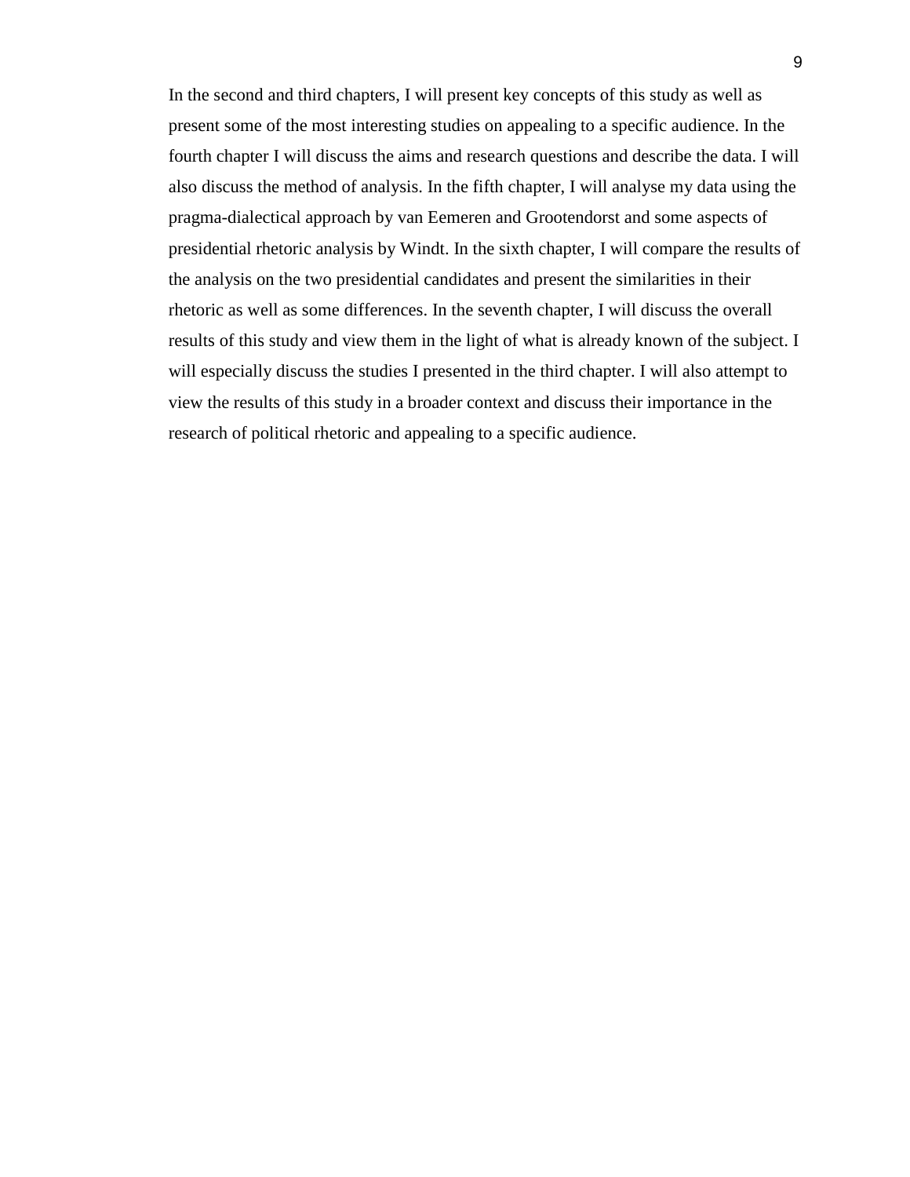In the second and third chapters, I will present key concepts of this study as well as present some of the most interesting studies on appealing to a specific audience. In the fourth chapter I will discuss the aims and research questions and describe the data. I will also discuss the method of analysis. In the fifth chapter, I will analyse my data using the pragma-dialectical approach by van Eemeren and Grootendorst and some aspects of presidential rhetoric analysis by Windt. In the sixth chapter, I will compare the results of the analysis on the two presidential candidates and present the similarities in their rhetoric as well as some differences. In the seventh chapter, I will discuss the overall results of this study and view them in the light of what is already known of the subject. I will especially discuss the studies I presented in the third chapter. I will also attempt to view the results of this study in a broader context and discuss their importance in the research of political rhetoric and appealing to a specific audience.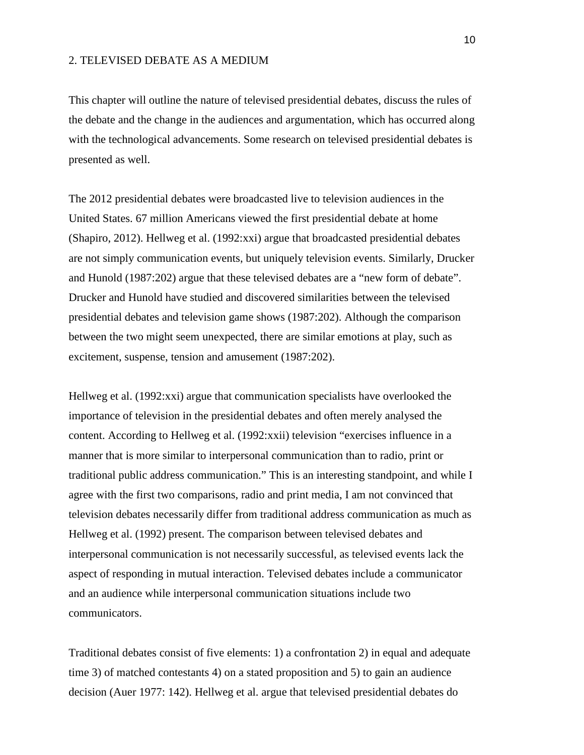## 2. TELEVISED DEBATE AS A MEDIUM

This chapter will outline the nature of televised presidential debates, discuss the rules of the debate and the change in the audiences and argumentation, which has occurred along with the technological advancements. Some research on televised presidential debates is presented as well.

The 2012 presidential debates were broadcasted live to television audiences in the United States. 67 million Americans viewed the first presidential debate at home (Shapiro, 2012). Hellweg et al. (1992:xxi) argue that broadcasted presidential debates are not simply communication events, but uniquely television events. Similarly, Drucker and Hunold (1987:202) argue that these televised debates are a "new form of debate". Drucker and Hunold have studied and discovered similarities between the televised presidential debates and television game shows (1987:202). Although the comparison between the two might seem unexpected, there are similar emotions at play, such as excitement, suspense, tension and amusement (1987:202).

Hellweg et al. (1992:xxi) argue that communication specialists have overlooked the importance of television in the presidential debates and often merely analysed the content. According to Hellweg et al. (1992:xxii) television "exercises influence in a manner that is more similar to interpersonal communication than to radio, print or traditional public address communication." This is an interesting standpoint, and while I agree with the first two comparisons, radio and print media, I am not convinced that television debates necessarily differ from traditional address communication as much as Hellweg et al. (1992) present. The comparison between televised debates and interpersonal communication is not necessarily successful, as televised events lack the aspect of responding in mutual interaction. Televised debates include a communicator and an audience while interpersonal communication situations include two communicators.

Traditional debates consist of five elements: 1) a confrontation 2) in equal and adequate time 3) of matched contestants 4) on a stated proposition and 5) to gain an audience decision (Auer 1977: 142). Hellweg et al. argue that televised presidential debates do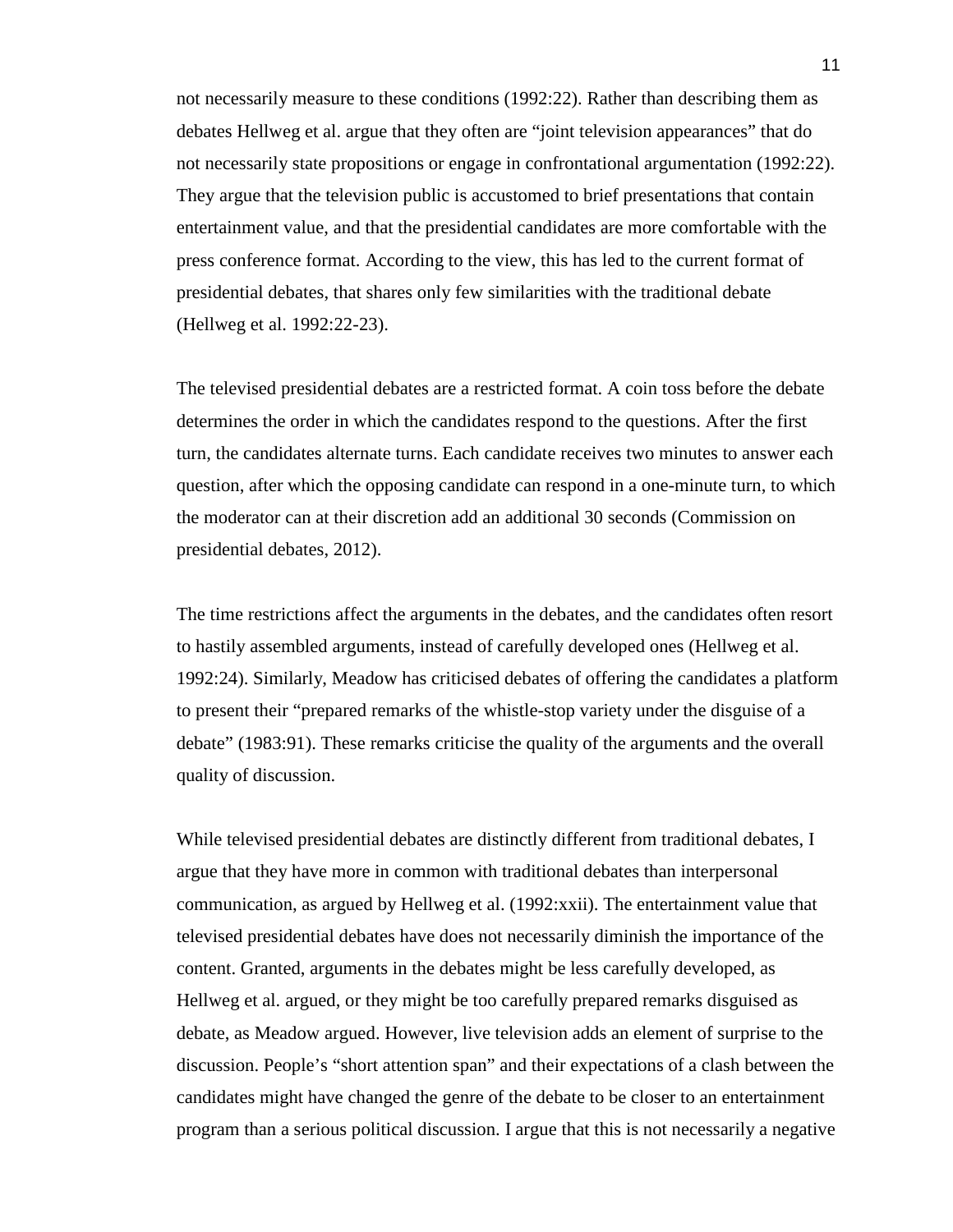not necessarily measure to these conditions (1992:22). Rather than describing them as debates Hellweg et al. argue that they often are “joint television appearances” that do not necessarily state propositions or engage in confrontational argumentation (1992:22). They argue that the television public is accustomed to brief presentations that contain entertainment value, and that the presidential candidates are more comfortable with the press conference format. According to the view, this has led to the current format of presidential debates, that shares only few similarities with the traditional debate (Hellweg et al. 1992:22-23).

The televised presidential debates are a restricted format. A coin toss before the debate determines the order in which the candidates respond to the questions. After the first turn, the candidates alternate turns. Each candidate receives two minutes to answer each question, after which the opposing candidate can respond in a one-minute turn, to which the moderator can at their discretion add an additional 30 seconds (Commission on presidential debates, 2012).

The time restrictions affect the arguments in the debates, and the candidates often resort to hastily assembled arguments, instead of carefully developed ones (Hellweg et al. 1992:24). Similarly, Meadow has criticised debates of offering the candidates a platform to present their “prepared remarks of the whistle-stop variety under the disguise of a debate” (1983:91). These remarks criticise the quality of the arguments and the overall quality of discussion.

While televised presidential debates are distinctly different from traditional debates, I argue that they have more in common with traditional debates than interpersonal communication, as argued by Hellweg et al. (1992:xxii). The entertainment value that televised presidential debates have does not necessarily diminish the importance of the content. Granted, arguments in the debates might be less carefully developed, as Hellweg et al. argued, or they might be too carefully prepared remarks disguised as debate, as Meadow argued. However, live television adds an element of surprise to the discussion. People’s “short attention span” and their expectations of a clash between the candidates might have changed the genre of the debate to be closer to an entertainment program than a serious political discussion. I argue that this is not necessarily a negative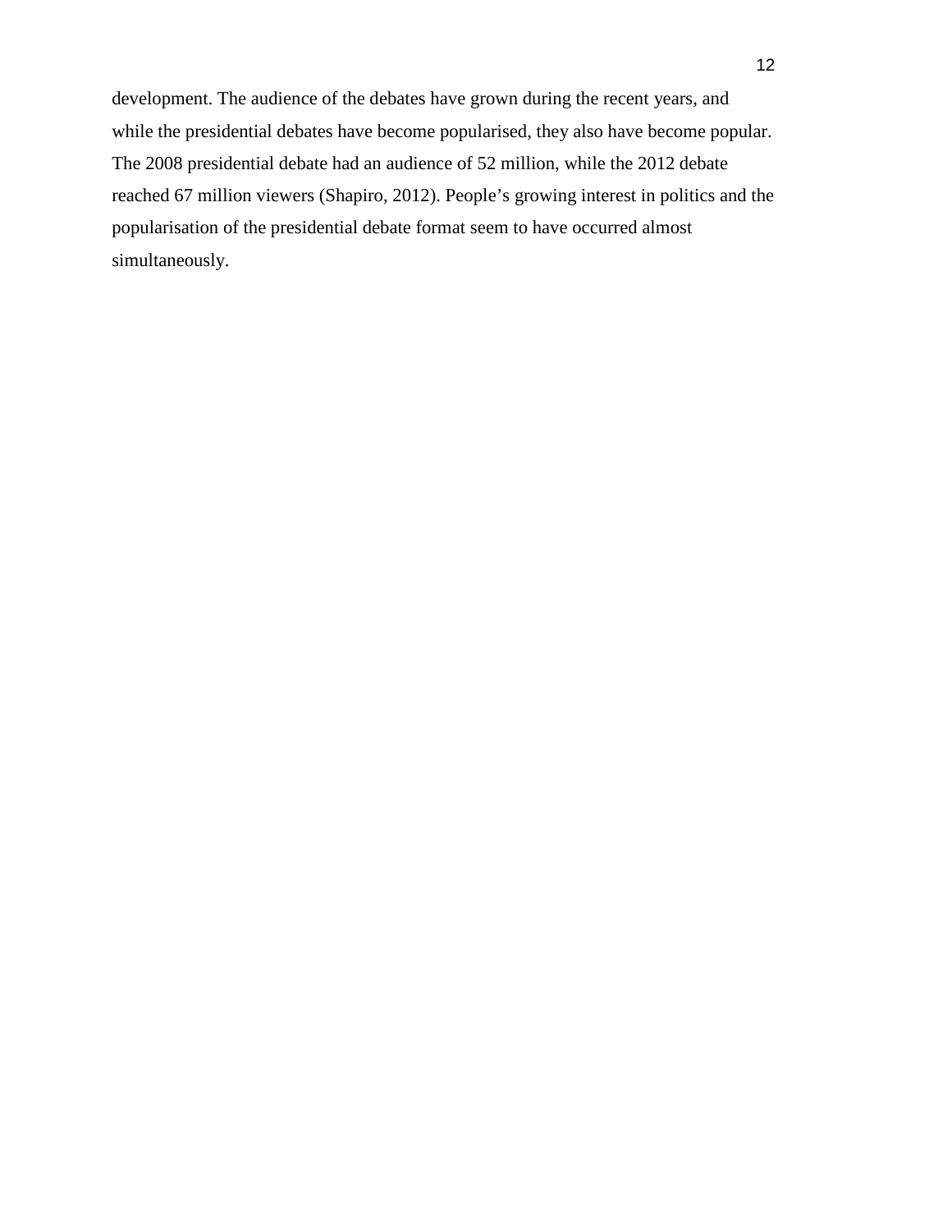development. The audience of the debates have grown during the recent years, and while the presidential debates have become popularised, they also have become popular. The 2008 presidential debate had an audience of 52 million, while the 2012 debate reached 67 million viewers (Shapiro, 2012). People's growing interest in politics and the popularisation of the presidential debate format seem to have occurred almost simultaneously.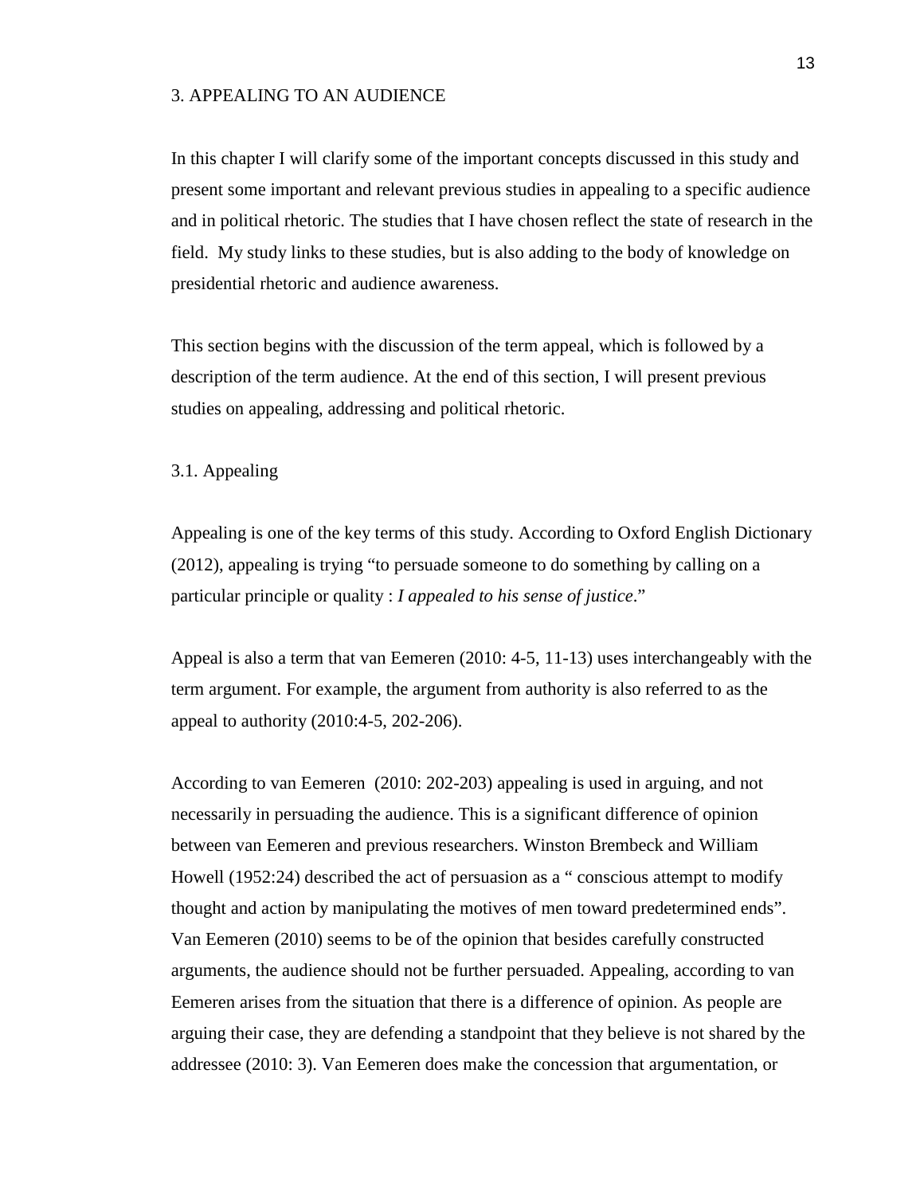# 3. APPEALING TO AN AUDIENCE

In this chapter I will clarify some of the important concepts discussed in this study and present some important and relevant previous studies in appealing to a specific audience and in political rhetoric. The studies that I have chosen reflect the state of research in the field. My study links to these studies, but is also adding to the body of knowledge on presidential rhetoric and audience awareness.

This section begins with the discussion of the term appeal, which is followed by a description of the term audience. At the end of this section, I will present previous studies on appealing, addressing and political rhetoric.

## 3.1. Appealing

Appealing is one of the key terms of this study. According to Oxford English Dictionary (2012), appealing is trying "to persuade someone to do something by calling on a particular principle or quality : *I appealed to his sense of justice*."

Appeal is also a term that van Eemeren (2010: 4-5, 11-13) uses interchangeably with the term argument. For example, the argument from authority is also referred to as the appeal to authority (2010:4-5, 202-206).

According to van Eemeren (2010: 202-203) appealing is used in arguing, and not necessarily in persuading the audience. This is a significant difference of opinion between van Eemeren and previous researchers. Winston Brembeck and William Howell (1952:24) described the act of persuasion as a " conscious attempt to modify thought and action by manipulating the motives of men toward predetermined ends". Van Eemeren (2010) seems to be of the opinion that besides carefully constructed arguments, the audience should not be further persuaded. Appealing, according to van Eemeren arises from the situation that there is a difference of opinion. As people are arguing their case, they are defending a standpoint that they believe is not shared by the addressee (2010: 3). Van Eemeren does make the concession that argumentation, or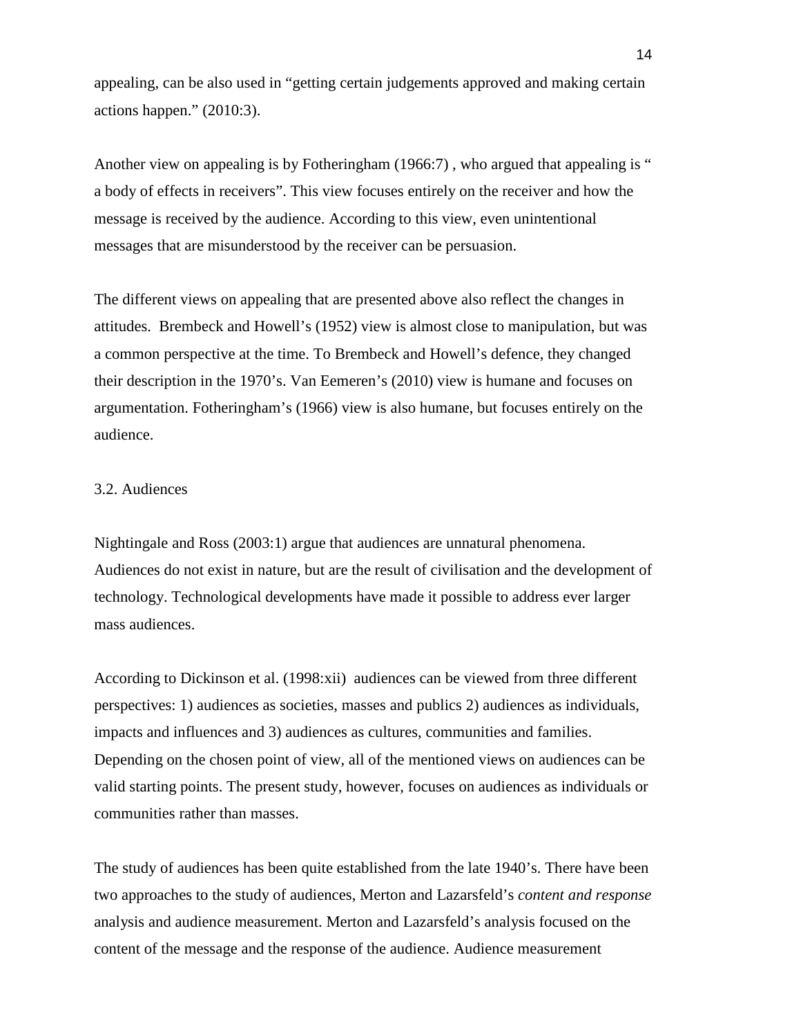appealing, can be also used in "getting certain judgements approved and making certain actions happen." (2010:3).

Another view on appealing is by Fotheringham (1966:7) , who argued that appealing is " a body of effects in receivers". This view focuses entirely on the receiver and how the message is received by the audience. According to this view, even unintentional messages that are misunderstood by the receiver can be persuasion.

The different views on appealing that are presented above also reflect the changes in attitudes.  Brembeck and Howell's (1952) view is almost close to manipulation, but was a common perspective at the time. To Brembeck and Howell's defence, they changed their description in the 1970's. Van Eemeren's (2010) view is humane and focuses on argumentation. Fotheringham's (1966) view is also humane, but focuses entirely on the audience.

## 3.2. Audiences

Nightingale and Ross (2003:1) argue that audiences are unnatural phenomena. Audiences do not exist in nature, but are the result of civilisation and the development of technology. Technological developments have made it possible to address ever larger mass audiences.

According to Dickinson et al. (1998:xii)  audiences can be viewed from three different perspectives: 1) audiences as societies, masses and publics 2) audiences as individuals, impacts and influences and 3) audiences as cultures, communities and families. Depending on the chosen point of view, all of the mentioned views on audiences can be valid starting points. The present study, however, focuses on audiences as individuals or communities rather than masses.

The study of audiences has been quite established from the late 1940's. There have been two approaches to the study of audiences, Merton and Lazarsfeld's *content and response* analysis and audience measurement. Merton and Lazarsfeld's analysis focused on the content of the message and the response of the audience. Audience measurement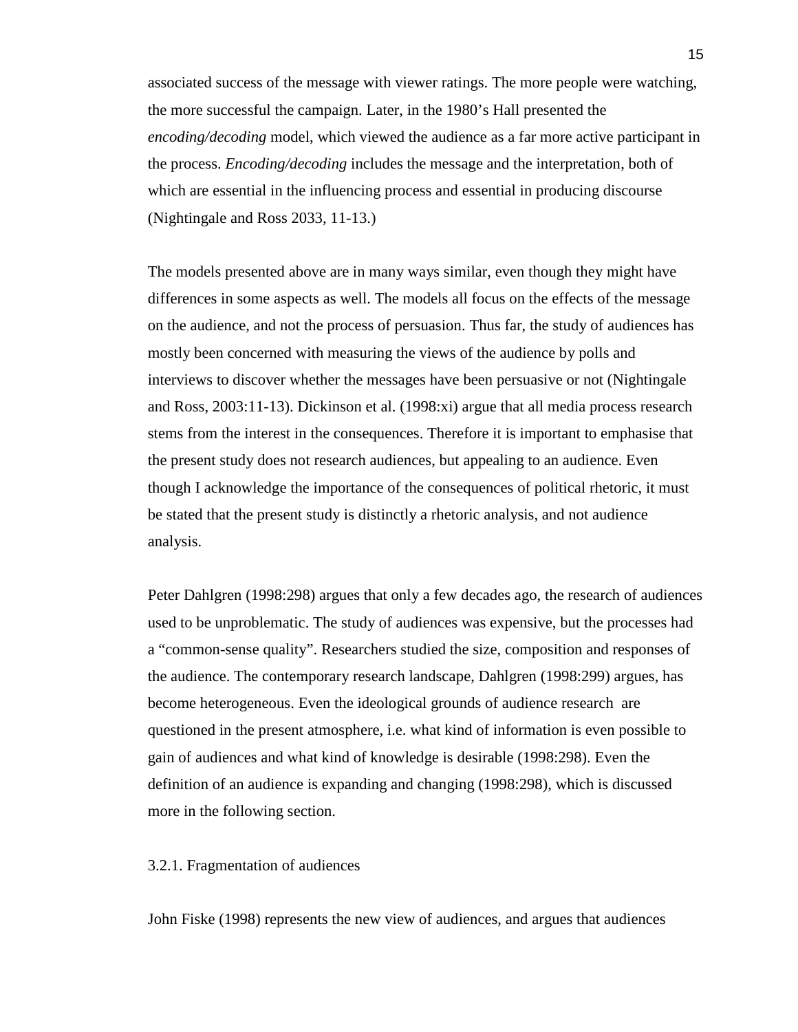associated success of the message with viewer ratings. The more people were watching, the more successful the campaign. Later, in the 1980's Hall presented the *encoding/decoding* model, which viewed the audience as a far more active participant in the process. *Encoding/decoding* includes the message and the interpretation, both of which are essential in the influencing process and essential in producing discourse (Nightingale and Ross 2033, 11-13.)

The models presented above are in many ways similar, even though they might have differences in some aspects as well. The models all focus on the effects of the message on the audience, and not the process of persuasion. Thus far, the study of audiences has mostly been concerned with measuring the views of the audience by polls and interviews to discover whether the messages have been persuasive or not (Nightingale and Ross, 2003:11-13). Dickinson et al. (1998:xi) argue that all media process research stems from the interest in the consequences. Therefore it is important to emphasise that the present study does not research audiences, but appealing to an audience. Even though I acknowledge the importance of the consequences of political rhetoric, it must be stated that the present study is distinctly a rhetoric analysis, and not audience analysis.

Peter Dahlgren (1998:298) argues that only a few decades ago, the research of audiences used to be unproblematic. The study of audiences was expensive, but the processes had a "common-sense quality". Researchers studied the size, composition and responses of the audience. The contemporary research landscape, Dahlgren (1998:299) argues, has become heterogeneous. Even the ideological grounds of audience research are questioned in the present atmosphere, i.e. what kind of information is even possible to gain of audiences and what kind of knowledge is desirable (1998:298). Even the definition of an audience is expanding and changing (1998:298), which is discussed more in the following section.

### 3.2.1. Fragmentation of audiences

John Fiske (1998) represents the new view of audiences, and argues that audiences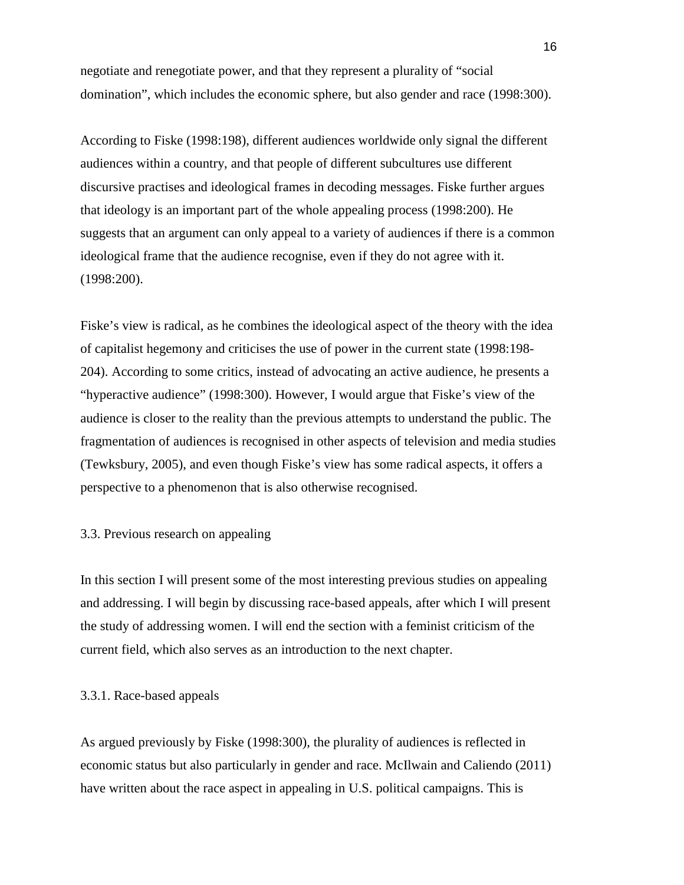negotiate and renegotiate power, and that they represent a plurality of “social domination”, which includes the economic sphere, but also gender and race (1998:300).

According to Fiske (1998:198), different audiences worldwide only signal the different audiences within a country, and that people of different subcultures use different discursive practises and ideological frames in decoding messages. Fiske further argues that ideology is an important part of the whole appealing process (1998:200). He suggests that an argument can only appeal to a variety of audiences if there is a common ideological frame that the audience recognise, even if they do not agree with it. (1998:200).

Fiske’s view is radical, as he combines the ideological aspect of the theory with the idea of capitalist hegemony and criticises the use of power in the current state (1998:198-204). According to some critics, instead of advocating an active audience, he presents a “hyperactive audience” (1998:300). However, I would argue that Fiske’s view of the audience is closer to the reality than the previous attempts to understand the public. The fragmentation of audiences is recognised in other aspects of television and media studies (Tewksbury, 2005), and even though Fiske’s view has some radical aspects, it offers a perspective to a phenomenon that is also otherwise recognised.

### 3.3. Previous research on appealing

In this section I will present some of the most interesting previous studies on appealing and addressing. I will begin by discussing race-based appeals, after which I will present the study of addressing women. I will end the section with a feminist criticism of the current field, which also serves as an introduction to the next chapter.

#### 3.3.1. Race-based appeals

As argued previously by Fiske (1998:300), the plurality of audiences is reflected in economic status but also particularly in gender and race. McIlwain and Caliendo (2011) have written about the race aspect in appealing in U.S. political campaigns. This is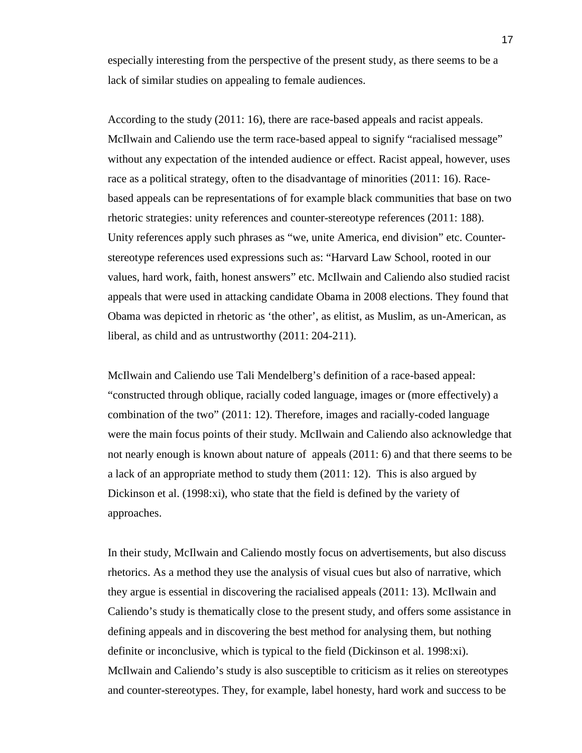especially interesting from the perspective of the present study, as there seems to be a lack of similar studies on appealing to female audiences.

According to the study (2011: 16), there are race-based appeals and racist appeals. McIlwain and Caliendo use the term race-based appeal to signify "racialised message" without any expectation of the intended audience or effect. Racist appeal, however, uses race as a political strategy, often to the disadvantage of minorities (2011: 16). Race-based appeals can be representations of for example black communities that base on two rhetoric strategies: unity references and counter-stereotype references (2011: 188). Unity references apply such phrases as "we, unite America, end division" etc. Counter-stereotype references used expressions such as: "Harvard Law School, rooted in our values, hard work, faith, honest answers" etc. McIlwain and Caliendo also studied racist appeals that were used in attacking candidate Obama in 2008 elections. They found that Obama was depicted in rhetoric as 'the other', as elitist, as Muslim, as un-American, as liberal, as child and as untrustworthy (2011: 204-211).

McIlwain and Caliendo use Tali Mendelberg's definition of a race-based appeal: "constructed through oblique, racially coded language, images or (more effectively) a combination of the two" (2011: 12). Therefore, images and racially-coded language were the main focus points of their study. McIlwain and Caliendo also acknowledge that not nearly enough is known about nature of appeals (2011: 6) and that there seems to be a lack of an appropriate method to study them (2011: 12). This is also argued by Dickinson et al. (1998:xi), who state that the field is defined by the variety of approaches.

In their study, McIlwain and Caliendo mostly focus on advertisements, but also discuss rhetorics. As a method they use the analysis of visual cues but also of narrative, which they argue is essential in discovering the racialised appeals (2011: 13). McIlwain and Caliendo's study is thematically close to the present study, and offers some assistance in defining appeals and in discovering the best method for analysing them, but nothing definite or inconclusive, which is typical to the field (Dickinson et al. 1998:xi). McIlwain and Caliendo's study is also susceptible to criticism as it relies on stereotypes and counter-stereotypes. They, for example, label honesty, hard work and success to be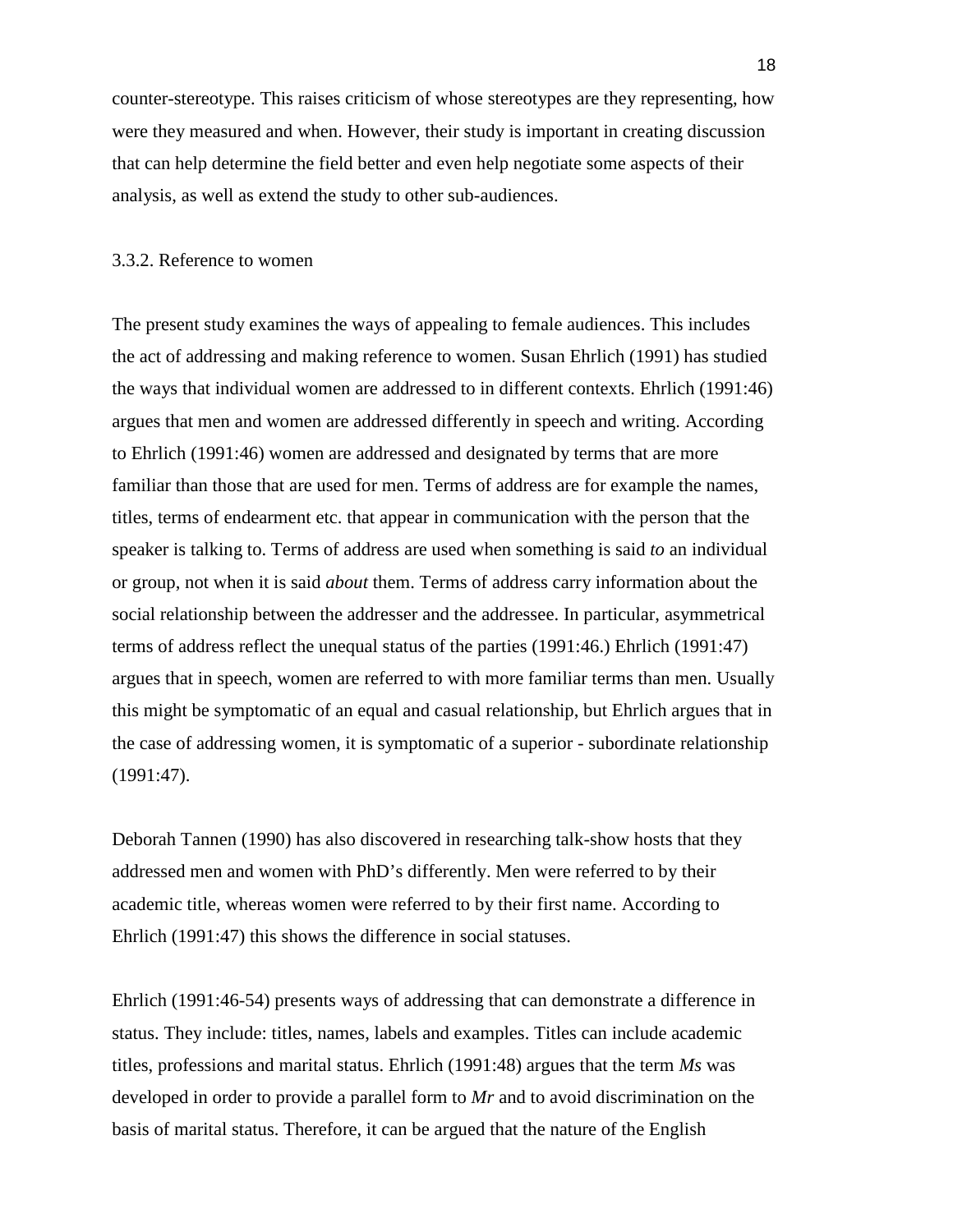counter-stereotype. This raises criticism of whose stereotypes are they representing, how were they measured and when. However, their study is important in creating discussion that can help determine the field better and even help negotiate some aspects of their analysis, as well as extend the study to other sub-audiences.

### 3.3.2. Reference to women

The present study examines the ways of appealing to female audiences. This includes the act of addressing and making reference to women. Susan Ehrlich (1991) has studied the ways that individual women are addressed to in different contexts. Ehrlich (1991:46) argues that men and women are addressed differently in speech and writing. According to Ehrlich (1991:46) women are addressed and designated by terms that are more familiar than those that are used for men. Terms of address are for example the names, titles, terms of endearment etc. that appear in communication with the person that the speaker is talking to. Terms of address are used when something is said *to* an individual or group, not when it is said *about* them. Terms of address carry information about the social relationship between the addresser and the addressee. In particular, asymmetrical terms of address reflect the unequal status of the parties (1991:46.) Ehrlich (1991:47) argues that in speech, women are referred to with more familiar terms than men. Usually this might be symptomatic of an equal and casual relationship, but Ehrlich argues that in the case of addressing women, it is symptomatic of a superior - subordinate relationship (1991:47).

Deborah Tannen (1990) has also discovered in researching talk-show hosts that they addressed men and women with PhD's differently. Men were referred to by their academic title, whereas women were referred to by their first name. According to Ehrlich (1991:47) this shows the difference in social statuses.

Ehrlich (1991:46-54) presents ways of addressing that can demonstrate a difference in status. They include: titles, names, labels and examples. Titles can include academic titles, professions and marital status. Ehrlich (1991:48) argues that the term *Ms* was developed in order to provide a parallel form to *Mr* and to avoid discrimination on the basis of marital status. Therefore, it can be argued that the nature of the English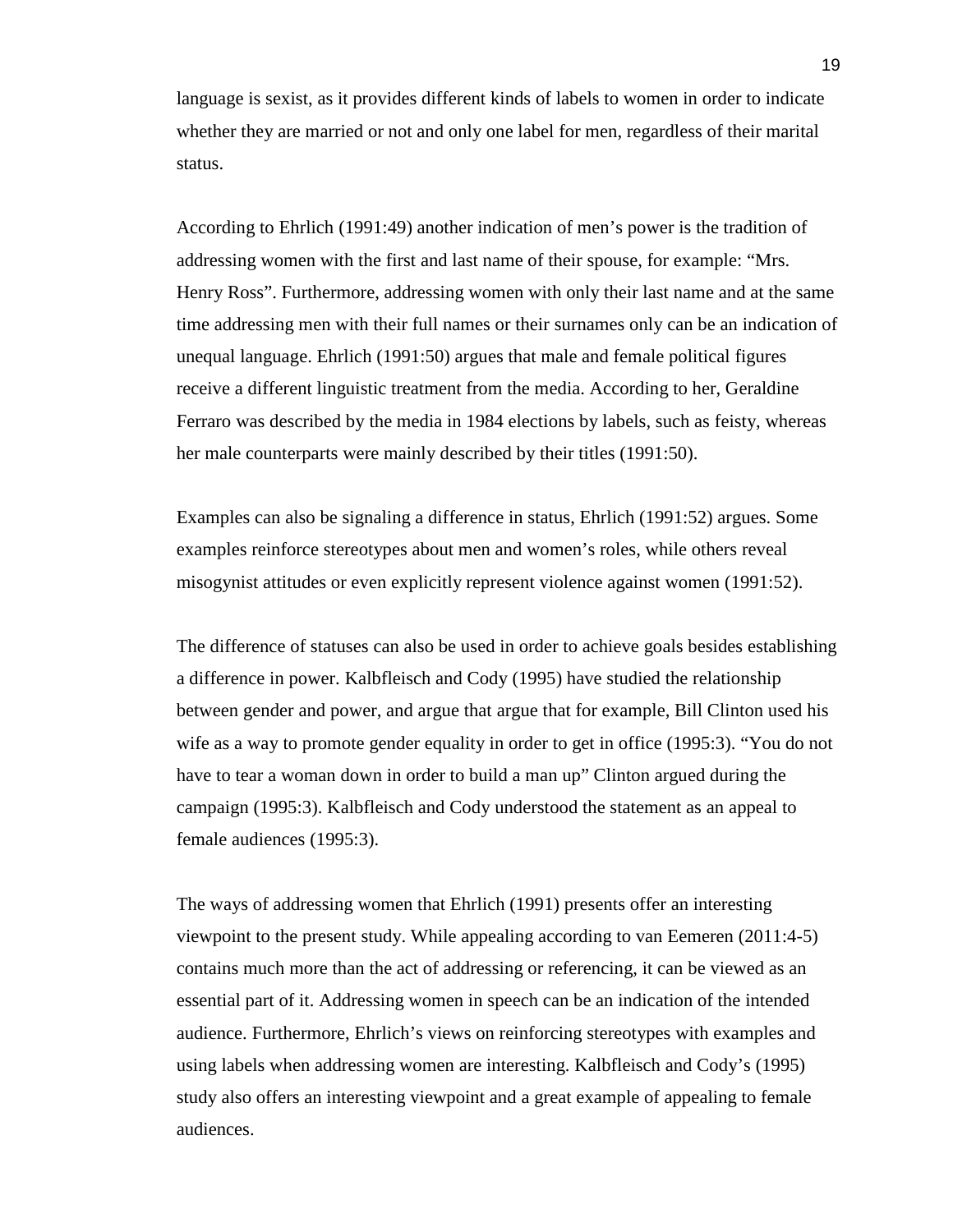language is sexist, as it provides different kinds of labels to women in order to indicate whether they are married or not and only one label for men, regardless of their marital status.

According to Ehrlich (1991:49) another indication of men's power is the tradition of addressing women with the first and last name of their spouse, for example: "Mrs. Henry Ross". Furthermore, addressing women with only their last name and at the same time addressing men with their full names or their surnames only can be an indication of unequal language. Ehrlich (1991:50) argues that male and female political figures receive a different linguistic treatment from the media. According to her, Geraldine Ferraro was described by the media in 1984 elections by labels, such as feisty, whereas her male counterparts were mainly described by their titles (1991:50).

Examples can also be signaling a difference in status, Ehrlich (1991:52) argues. Some examples reinforce stereotypes about men and women's roles, while others reveal misogynist attitudes or even explicitly represent violence against women (1991:52).

The difference of statuses can also be used in order to achieve goals besides establishing a difference in power. Kalbfleisch and Cody (1995) have studied the relationship between gender and power, and argue that argue that for example, Bill Clinton used his wife as a way to promote gender equality in order to get in office (1995:3). "You do not have to tear a woman down in order to build a man up" Clinton argued during the campaign (1995:3). Kalbfleisch and Cody understood the statement as an appeal to female audiences (1995:3).

The ways of addressing women that Ehrlich (1991) presents offer an interesting viewpoint to the present study. While appealing according to van Eemeren (2011:4-5) contains much more than the act of addressing or referencing, it can be viewed as an essential part of it. Addressing women in speech can be an indication of the intended audience. Furthermore, Ehrlich's views on reinforcing stereotypes with examples and using labels when addressing women are interesting. Kalbfleisch and Cody's (1995) study also offers an interesting viewpoint and a great example of appealing to female audiences.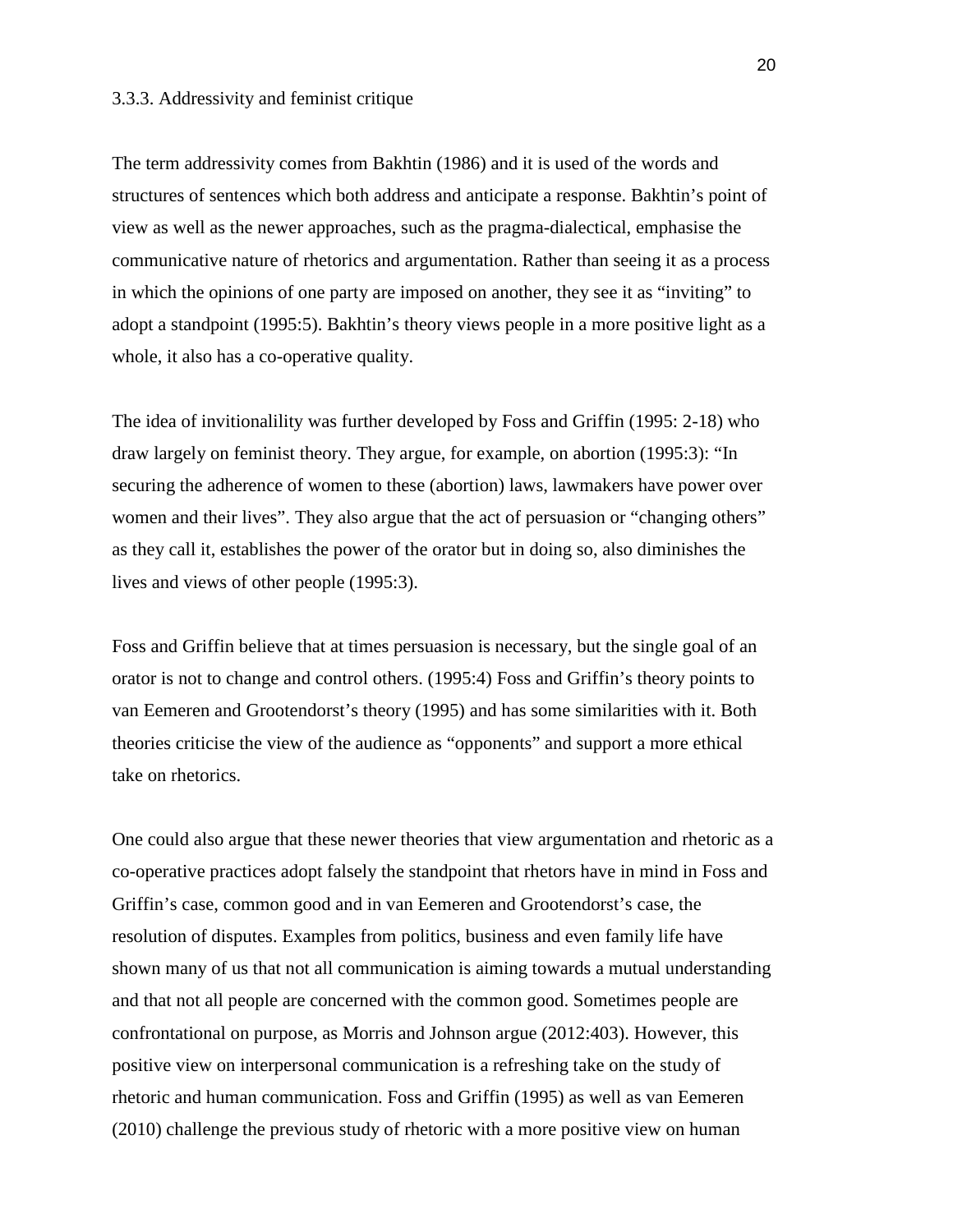### 3.3.3. Addressivity and feminist critique

The term addressivity comes from Bakhtin (1986) and it is used of the words and structures of sentences which both address and anticipate a response. Bakhtin's point of view as well as the newer approaches, such as the pragma-dialectical, emphasise the communicative nature of rhetorics and argumentation. Rather than seeing it as a process in which the opinions of one party are imposed on another, they see it as "inviting" to adopt a standpoint (1995:5). Bakhtin's theory views people in a more positive light as a whole, it also has a co-operative quality.

The idea of invitionalility was further developed by Foss and Griffin (1995: 2-18) who draw largely on feminist theory. They argue, for example, on abortion (1995:3): "In securing the adherence of women to these (abortion) laws, lawmakers have power over women and their lives". They also argue that the act of persuasion or "changing others" as they call it, establishes the power of the orator but in doing so, also diminishes the lives and views of other people (1995:3).

Foss and Griffin believe that at times persuasion is necessary, but the single goal of an orator is not to change and control others. (1995:4) Foss and Griffin's theory points to van Eemeren and Grootendorst's theory (1995) and has some similarities with it. Both theories criticise the view of the audience as "opponents" and support a more ethical take on rhetorics.

One could also argue that these newer theories that view argumentation and rhetoric as a co-operative practices adopt falsely the standpoint that rhetors have in mind in Foss and Griffin's case, common good and in van Eemeren and Grootendorst's case, the resolution of disputes. Examples from politics, business and even family life have shown many of us that not all communication is aiming towards a mutual understanding and that not all people are concerned with the common good. Sometimes people are confrontational on purpose, as Morris and Johnson argue (2012:403). However, this positive view on interpersonal communication is a refreshing take on the study of rhetoric and human communication. Foss and Griffin (1995) as well as van Eemeren (2010) challenge the previous study of rhetoric with a more positive view on human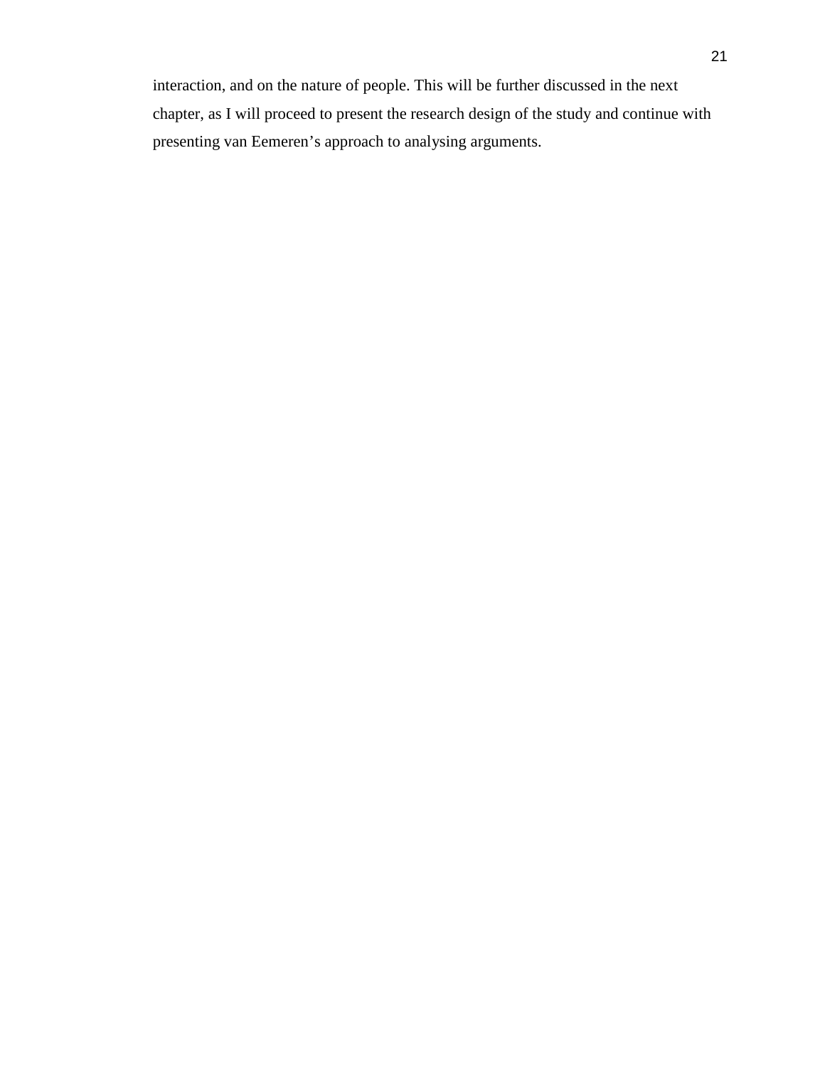interaction, and on the nature of people. This will be further discussed in the next chapter, as I will proceed to present the research design of the study and continue with presenting van Eemeren’s approach to analysing arguments.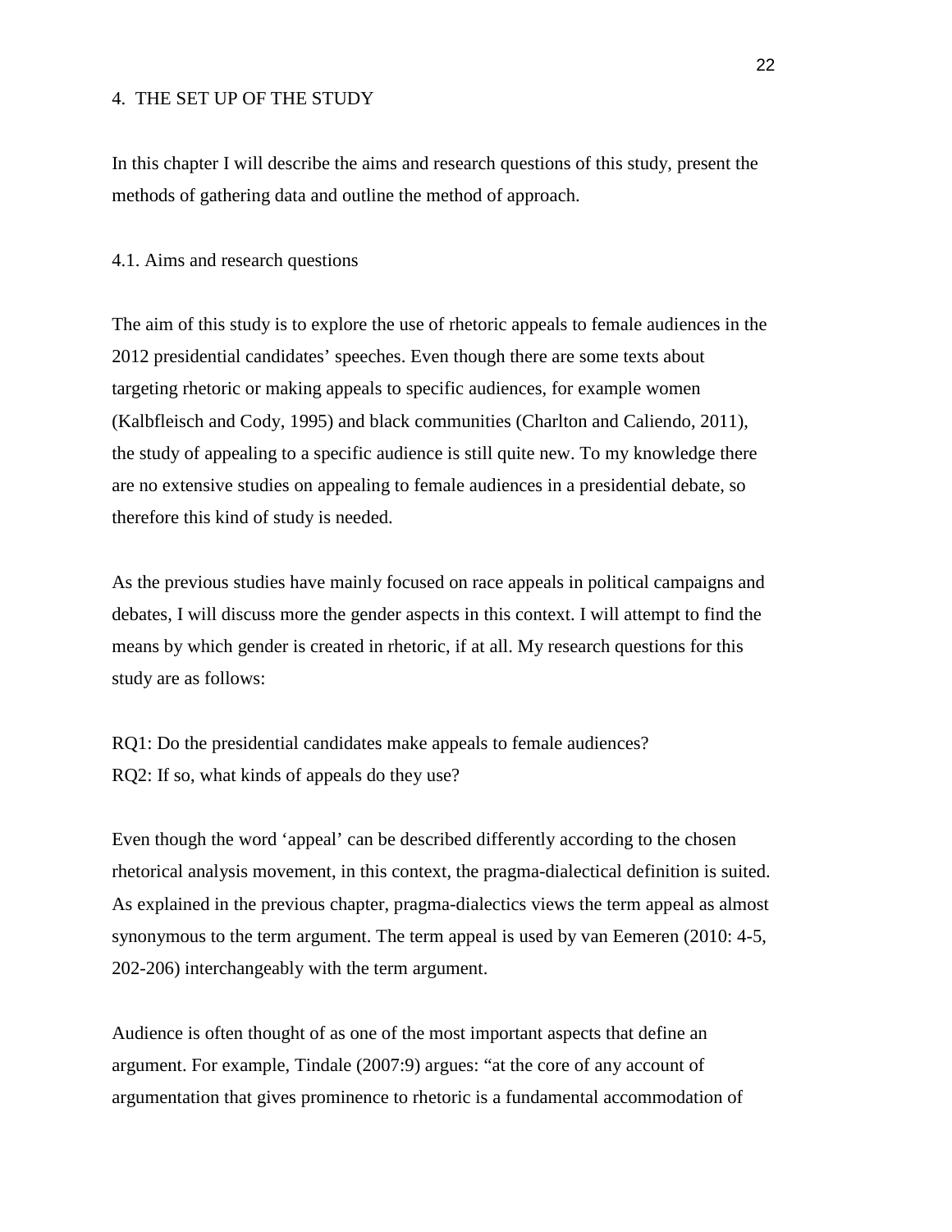# 4. THE SET UP OF THE STUDY

In this chapter I will describe the aims and research questions of this study, present the methods of gathering data and outline the method of approach.

## 4.1. Aims and research questions

The aim of this study is to explore the use of rhetoric appeals to female audiences in the 2012 presidential candidates' speeches. Even though there are some texts about targeting rhetoric or making appeals to specific audiences, for example women (Kalbfleisch and Cody, 1995) and black communities (Charlton and Caliendo, 2011), the study of appealing to a specific audience is still quite new. To my knowledge there are no extensive studies on appealing to female audiences in a presidential debate, so therefore this kind of study is needed.

As the previous studies have mainly focused on race appeals in political campaigns and debates, I will discuss more the gender aspects in this context. I will attempt to find the means by which gender is created in rhetoric, if at all. My research questions for this study are as follows:

RQ1: Do the presidential candidates make appeals to female audiences?
RQ2: If so, what kinds of appeals do they use?

Even though the word 'appeal' can be described differently according to the chosen rhetorical analysis movement, in this context, the pragma-dialectical definition is suited. As explained in the previous chapter, pragma-dialectics views the term appeal as almost synonymous to the term argument. The term appeal is used by van Eemeren (2010: 4-5, 202-206) interchangeably with the term argument.

Audience is often thought of as one of the most important aspects that define an argument. For example, Tindale (2007:9) argues: "at the core of any account of argumentation that gives prominence to rhetoric is a fundamental accommodation of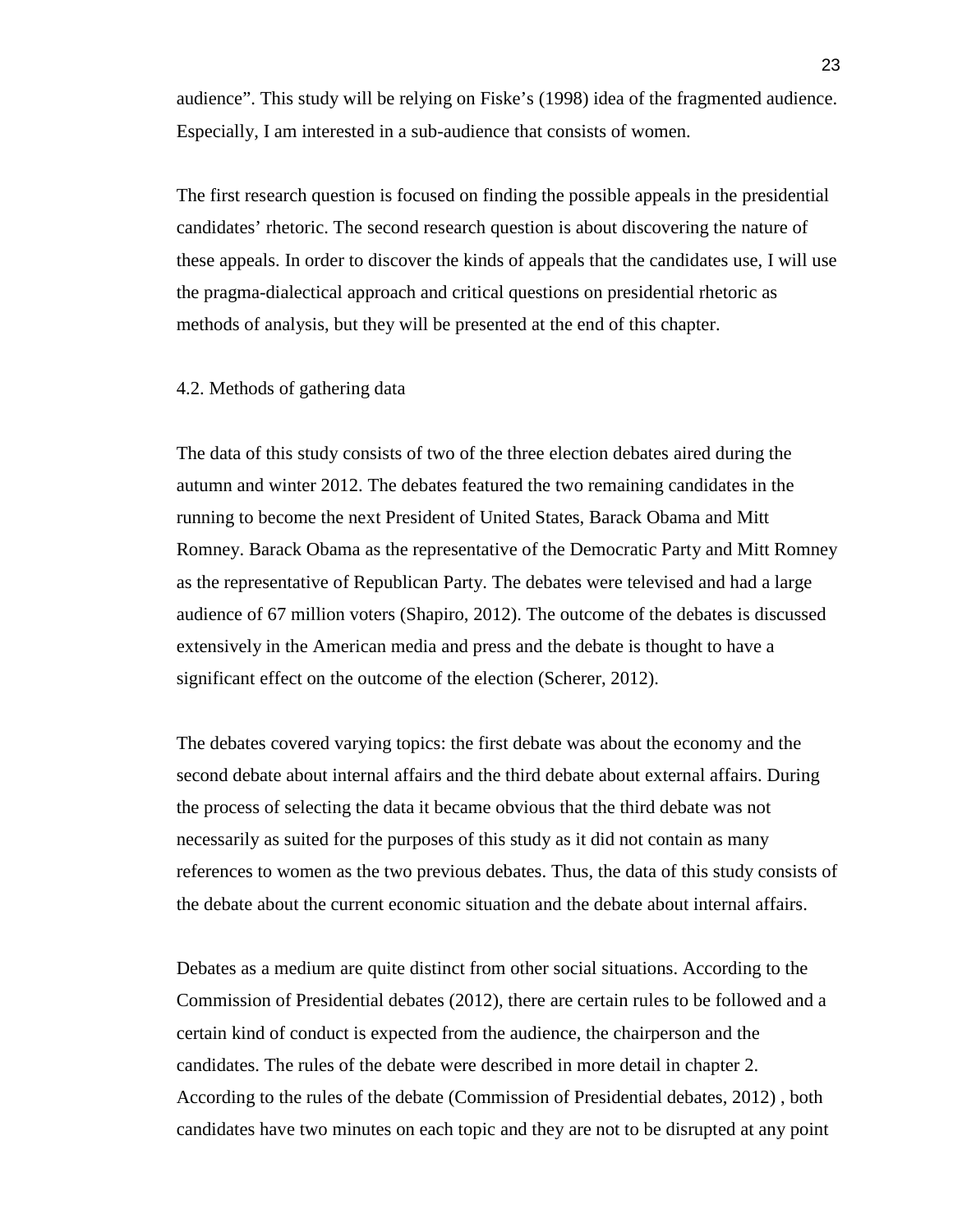audience". This study will be relying on Fiske's (1998) idea of the fragmented audience. Especially, I am interested in a sub-audience that consists of women.

The first research question is focused on finding the possible appeals in the presidential candidates' rhetoric. The second research question is about discovering the nature of these appeals. In order to discover the kinds of appeals that the candidates use, I will use the pragma-dialectical approach and critical questions on presidential rhetoric as methods of analysis, but they will be presented at the end of this chapter.

## 4.2. Methods of gathering data

The data of this study consists of two of the three election debates aired during the autumn and winter 2012. The debates featured the two remaining candidates in the running to become the next President of United States, Barack Obama and Mitt Romney. Barack Obama as the representative of the Democratic Party and Mitt Romney as the representative of Republican Party. The debates were televised and had a large audience of 67 million voters (Shapiro, 2012). The outcome of the debates is discussed extensively in the American media and press and the debate is thought to have a significant effect on the outcome of the election (Scherer, 2012).

The debates covered varying topics: the first debate was about the economy and the second debate about internal affairs and the third debate about external affairs. During the process of selecting the data it became obvious that the third debate was not necessarily as suited for the purposes of this study as it did not contain as many references to women as the two previous debates. Thus, the data of this study consists of the debate about the current economic situation and the debate about internal affairs.

Debates as a medium are quite distinct from other social situations. According to the Commission of Presidential debates (2012), there are certain rules to be followed and a certain kind of conduct is expected from the audience, the chairperson and the candidates. The rules of the debate were described in more detail in chapter 2. According to the rules of the debate (Commission of Presidential debates, 2012) , both candidates have two minutes on each topic and they are not to be disrupted at any point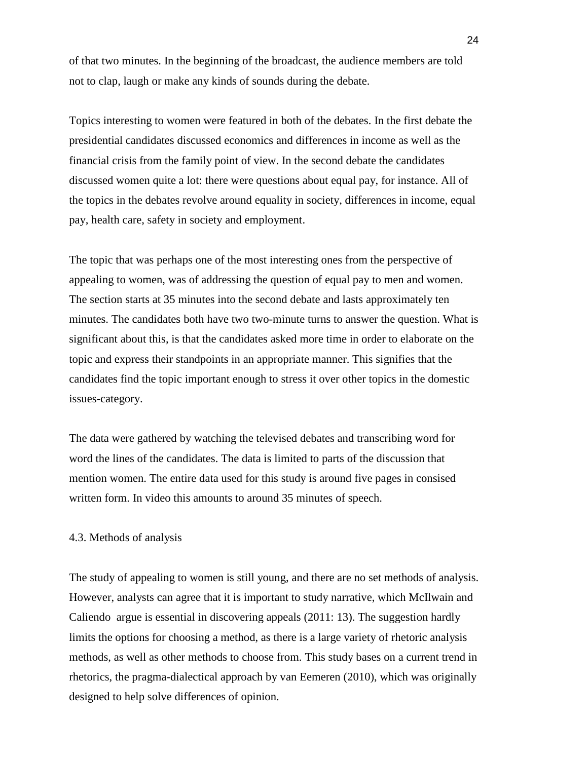of that two minutes. In the beginning of the broadcast, the audience members are told not to clap, laugh or make any kinds of sounds during the debate.

Topics interesting to women were featured in both of the debates. In the first debate the presidential candidates discussed economics and differences in income as well as the financial crisis from the family point of view. In the second debate the candidates discussed women quite a lot: there were questions about equal pay, for instance. All of the topics in the debates revolve around equality in society, differences in income, equal pay, health care, safety in society and employment.

The topic that was perhaps one of the most interesting ones from the perspective of appealing to women, was of addressing the question of equal pay to men and women. The section starts at 35 minutes into the second debate and lasts approximately ten minutes. The candidates both have two two-minute turns to answer the question. What is significant about this, is that the candidates asked more time in order to elaborate on the topic and express their standpoints in an appropriate manner. This signifies that the candidates find the topic important enough to stress it over other topics in the domestic issues-category.

The data were gathered by watching the televised debates and transcribing word for word the lines of the candidates. The data is limited to parts of the discussion that mention women. The entire data used for this study is around five pages in consised written form. In video this amounts to around 35 minutes of speech.

## 4.3. Methods of analysis

The study of appealing to women is still young, and there are no set methods of analysis. However, analysts can agree that it is important to study narrative, which McIlwain and Caliendo argue is essential in discovering appeals (2011: 13). The suggestion hardly limits the options for choosing a method, as there is a large variety of rhetoric analysis methods, as well as other methods to choose from. This study bases on a current trend in rhetorics, the pragma-dialectical approach by van Eemeren (2010), which was originally designed to help solve differences of opinion.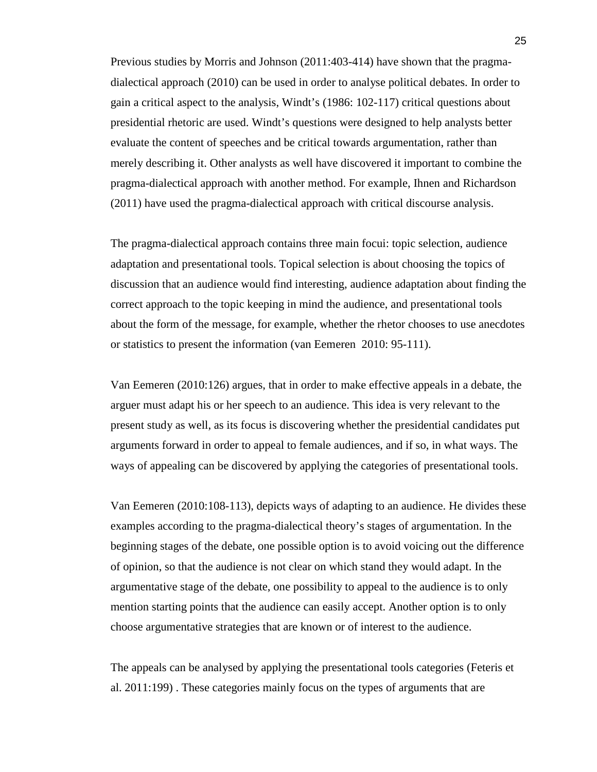Previous studies by Morris and Johnson (2011:403-414) have shown that the pragma-dialectical approach (2010) can be used in order to analyse political debates. In order to gain a critical aspect to the analysis, Windt's (1986: 102-117) critical questions about presidential rhetoric are used. Windt's questions were designed to help analysts better evaluate the content of speeches and be critical towards argumentation, rather than merely describing it. Other analysts as well have discovered it important to combine the pragma-dialectical approach with another method. For example, Ihnen and Richardson (2011) have used the pragma-dialectical approach with critical discourse analysis.

The pragma-dialectical approach contains three main focui: topic selection, audience adaptation and presentational tools. Topical selection is about choosing the topics of discussion that an audience would find interesting, audience adaptation about finding the correct approach to the topic keeping in mind the audience, and presentational tools about the form of the message, for example, whether the rhetor chooses to use anecdotes or statistics to present the information (van Eemeren 2010: 95-111).

Van Eemeren (2010:126) argues, that in order to make effective appeals in a debate, the arguer must adapt his or her speech to an audience. This idea is very relevant to the present study as well, as its focus is discovering whether the presidential candidates put arguments forward in order to appeal to female audiences, and if so, in what ways. The ways of appealing can be discovered by applying the categories of presentational tools.

Van Eemeren (2010:108-113), depicts ways of adapting to an audience. He divides these examples according to the pragma-dialectical theory's stages of argumentation. In the beginning stages of the debate, one possible option is to avoid voicing out the difference of opinion, so that the audience is not clear on which stand they would adapt. In the argumentative stage of the debate, one possibility to appeal to the audience is to only mention starting points that the audience can easily accept. Another option is to only choose argumentative strategies that are known or of interest to the audience.

The appeals can be analysed by applying the presentational tools categories (Feteris et al. 2011:199) . These categories mainly focus on the types of arguments that are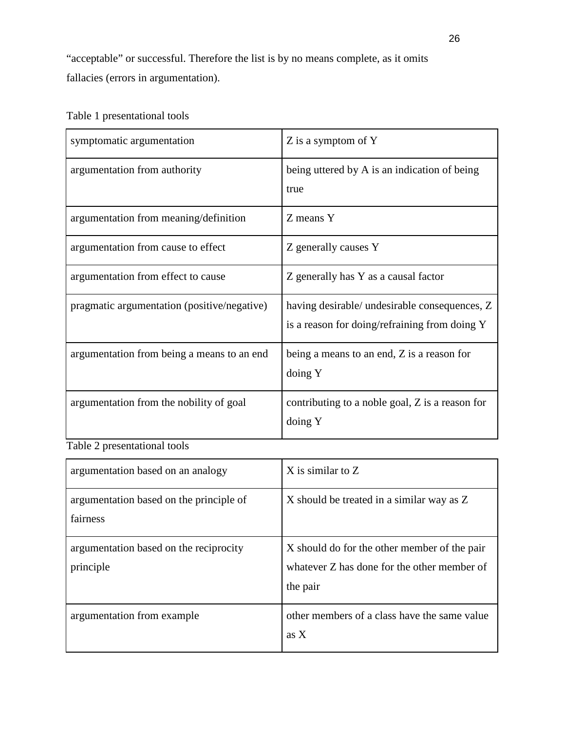"acceptable" or successful. Therefore the list is by no means complete, as it omits fallacies (errors in argumentation).

Table 1 presentational tools

| | |
|---|---|
| symptomatic argumentation | Z is a symptom of Y |
| argumentation from authority | being uttered by A is an indication of being true |
| argumentation from meaning/definition | Z means Y |
| argumentation from cause to effect | Z generally causes Y |
| argumentation from effect to cause | Z generally has Y as a causal factor |
| pragmatic argumentation (positive/negative) | having desirable/ undesirable consequences, Z is a reason for doing/refraining from doing Y |
| argumentation from being a means to an end | being a means to an end, Z is a reason for doing Y |
| argumentation from the nobility of goal | contributing to a noble goal, Z is a reason for doing Y |

Table 2 presentational tools

| | |
|---|---|
| argumentation based on an analogy | X is similar to Z |
| argumentation based on the principle of fairness | X should be treated in a similar way as Z |
| argumentation based on the reciprocity principle | X should do for the other member of the pair whatever Z has done for the other member of the pair |
| argumentation from example | other members of a class have the same value as X |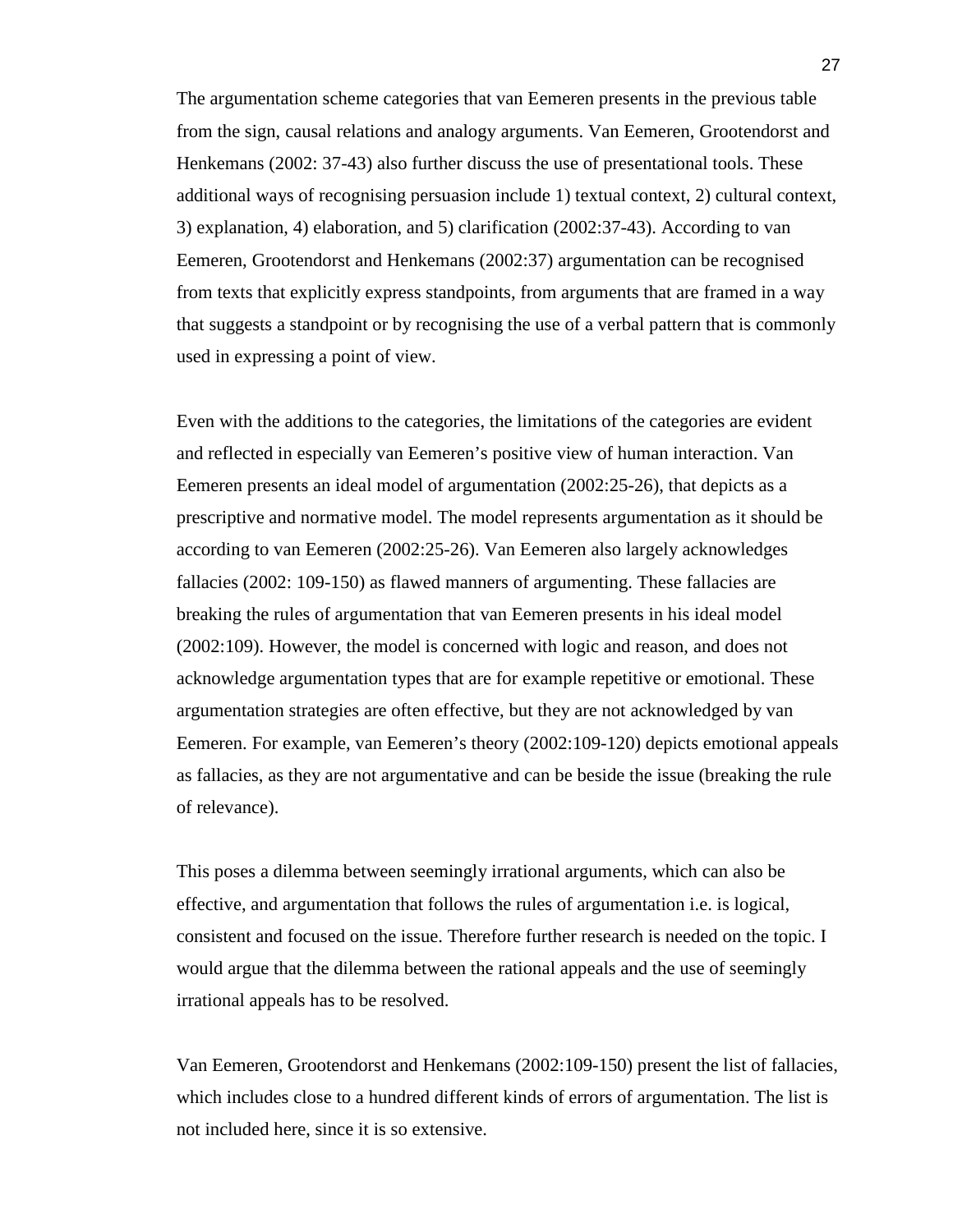The argumentation scheme categories that van Eemeren presents in the previous table from the sign, causal relations and analogy arguments. Van Eemeren, Grootendorst and Henkemans (2002: 37-43) also further discuss the use of presentational tools. These additional ways of recognising persuasion include 1) textual context, 2) cultural context, 3) explanation, 4) elaboration, and 5) clarification (2002:37-43). According to van Eemeren, Grootendorst and Henkemans (2002:37) argumentation can be recognised from texts that explicitly express standpoints, from arguments that are framed in a way that suggests a standpoint or by recognising the use of a verbal pattern that is commonly used in expressing a point of view.

Even with the additions to the categories, the limitations of the categories are evident and reflected in especially van Eemeren's positive view of human interaction. Van Eemeren presents an ideal model of argumentation (2002:25-26), that depicts as a prescriptive and normative model. The model represents argumentation as it should be according to van Eemeren (2002:25-26). Van Eemeren also largely acknowledges fallacies (2002: 109-150) as flawed manners of argumenting. These fallacies are breaking the rules of argumentation that van Eemeren presents in his ideal model (2002:109). However, the model is concerned with logic and reason, and does not acknowledge argumentation types that are for example repetitive or emotional. These argumentation strategies are often effective, but they are not acknowledged by van Eemeren. For example, van Eemeren's theory (2002:109-120) depicts emotional appeals as fallacies, as they are not argumentative and can be beside the issue (breaking the rule of relevance).

This poses a dilemma between seemingly irrational arguments, which can also be effective, and argumentation that follows the rules of argumentation i.e. is logical, consistent and focused on the issue. Therefore further research is needed on the topic. I would argue that the dilemma between the rational appeals and the use of seemingly irrational appeals has to be resolved.

Van Eemeren, Grootendorst and Henkemans (2002:109-150) present the list of fallacies, which includes close to a hundred different kinds of errors of argumentation. The list is not included here, since it is so extensive.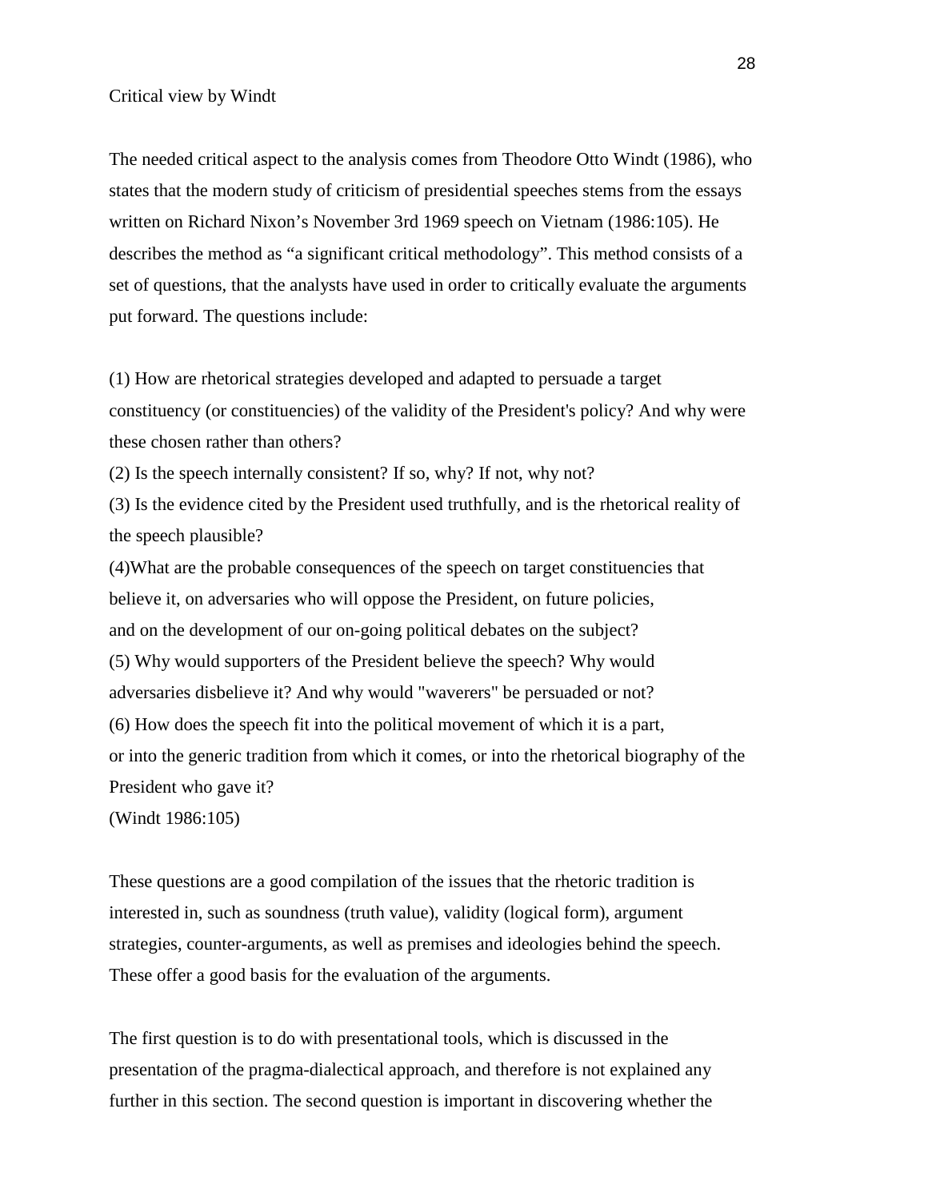Critical view by Windt

The needed critical aspect to the analysis comes from Theodore Otto Windt (1986), who states that the modern study of criticism of presidential speeches stems from the essays written on Richard Nixon’s November 3rd 1969 speech on Vietnam (1986:105). He describes the method as “a significant critical methodology”. This method consists of a set of questions, that the analysts have used in order to critically evaluate the arguments put forward. The questions include:

(1) How are rhetorical strategies developed and adapted to persuade a target constituency (or constituencies) of the validity of the President's policy? And why were these chosen rather than others?
(2) Is the speech internally consistent? If so, why? If not, why not?
(3) Is the evidence cited by the President used truthfully, and is the rhetorical reality of the speech plausible?
(4)What are the probable consequences of the speech on target constituencies that believe it, on adversaries who will oppose the President, on future policies, and on the development of our on-going political debates on the subject?
(5) Why would supporters of the President believe the speech? Why would adversaries disbelieve it? And why would "waverers" be persuaded or not?
(6) How does the speech fit into the political movement of which it is a part, or into the generic tradition from which it comes, or into the rhetorical biography of the President who gave it?
(Windt 1986:105)

These questions are a good compilation of the issues that the rhetoric tradition is interested in, such as soundness (truth value), validity (logical form), argument strategies, counter-arguments, as well as premises and ideologies behind the speech. These offer a good basis for the evaluation of the arguments.

The first question is to do with presentational tools, which is discussed in the presentation of the pragma-dialectical approach, and therefore is not explained any further in this section. The second question is important in discovering whether the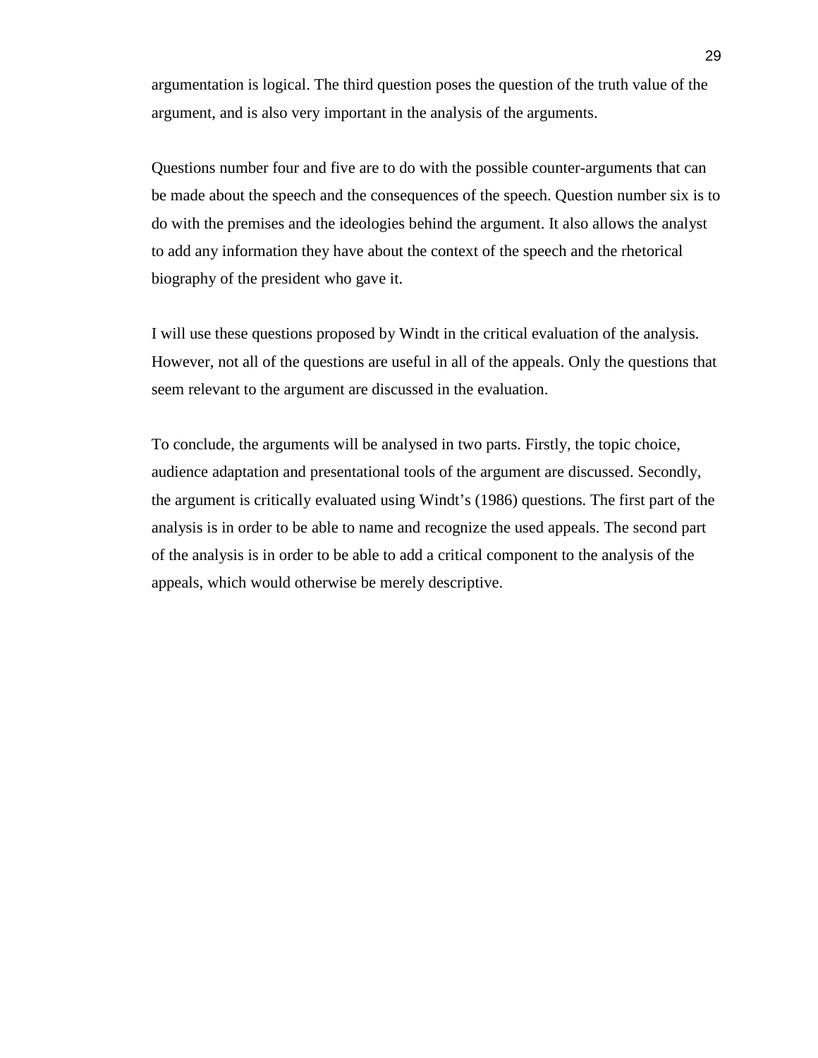argumentation is logical. The third question poses the question of the truth value of the argument, and is also very important in the analysis of the arguments.

Questions number four and five are to do with the possible counter-arguments that can be made about the speech and the consequences of the speech. Question number six is to do with the premises and the ideologies behind the argument. It also allows the analyst to add any information they have about the context of the speech and the rhetorical biography of the president who gave it.

I will use these questions proposed by Windt in the critical evaluation of the analysis. However, not all of the questions are useful in all of the appeals. Only the questions that seem relevant to the argument are discussed in the evaluation.

To conclude, the arguments will be analysed in two parts. Firstly, the topic choice, audience adaptation and presentational tools of the argument are discussed. Secondly, the argument is critically evaluated using Windt's (1986) questions. The first part of the analysis is in order to be able to name and recognize the used appeals. The second part of the analysis is in order to be able to add a critical component to the analysis of the appeals, which would otherwise be merely descriptive.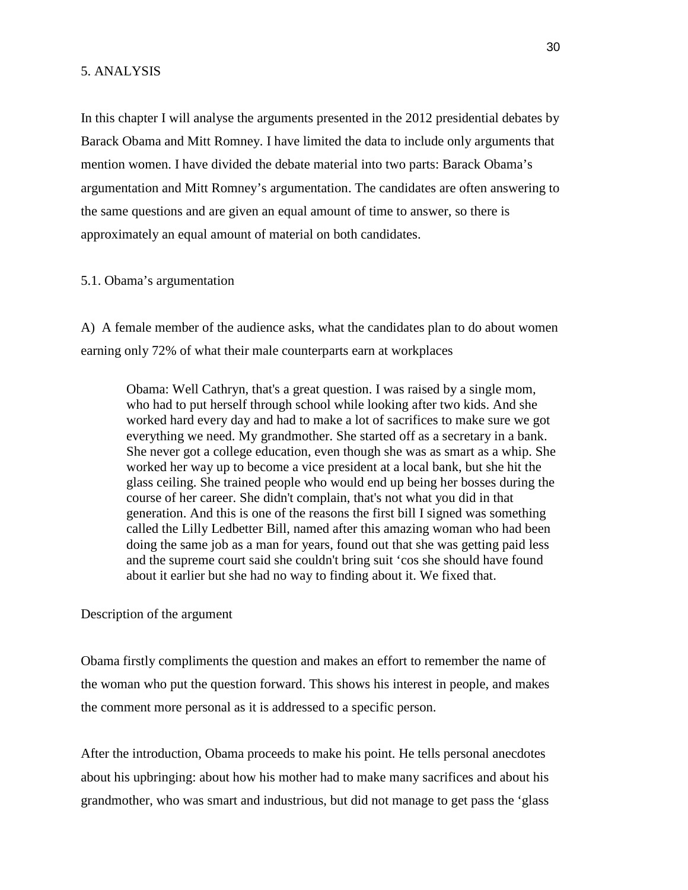## 5. ANALYSIS

In this chapter I will analyse the arguments presented in the 2012 presidential debates by Barack Obama and Mitt Romney. I have limited the data to include only arguments that mention women. I have divided the debate material into two parts: Barack Obama's argumentation and Mitt Romney's argumentation. The candidates are often answering to the same questions and are given an equal amount of time to answer, so there is approximately an equal amount of material on both candidates.

### 5.1. Obama's argumentation

A) A female member of the audience asks, what the candidates plan to do about women earning only 72% of what their male counterparts earn at workplaces

> Obama: Well Cathryn, that's a great question. I was raised by a single mom, who had to put herself through school while looking after two kids. And she worked hard every day and had to make a lot of sacrifices to make sure we got everything we need. My grandmother. She started off as a secretary in a bank. She never got a college education, even though she was as smart as a whip. She worked her way up to become a vice president at a local bank, but she hit the glass ceiling. She trained people who would end up being her bosses during the course of her career. She didn't complain, that's not what you did in that generation. And this is one of the reasons the first bill I signed was something called the Lilly Ledbetter Bill, named after this amazing woman who had been doing the same job as a man for years, found out that she was getting paid less and the supreme court said she couldn't bring suit 'cos she should have found about it earlier but she had no way to finding about it. We fixed that.

Description of the argument

Obama firstly compliments the question and makes an effort to remember the name of the woman who put the question forward. This shows his interest in people, and makes the comment more personal as it is addressed to a specific person.

After the introduction, Obama proceeds to make his point. He tells personal anecdotes about his upbringing: about how his mother had to make many sacrifices and about his grandmother, who was smart and industrious, but did not manage to get pass the 'glass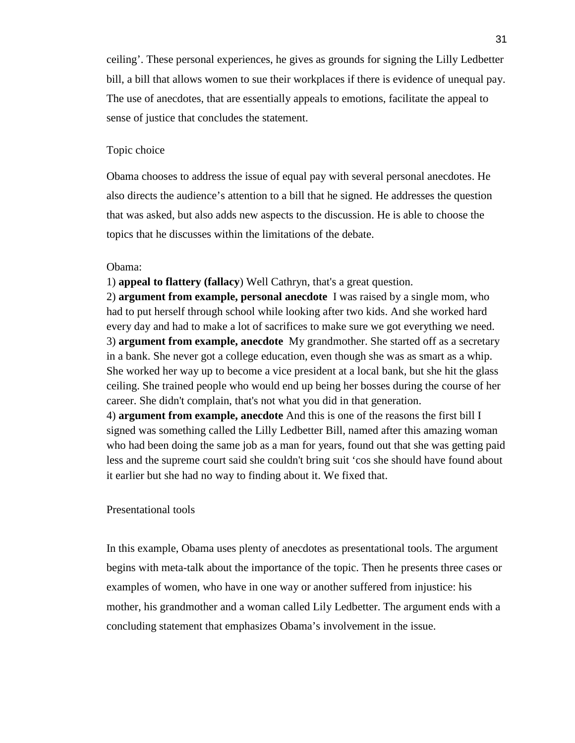ceiling'. These personal experiences, he gives as grounds for signing the Lilly Ledbetter bill, a bill that allows women to sue their workplaces if there is evidence of unequal pay. The use of anecdotes, that are essentially appeals to emotions, facilitate the appeal to sense of justice that concludes the statement.

Topic choice

Obama chooses to address the issue of equal pay with several personal anecdotes. He also directs the audience's attention to a bill that he signed. He addresses the question that was asked, but also adds new aspects to the discussion. He is able to choose the topics that he discusses within the limitations of the debate.

Obama:

1) **appeal to flattery (fallacy**) Well Cathryn, that's a great question.
2) **argument from example, personal anecdote** I was raised by a single mom, who had to put herself through school while looking after two kids. And she worked hard every day and had to make a lot of sacrifices to make sure we got everything we need.
3) **argument from example, anecdote** My grandmother. She started off as a secretary in a bank. She never got a college education, even though she was as smart as a whip. She worked her way up to become a vice president at a local bank, but she hit the glass ceiling. She trained people who would end up being her bosses during the course of her career. She didn't complain, that's not what you did in that generation.
4) **argument from example, anecdote** And this is one of the reasons the first bill I signed was something called the Lilly Ledbetter Bill, named after this amazing woman who had been doing the same job as a man for years, found out that she was getting paid less and the supreme court said she couldn't bring suit 'cos she should have found about it earlier but she had no way to finding about it. We fixed that.

Presentational tools

In this example, Obama uses plenty of anecdotes as presentational tools. The argument begins with meta-talk about the importance of the topic. Then he presents three cases or examples of women, who have in one way or another suffered from injustice: his mother, his grandmother and a woman called Lily Ledbetter. The argument ends with a concluding statement that emphasizes Obama's involvement in the issue.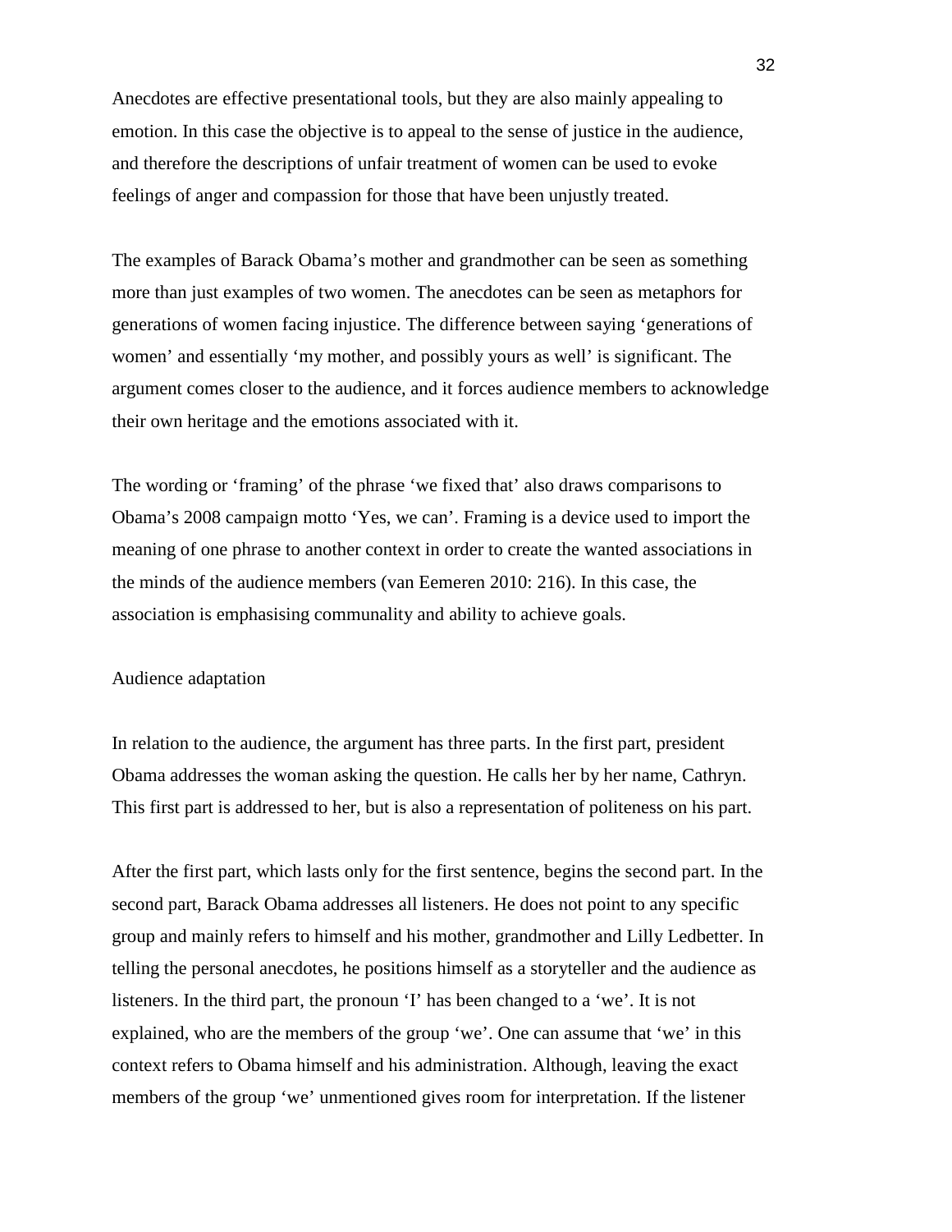Anecdotes are effective presentational tools, but they are also mainly appealing to emotion. In this case the objective is to appeal to the sense of justice in the audience, and therefore the descriptions of unfair treatment of women can be used to evoke feelings of anger and compassion for those that have been unjustly treated.

The examples of Barack Obama's mother and grandmother can be seen as something more than just examples of two women. The anecdotes can be seen as metaphors for generations of women facing injustice. The difference between saying 'generations of women' and essentially 'my mother, and possibly yours as well' is significant. The argument comes closer to the audience, and it forces audience members to acknowledge their own heritage and the emotions associated with it.

The wording or 'framing' of the phrase 'we fixed that' also draws comparisons to Obama's 2008 campaign motto 'Yes, we can'. Framing is a device used to import the meaning of one phrase to another context in order to create the wanted associations in the minds of the audience members (van Eemeren 2010: 216). In this case, the association is emphasising communality and ability to achieve goals.

Audience adaptation

In relation to the audience, the argument has three parts. In the first part, president Obama addresses the woman asking the question. He calls her by her name, Cathryn. This first part is addressed to her, but is also a representation of politeness on his part.

After the first part, which lasts only for the first sentence, begins the second part. In the second part, Barack Obama addresses all listeners. He does not point to any specific group and mainly refers to himself and his mother, grandmother and Lilly Ledbetter. In telling the personal anecdotes, he positions himself as a storyteller and the audience as listeners. In the third part, the pronoun 'I' has been changed to a 'we'. It is not explained, who are the members of the group 'we'. One can assume that 'we' in this context refers to Obama himself and his administration. Although, leaving the exact members of the group 'we' unmentioned gives room for interpretation. If the listener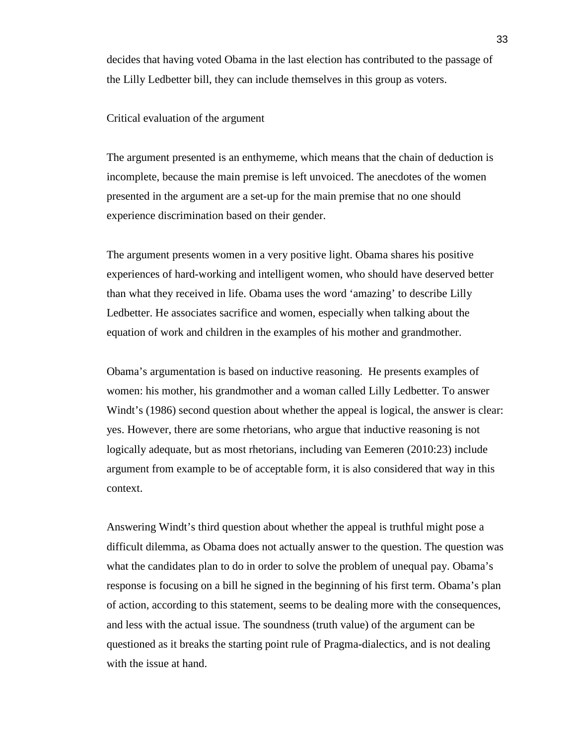decides that having voted Obama in the last election has contributed to the passage of the Lilly Ledbetter bill, they can include themselves in this group as voters.

Critical evaluation of the argument

The argument presented is an enthymeme, which means that the chain of deduction is incomplete, because the main premise is left unvoiced. The anecdotes of the women presented in the argument are a set-up for the main premise that no one should experience discrimination based on their gender.

The argument presents women in a very positive light. Obama shares his positive experiences of hard-working and intelligent women, who should have deserved better than what they received in life. Obama uses the word 'amazing' to describe Lilly Ledbetter. He associates sacrifice and women, especially when talking about the equation of work and children in the examples of his mother and grandmother.

Obama's argumentation is based on inductive reasoning. He presents examples of women: his mother, his grandmother and a woman called Lilly Ledbetter. To answer Windt's (1986) second question about whether the appeal is logical, the answer is clear: yes. However, there are some rhetorians, who argue that inductive reasoning is not logically adequate, but as most rhetorians, including van Eemeren (2010:23) include argument from example to be of acceptable form, it is also considered that way in this context.

Answering Windt's third question about whether the appeal is truthful might pose a difficult dilemma, as Obama does not actually answer to the question. The question was what the candidates plan to do in order to solve the problem of unequal pay. Obama's response is focusing on a bill he signed in the beginning of his first term. Obama's plan of action, according to this statement, seems to be dealing more with the consequences, and less with the actual issue. The soundness (truth value) of the argument can be questioned as it breaks the starting point rule of Pragma-dialectics, and is not dealing with the issue at hand.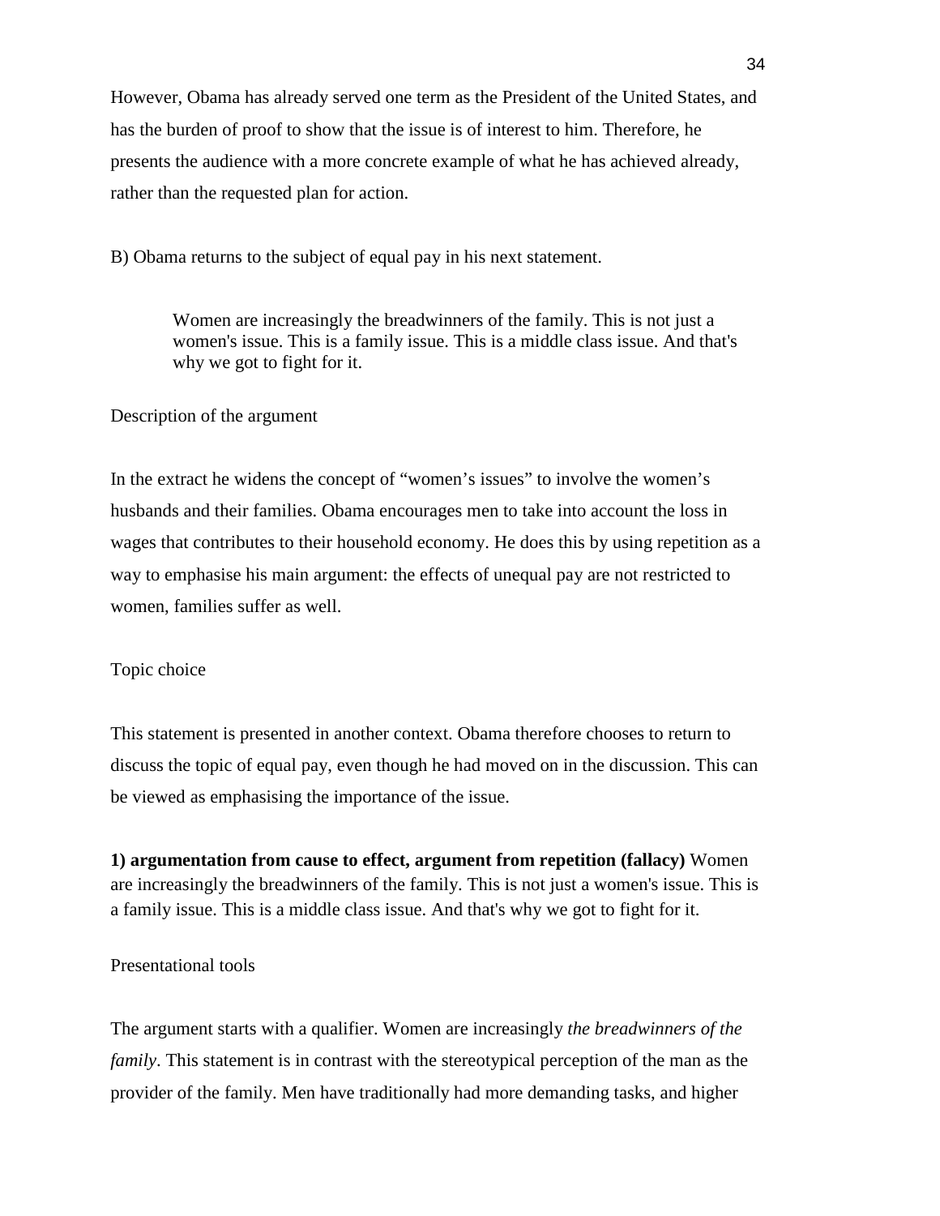However, Obama has already served one term as the President of the United States, and has the burden of proof to show that the issue is of interest to him. Therefore, he presents the audience with a more concrete example of what he has achieved already, rather than the requested plan for action.

B) Obama returns to the subject of equal pay in his next statement.

> Women are increasingly the breadwinners of the family. This is not just a women's issue. This is a family issue. This is a middle class issue. And that's why we got to fight for it.

Description of the argument

In the extract he widens the concept of "women's issues" to involve the women's husbands and their families. Obama encourages men to take into account the loss in wages that contributes to their household economy. He does this by using repetition as a way to emphasise his main argument: the effects of unequal pay are not restricted to women, families suffer as well.

Topic choice

This statement is presented in another context. Obama therefore chooses to return to discuss the topic of equal pay, even though he had moved on in the discussion. This can be viewed as emphasising the importance of the issue.

**1) argumentation from cause to effect, argument from repetition (fallacy)** Women are increasingly the breadwinners of the family. This is not just a women's issue. This is a family issue. This is a middle class issue. And that's why we got to fight for it.

Presentational tools

The argument starts with a qualifier. Women are increasingly *the breadwinners of the family*. This statement is in contrast with the stereotypical perception of the man as the provider of the family. Men have traditionally had more demanding tasks, and higher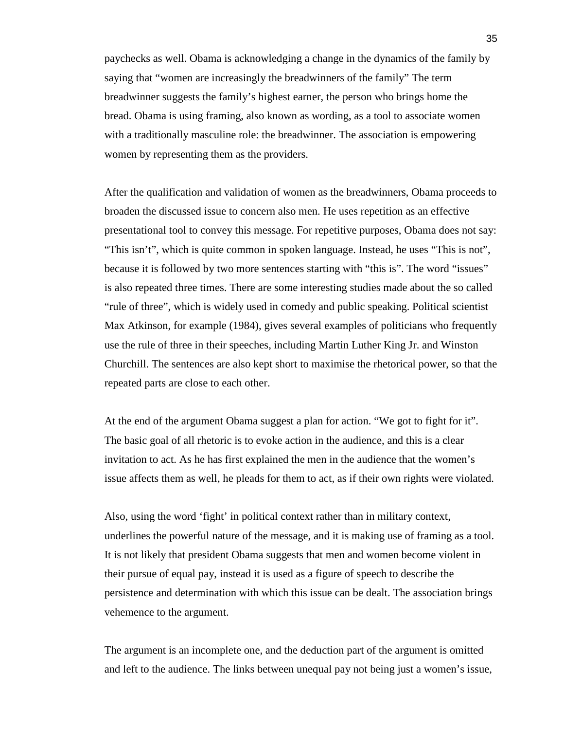paychecks as well. Obama is acknowledging a change in the dynamics of the family by saying that "women are increasingly the breadwinners of the family" The term breadwinner suggests the family's highest earner, the person who brings home the bread. Obama is using framing, also known as wording, as a tool to associate women with a traditionally masculine role: the breadwinner. The association is empowering women by representing them as the providers.

After the qualification and validation of women as the breadwinners, Obama proceeds to broaden the discussed issue to concern also men. He uses repetition as an effective presentational tool to convey this message. For repetitive purposes, Obama does not say: "This isn't", which is quite common in spoken language. Instead, he uses "This is not", because it is followed by two more sentences starting with "this is". The word "issues" is also repeated three times. There are some interesting studies made about the so called "rule of three", which is widely used in comedy and public speaking. Political scientist Max Atkinson, for example (1984), gives several examples of politicians who frequently use the rule of three in their speeches, including Martin Luther King Jr. and Winston Churchill. The sentences are also kept short to maximise the rhetorical power, so that the repeated parts are close to each other.

At the end of the argument Obama suggest a plan for action. "We got to fight for it". The basic goal of all rhetoric is to evoke action in the audience, and this is a clear invitation to act. As he has first explained the men in the audience that the women's issue affects them as well, he pleads for them to act, as if their own rights were violated.

Also, using the word 'fight' in political context rather than in military context, underlines the powerful nature of the message, and it is making use of framing as a tool. It is not likely that president Obama suggests that men and women become violent in their pursue of equal pay, instead it is used as a figure of speech to describe the persistence and determination with which this issue can be dealt. The association brings vehemence to the argument.

The argument is an incomplete one, and the deduction part of the argument is omitted and left to the audience. The links between unequal pay not being just a women's issue,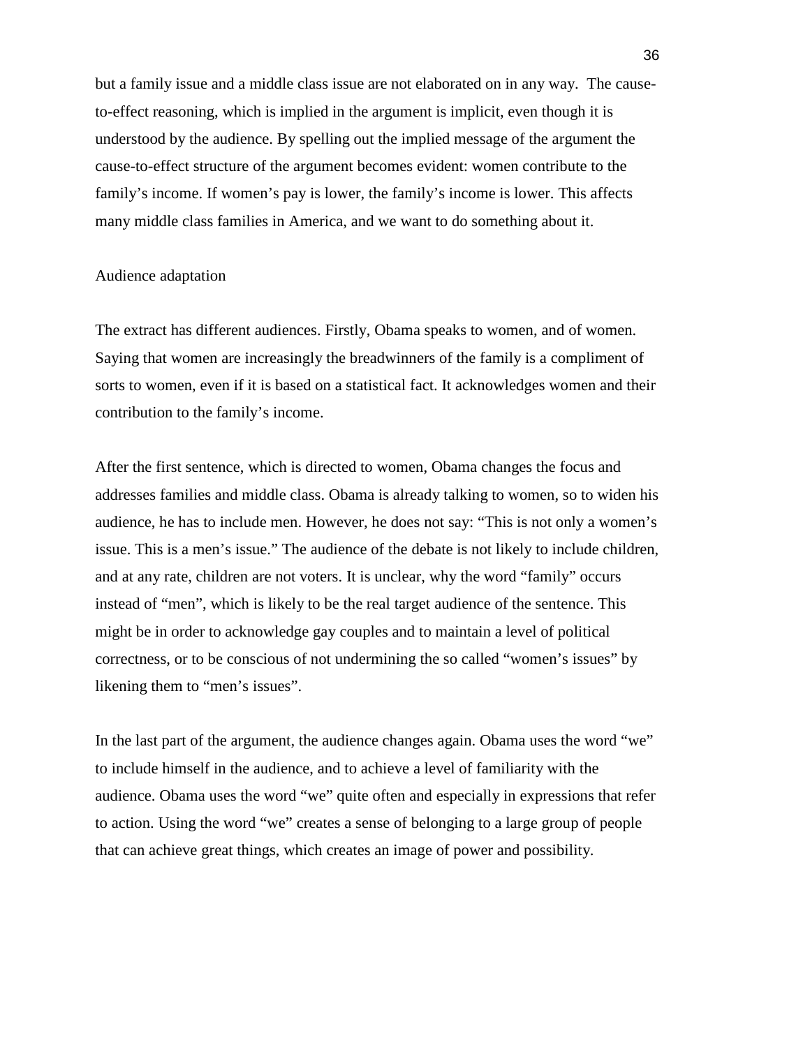but a family issue and a middle class issue are not elaborated on in any way. The cause-to-effect reasoning, which is implied in the argument is implicit, even though it is understood by the audience. By spelling out the implied message of the argument the cause-to-effect structure of the argument becomes evident: women contribute to the family's income. If women's pay is lower, the family's income is lower. This affects many middle class families in America, and we want to do something about it.

### Audience adaptation

The extract has different audiences. Firstly, Obama speaks to women, and of women. Saying that women are increasingly the breadwinners of the family is a compliment of sorts to women, even if it is based on a statistical fact. It acknowledges women and their contribution to the family's income.

After the first sentence, which is directed to women, Obama changes the focus and addresses families and middle class. Obama is already talking to women, so to widen his audience, he has to include men. However, he does not say: "This is not only a women's issue. This is a men's issue." The audience of the debate is not likely to include children, and at any rate, children are not voters. It is unclear, why the word "family" occurs instead of "men", which is likely to be the real target audience of the sentence. This might be in order to acknowledge gay couples and to maintain a level of political correctness, or to be conscious of not undermining the so called "women's issues" by likening them to "men's issues".

In the last part of the argument, the audience changes again. Obama uses the word "we" to include himself in the audience, and to achieve a level of familiarity with the audience. Obama uses the word "we" quite often and especially in expressions that refer to action. Using the word "we" creates a sense of belonging to a large group of people that can achieve great things, which creates an image of power and possibility.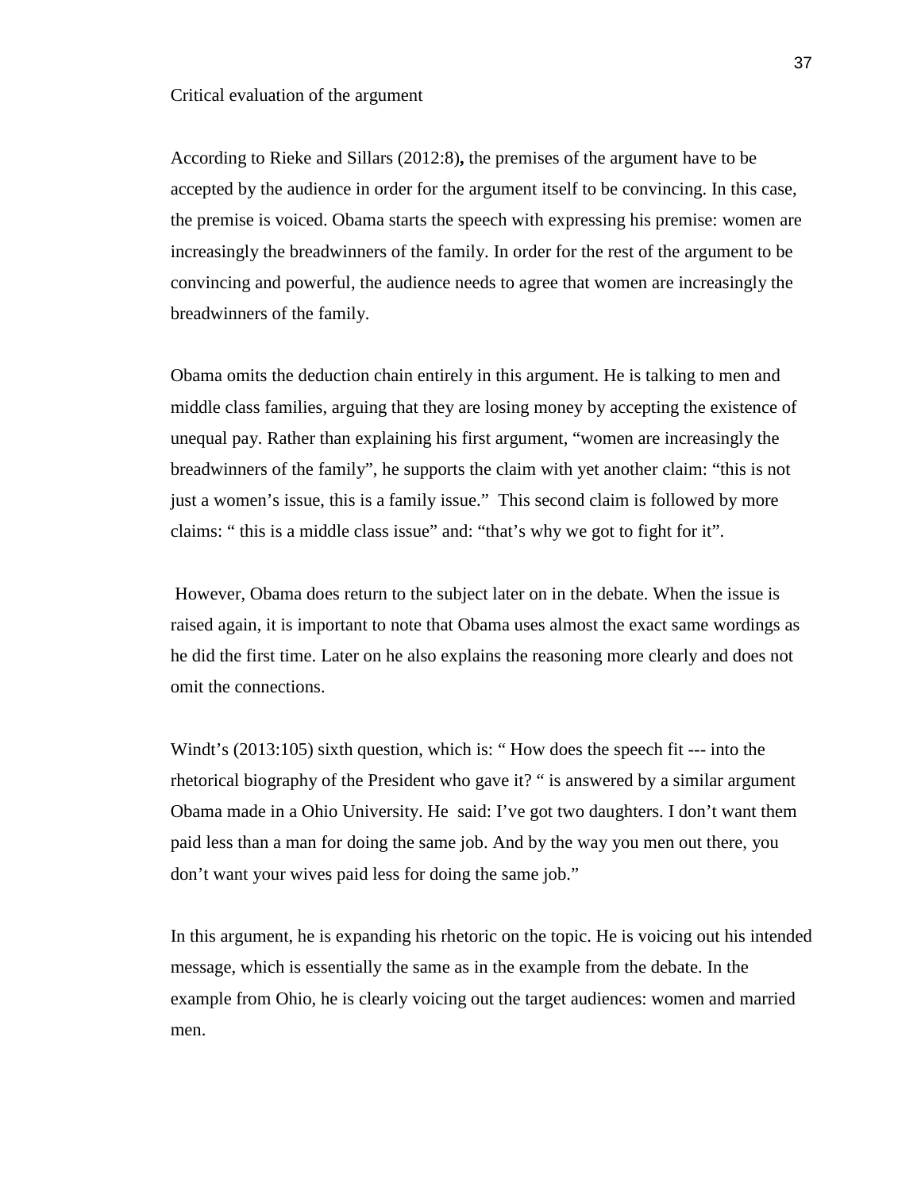Critical evaluation of the argument

According to Rieke and Sillars (2012:8)**,** the premises of the argument have to be accepted by the audience in order for the argument itself to be convincing. In this case, the premise is voiced. Obama starts the speech with expressing his premise: women are increasingly the breadwinners of the family. In order for the rest of the argument to be convincing and powerful, the audience needs to agree that women are increasingly the breadwinners of the family.

Obama omits the deduction chain entirely in this argument. He is talking to men and middle class families, arguing that they are losing money by accepting the existence of unequal pay. Rather than explaining his first argument, "women are increasingly the breadwinners of the family", he supports the claim with yet another claim: "this is not just a women's issue, this is a family issue." This second claim is followed by more claims: " this is a middle class issue" and: "that's why we got to fight for it".

However, Obama does return to the subject later on in the debate. When the issue is raised again, it is important to note that Obama uses almost the exact same wordings as he did the first time. Later on he also explains the reasoning more clearly and does not omit the connections.

Windt's (2013:105) sixth question, which is: " How does the speech fit --- into the rhetorical biography of the President who gave it? " is answered by a similar argument Obama made in a Ohio University. He said: I've got two daughters. I don't want them paid less than a man for doing the same job. And by the way you men out there, you don't want your wives paid less for doing the same job."

In this argument, he is expanding his rhetoric on the topic. He is voicing out his intended message, which is essentially the same as in the example from the debate. In the example from Ohio, he is clearly voicing out the target audiences: women and married men.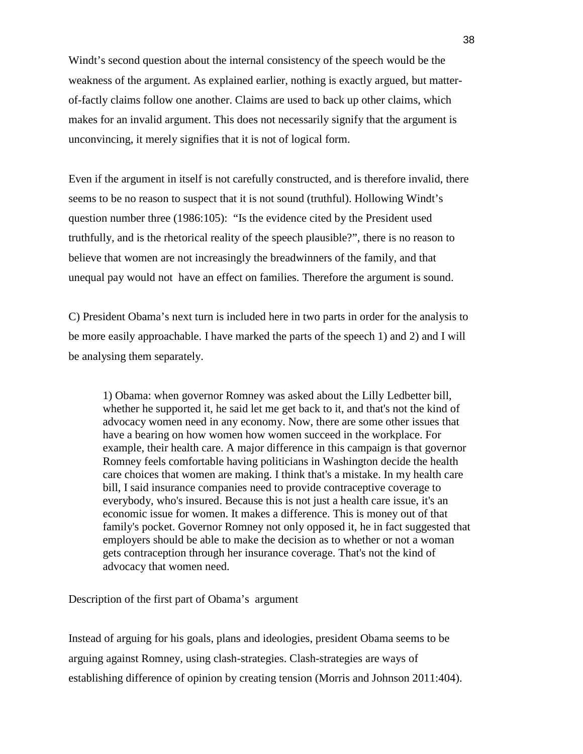Windt's second question about the internal consistency of the speech would be the weakness of the argument. As explained earlier, nothing is exactly argued, but matter-of-factly claims follow one another. Claims are used to back up other claims, which makes for an invalid argument. This does not necessarily signify that the argument is unconvincing, it merely signifies that it is not of logical form.

Even if the argument in itself is not carefully constructed, and is therefore invalid, there seems to be no reason to suspect that it is not sound (truthful). Hollowing Windt's question number three (1986:105): "Is the evidence cited by the President used truthfully, and is the rhetorical reality of the speech plausible?", there is no reason to believe that women are not increasingly the breadwinners of the family, and that unequal pay would not have an effect on families. Therefore the argument is sound.

C) President Obama's next turn is included here in two parts in order for the analysis to be more easily approachable. I have marked the parts of the speech 1) and 2) and I will be analysing them separately.

> 1) Obama: when governor Romney was asked about the Lilly Ledbetter bill, whether he supported it, he said let me get back to it, and that's not the kind of advocacy women need in any economy. Now, there are some other issues that have a bearing on how women how women succeed in the workplace. For example, their health care. A major difference in this campaign is that governor Romney feels comfortable having politicians in Washington decide the health care choices that women are making. I think that's a mistake. In my health care bill, I said insurance companies need to provide contraceptive coverage to everybody, who's insured. Because this is not just a health care issue, it's an economic issue for women. It makes a difference. This is money out of that family's pocket. Governor Romney not only opposed it, he in fact suggested that employers should be able to make the decision as to whether or not a woman gets contraception through her insurance coverage. That's not the kind of advocacy that women need.

Description of the first part of Obama's argument

Instead of arguing for his goals, plans and ideologies, president Obama seems to be arguing against Romney, using clash-strategies. Clash-strategies are ways of establishing difference of opinion by creating tension (Morris and Johnson 2011:404).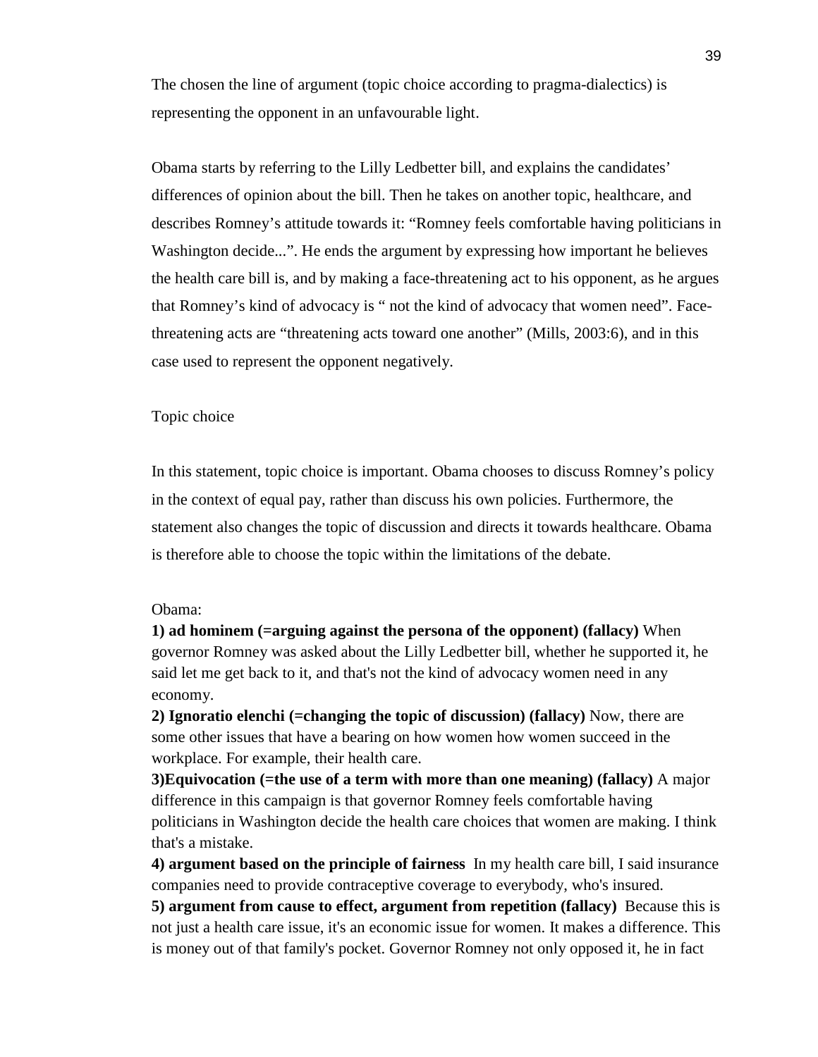The chosen the line of argument (topic choice according to pragma-dialectics) is representing the opponent in an unfavourable light.

Obama starts by referring to the Lilly Ledbetter bill, and explains the candidates' differences of opinion about the bill. Then he takes on another topic, healthcare, and describes Romney's attitude towards it: "Romney feels comfortable having politicians in Washington decide...". He ends the argument by expressing how important he believes the health care bill is, and by making a face-threatening act to his opponent, as he argues that Romney's kind of advocacy is " not the kind of advocacy that women need". Face-threatening acts are "threatening acts toward one another" (Mills, 2003:6), and in this case used to represent the opponent negatively.

Topic choice

In this statement, topic choice is important. Obama chooses to discuss Romney's policy in the context of equal pay, rather than discuss his own policies. Furthermore, the statement also changes the topic of discussion and directs it towards healthcare. Obama is therefore able to choose the topic within the limitations of the debate.

Obama:
**1) ad hominem (=arguing against the persona of the opponent) (fallacy)** When governor Romney was asked about the Lilly Ledbetter bill, whether he supported it, he said let me get back to it, and that's not the kind of advocacy women need in any economy.
**2) Ignoratio elenchi (=changing the topic of discussion) (fallacy)** Now, there are some other issues that have a bearing on how women how women succeed in the workplace. For example, their health care.
**3)Equivocation (=the use of a term with more than one meaning) (fallacy)** A major difference in this campaign is that governor Romney feels comfortable having politicians in Washington decide the health care choices that women are making. I think that's a mistake.
**4) argument based on the principle of fairness** In my health care bill, I said insurance companies need to provide contraceptive coverage to everybody, who's insured.
**5) argument from cause to effect, argument from repetition (fallacy)** Because this is not just a health care issue, it's an economic issue for women. It makes a difference. This is money out of that family's pocket. Governor Romney not only opposed it, he in fact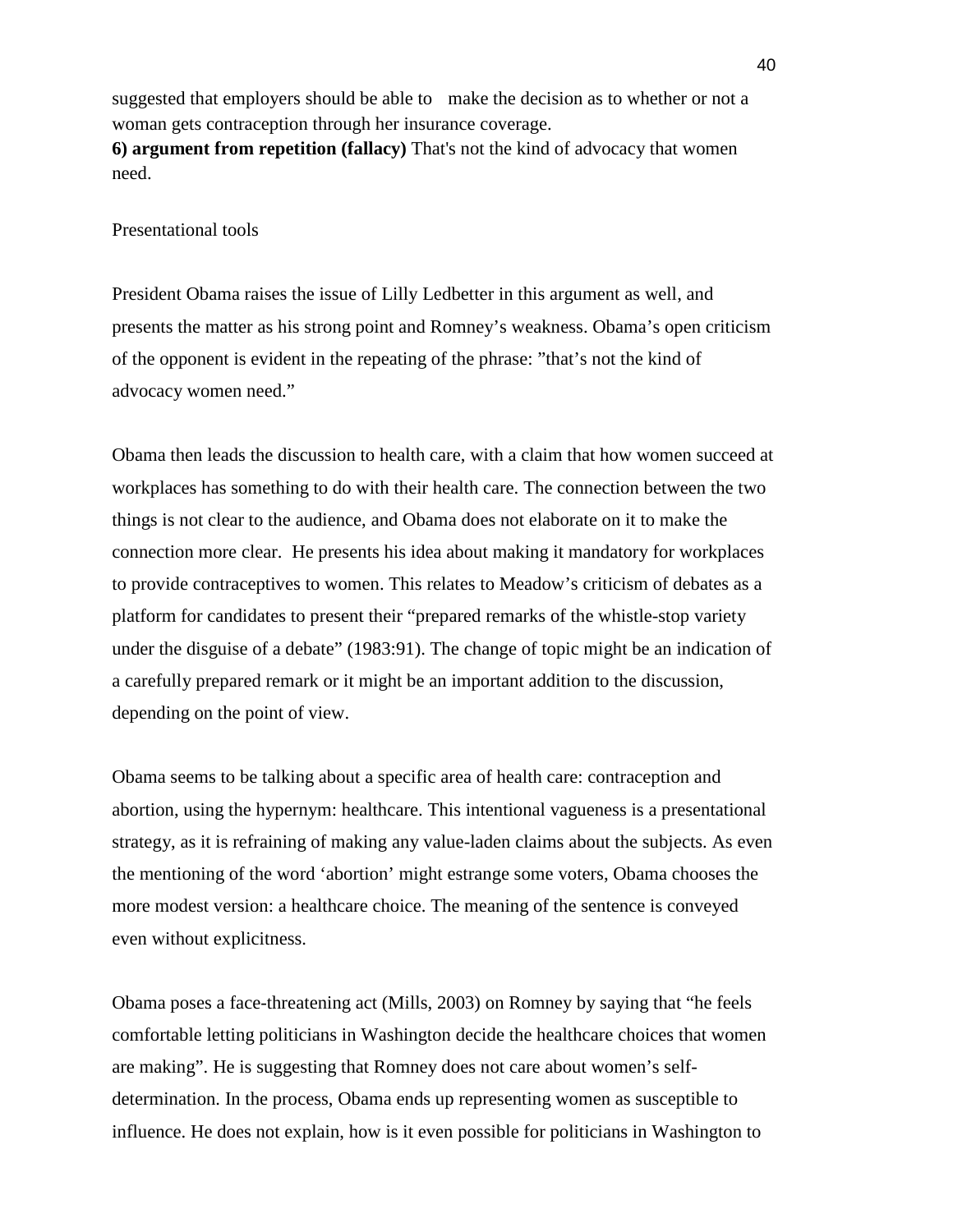suggested that employers should be able to make the decision as to whether or not a woman gets contraception through her insurance coverage.

**6) argument from repetition (fallacy)** That's not the kind of advocacy that women need.

Presentational tools

President Obama raises the issue of Lilly Ledbetter in this argument as well, and presents the matter as his strong point and Romney's weakness. Obama's open criticism of the opponent is evident in the repeating of the phrase: "that's not the kind of advocacy women need."

Obama then leads the discussion to health care, with a claim that how women succeed at workplaces has something to do with their health care. The connection between the two things is not clear to the audience, and Obama does not elaborate on it to make the connection more clear. He presents his idea about making it mandatory for workplaces to provide contraceptives to women. This relates to Meadow's criticism of debates as a platform for candidates to present their "prepared remarks of the whistle-stop variety under the disguise of a debate" (1983:91). The change of topic might be an indication of a carefully prepared remark or it might be an important addition to the discussion, depending on the point of view.

Obama seems to be talking about a specific area of health care: contraception and abortion, using the hypernym: healthcare. This intentional vagueness is a presentational strategy, as it is refraining of making any value-laden claims about the subjects. As even the mentioning of the word 'abortion' might estrange some voters, Obama chooses the more modest version: a healthcare choice. The meaning of the sentence is conveyed even without explicitness.

Obama poses a face-threatening act (Mills, 2003) on Romney by saying that "he feels comfortable letting politicians in Washington decide the healthcare choices that women are making". He is suggesting that Romney does not care about women's self-determination. In the process, Obama ends up representing women as susceptible to influence. He does not explain, how is it even possible for politicians in Washington to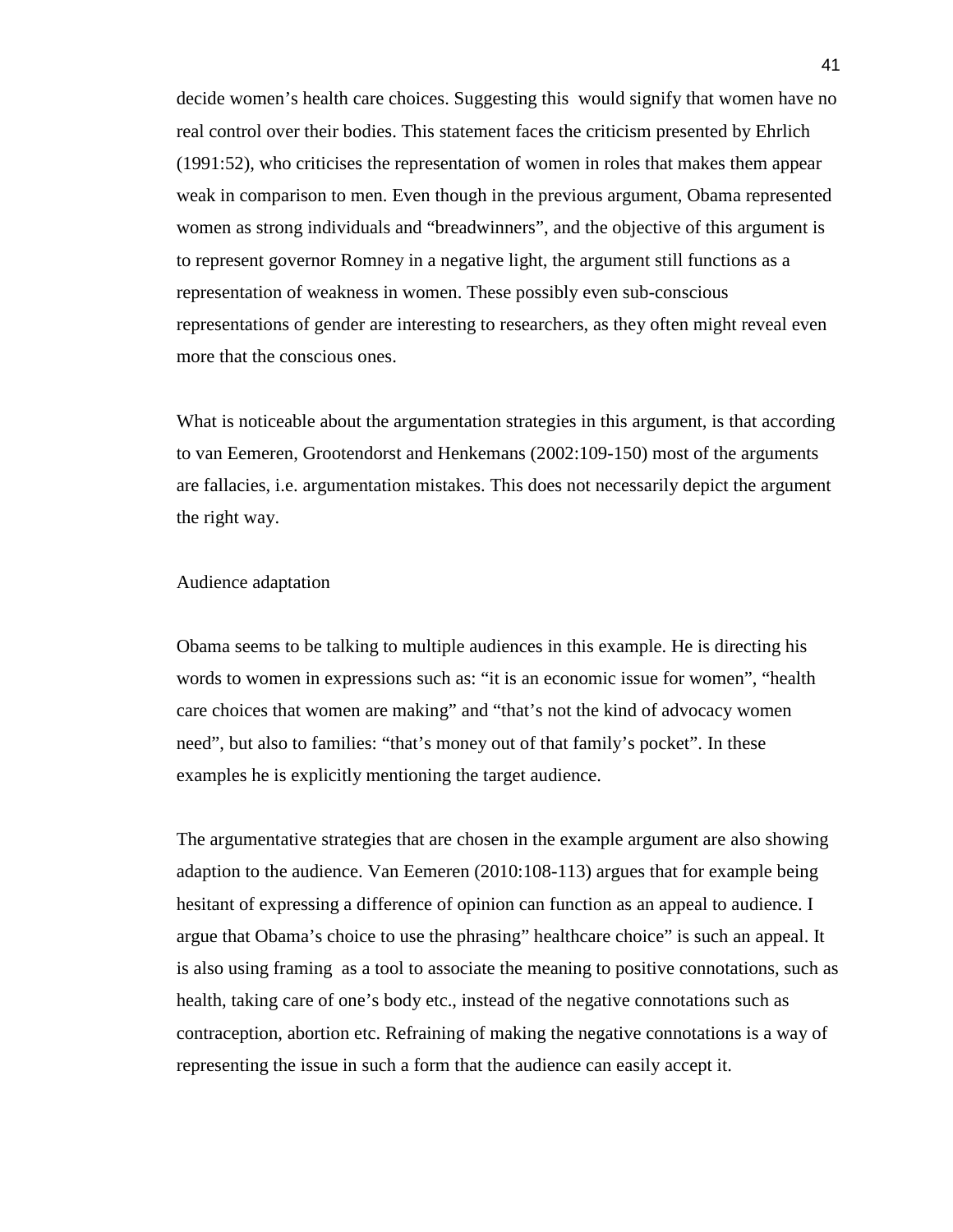decide women's health care choices. Suggesting this  would signify that women have no real control over their bodies. This statement faces the criticism presented by Ehrlich (1991:52), who criticises the representation of women in roles that makes them appear weak in comparison to men. Even though in the previous argument, Obama represented women as strong individuals and "breadwinners", and the objective of this argument is to represent governor Romney in a negative light, the argument still functions as a representation of weakness in women. These possibly even sub-conscious representations of gender are interesting to researchers, as they often might reveal even more that the conscious ones.

What is noticeable about the argumentation strategies in this argument, is that according to van Eemeren, Grootendorst and Henkemans (2002:109-150) most of the arguments are fallacies, i.e. argumentation mistakes. This does not necessarily depict the argument the right way.

Audience adaptation

Obama seems to be talking to multiple audiences in this example. He is directing his words to women in expressions such as: "it is an economic issue for women", "health care choices that women are making" and "that's not the kind of advocacy women need", but also to families: "that's money out of that family's pocket". In these examples he is explicitly mentioning the target audience.

The argumentative strategies that are chosen in the example argument are also showing adaption to the audience. Van Eemeren (2010:108-113) argues that for example being hesitant of expressing a difference of opinion can function as an appeal to audience. I argue that Obama's choice to use the phrasing" healthcare choice" is such an appeal. It is also using framing  as a tool to associate the meaning to positive connotations, such as health, taking care of one's body etc., instead of the negative connotations such as contraception, abortion etc. Refraining of making the negative connotations is a way of representing the issue in such a form that the audience can easily accept it.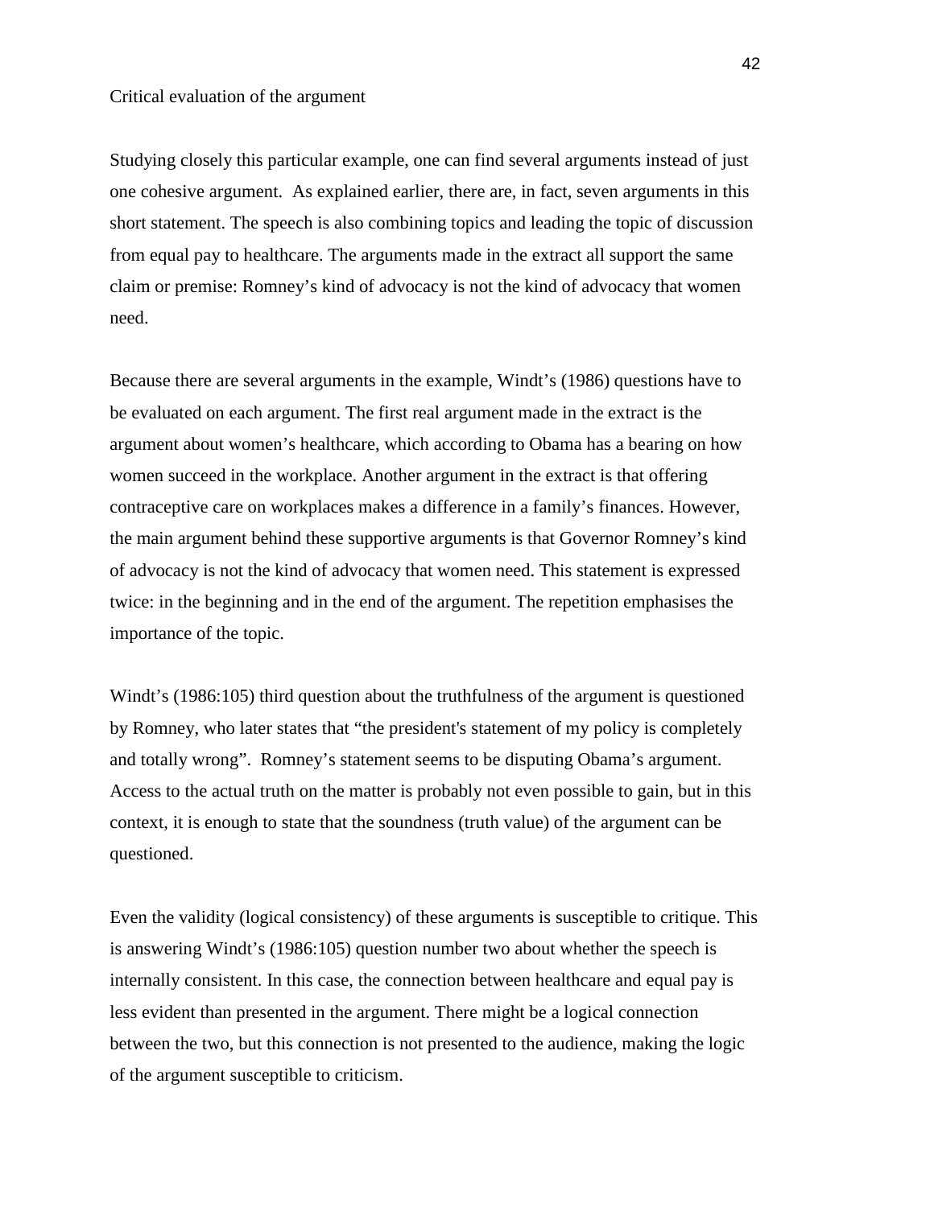Critical evaluation of the argument

Studying closely this particular example, one can find several arguments instead of just one cohesive argument. As explained earlier, there are, in fact, seven arguments in this short statement. The speech is also combining topics and leading the topic of discussion from equal pay to healthcare. The arguments made in the extract all support the same claim or premise: Romney's kind of advocacy is not the kind of advocacy that women need.

Because there are several arguments in the example, Windt's (1986) questions have to be evaluated on each argument. The first real argument made in the extract is the argument about women's healthcare, which according to Obama has a bearing on how women succeed in the workplace. Another argument in the extract is that offering contraceptive care on workplaces makes a difference in a family's finances. However, the main argument behind these supportive arguments is that Governor Romney's kind of advocacy is not the kind of advocacy that women need. This statement is expressed twice: in the beginning and in the end of the argument. The repetition emphasises the importance of the topic.

Windt's (1986:105) third question about the truthfulness of the argument is questioned by Romney, who later states that "the president's statement of my policy is completely and totally wrong". Romney's statement seems to be disputing Obama's argument. Access to the actual truth on the matter is probably not even possible to gain, but in this context, it is enough to state that the soundness (truth value) of the argument can be questioned.

Even the validity (logical consistency) of these arguments is susceptible to critique. This is answering Windt's (1986:105) question number two about whether the speech is internally consistent. In this case, the connection between healthcare and equal pay is less evident than presented in the argument. There might be a logical connection between the two, but this connection is not presented to the audience, making the logic of the argument susceptible to criticism.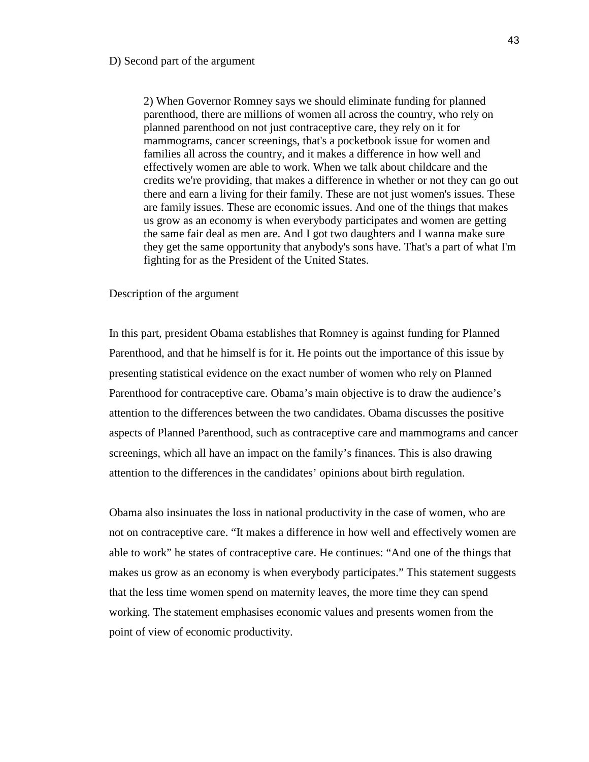D) Second part of the argument

> 2) When Governor Romney says we should eliminate funding for planned parenthood, there are millions of women all across the country, who rely on planned parenthood on not just contraceptive care, they rely on it for mammograms, cancer screenings, that's a pocketbook issue for women and families all across the country, and it makes a difference in how well and effectively women are able to work. When we talk about childcare and the credits we're providing, that makes a difference in whether or not they can go out there and earn a living for their family. These are not just women's issues. These are family issues. These are economic issues. And one of the things that makes us grow as an economy is when everybody participates and women are getting the same fair deal as men are. And I got two daughters and I wanna make sure they get the same opportunity that anybody's sons have. That's a part of what I'm fighting for as the President of the United States.

Description of the argument

In this part, president Obama establishes that Romney is against funding for Planned Parenthood, and that he himself is for it. He points out the importance of this issue by presenting statistical evidence on the exact number of women who rely on Planned Parenthood for contraceptive care. Obama's main objective is to draw the audience's attention to the differences between the two candidates. Obama discusses the positive aspects of Planned Parenthood, such as contraceptive care and mammograms and cancer screenings, which all have an impact on the family's finances. This is also drawing attention to the differences in the candidates' opinions about birth regulation.

Obama also insinuates the loss in national productivity in the case of women, who are not on contraceptive care. "It makes a difference in how well and effectively women are able to work" he states of contraceptive care. He continues: "And one of the things that makes us grow as an economy is when everybody participates." This statement suggests that the less time women spend on maternity leaves, the more time they can spend working. The statement emphasises economic values and presents women from the point of view of economic productivity.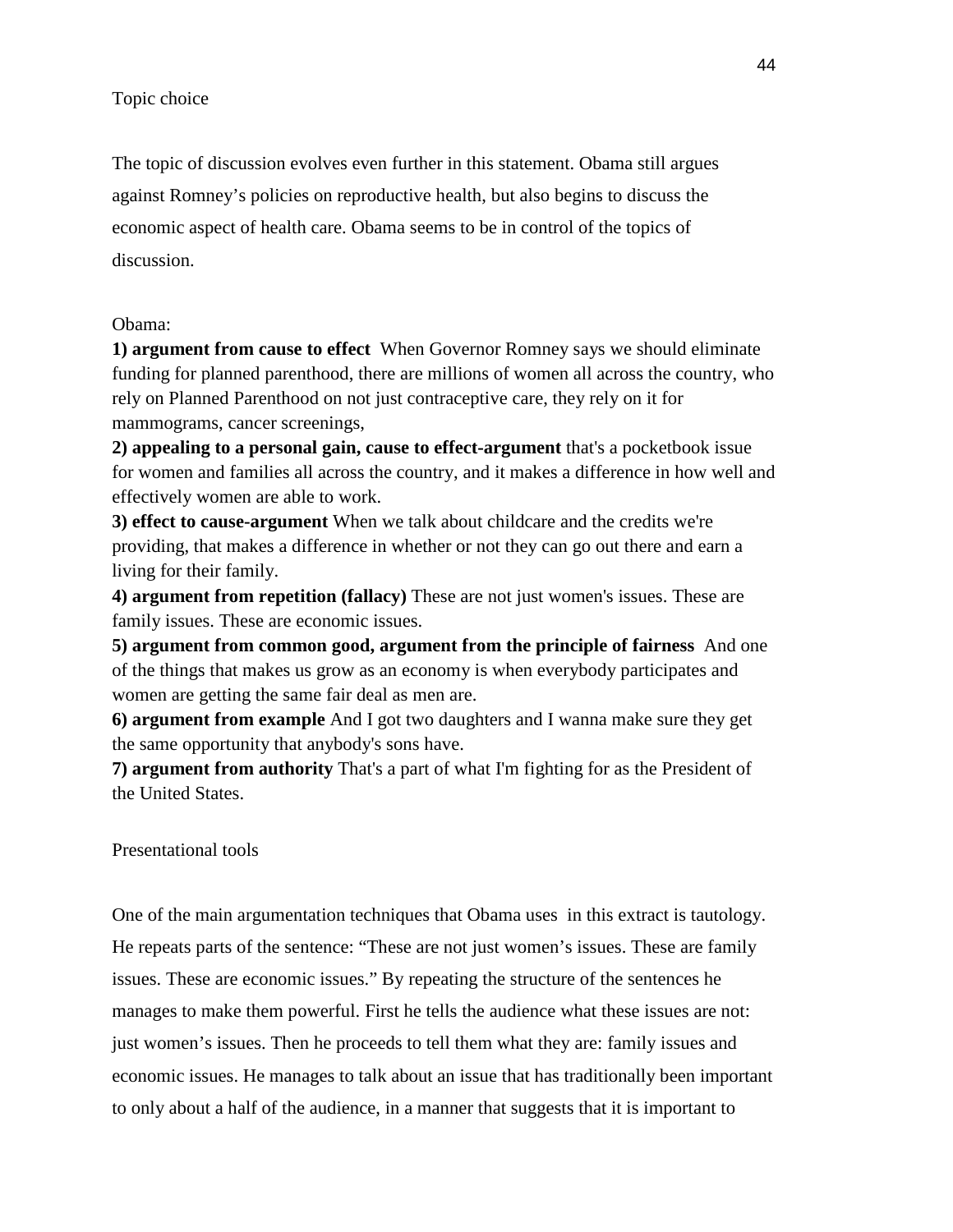Topic choice

The topic of discussion evolves even further in this statement. Obama still argues against Romney's policies on reproductive health, but also begins to discuss the economic aspect of health care. Obama seems to be in control of the topics of discussion.

Obama:

**1) argument from cause to effect** When Governor Romney says we should eliminate funding for planned parenthood, there are millions of women all across the country, who rely on Planned Parenthood on not just contraceptive care, they rely on it for mammograms, cancer screenings,

**2) appealing to a personal gain, cause to effect-argument** that's a pocketbook issue for women and families all across the country, and it makes a difference in how well and effectively women are able to work.

**3) effect to cause-argument** When we talk about childcare and the credits we're providing, that makes a difference in whether or not they can go out there and earn a living for their family.

**4) argument from repetition (fallacy)** These are not just women's issues. These are family issues. These are economic issues.

**5) argument from common good, argument from the principle of fairness** And one of the things that makes us grow as an economy is when everybody participates and women are getting the same fair deal as men are.

**6) argument from example** And I got two daughters and I wanna make sure they get the same opportunity that anybody's sons have.

**7) argument from authority** That's a part of what I'm fighting for as the President of the United States.

Presentational tools

One of the main argumentation techniques that Obama uses in this extract is tautology. He repeats parts of the sentence: "These are not just women's issues. These are family issues. These are economic issues." By repeating the structure of the sentences he manages to make them powerful. First he tells the audience what these issues are not: just women's issues. Then he proceeds to tell them what they are: family issues and economic issues. He manages to talk about an issue that has traditionally been important to only about a half of the audience, in a manner that suggests that it is important to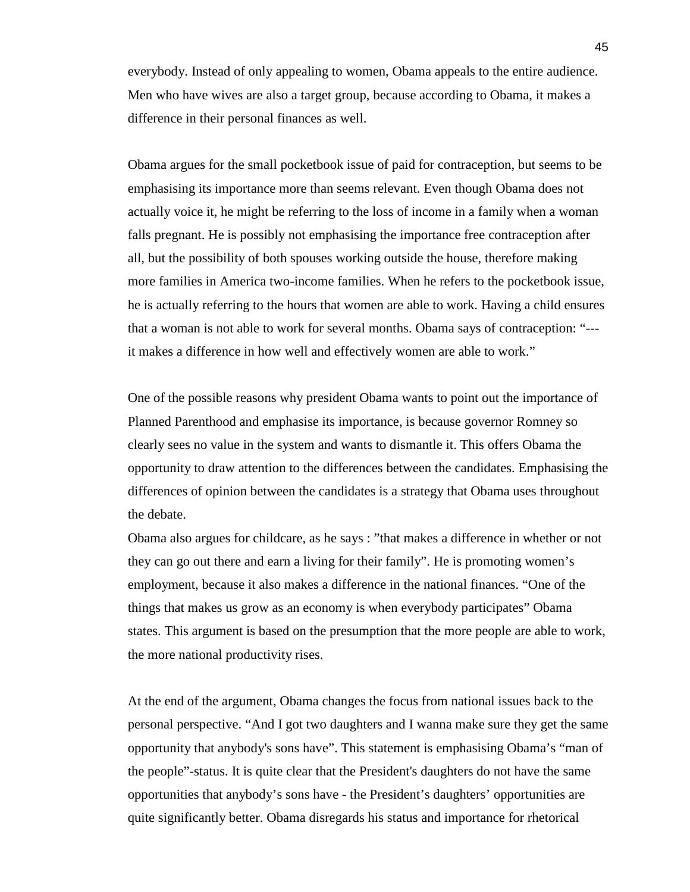everybody. Instead of only appealing to women, Obama appeals to the entire audience. Men who have wives are also a target group, because according to Obama, it makes a difference in their personal finances as well.

Obama argues for the small pocketbook issue of paid for contraception, but seems to be emphasising its importance more than seems relevant. Even though Obama does not actually voice it, he might be referring to the loss of income in a family when a woman falls pregnant. He is possibly not emphasising the importance free contraception after all, but the possibility of both spouses working outside the house, therefore making more families in America two-income families. When he refers to the pocketbook issue, he is actually referring to the hours that women are able to work. Having a child ensures that a woman is not able to work for several months. Obama says of contraception: "--- it makes a difference in how well and effectively women are able to work."

One of the possible reasons why president Obama wants to point out the importance of Planned Parenthood and emphasise its importance, is because governor Romney so clearly sees no value in the system and wants to dismantle it. This offers Obama the opportunity to draw attention to the differences between the candidates. Emphasising the differences of opinion between the candidates is a strategy that Obama uses throughout the debate.

Obama also argues for childcare, as he says : "that makes a difference in whether or not they can go out there and earn a living for their family". He is promoting women's employment, because it also makes a difference in the national finances. "One of the things that makes us grow as an economy is when everybody participates" Obama states. This argument is based on the presumption that the more people are able to work, the more national productivity rises.

At the end of the argument, Obama changes the focus from national issues back to the personal perspective. "And I got two daughters and I wanna make sure they get the same opportunity that anybody's sons have". This statement is emphasising Obama's "man of the people"-status. It is quite clear that the President's daughters do not have the same opportunities that anybody's sons have - the President's daughters' opportunities are quite significantly better. Obama disregards his status and importance for rhetorical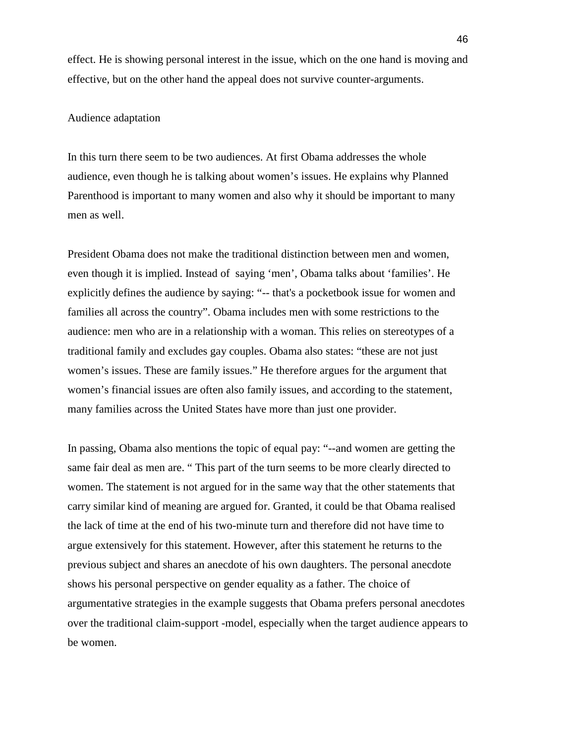effect. He is showing personal interest in the issue, which on the one hand is moving and effective, but on the other hand the appeal does not survive counter-arguments.

Audience adaptation

In this turn there seem to be two audiences. At first Obama addresses the whole audience, even though he is talking about women's issues. He explains why Planned Parenthood is important to many women and also why it should be important to many men as well.

President Obama does not make the traditional distinction between men and women, even though it is implied. Instead of  saying 'men', Obama talks about 'families'. He explicitly defines the audience by saying: "-- that's a pocketbook issue for women and families all across the country". Obama includes men with some restrictions to the audience: men who are in a relationship with a woman. This relies on stereotypes of a traditional family and excludes gay couples. Obama also states: "these are not just women's issues. These are family issues." He therefore argues for the argument that women's financial issues are often also family issues, and according to the statement, many families across the United States have more than just one provider.

In passing, Obama also mentions the topic of equal pay: "--and women are getting the same fair deal as men are. " This part of the turn seems to be more clearly directed to women. The statement is not argued for in the same way that the other statements that carry similar kind of meaning are argued for. Granted, it could be that Obama realised the lack of time at the end of his two-minute turn and therefore did not have time to argue extensively for this statement. However, after this statement he returns to the previous subject and shares an anecdote of his own daughters. The personal anecdote shows his personal perspective on gender equality as a father. The choice of argumentative strategies in the example suggests that Obama prefers personal anecdotes over the traditional claim-support -model, especially when the target audience appears to be women.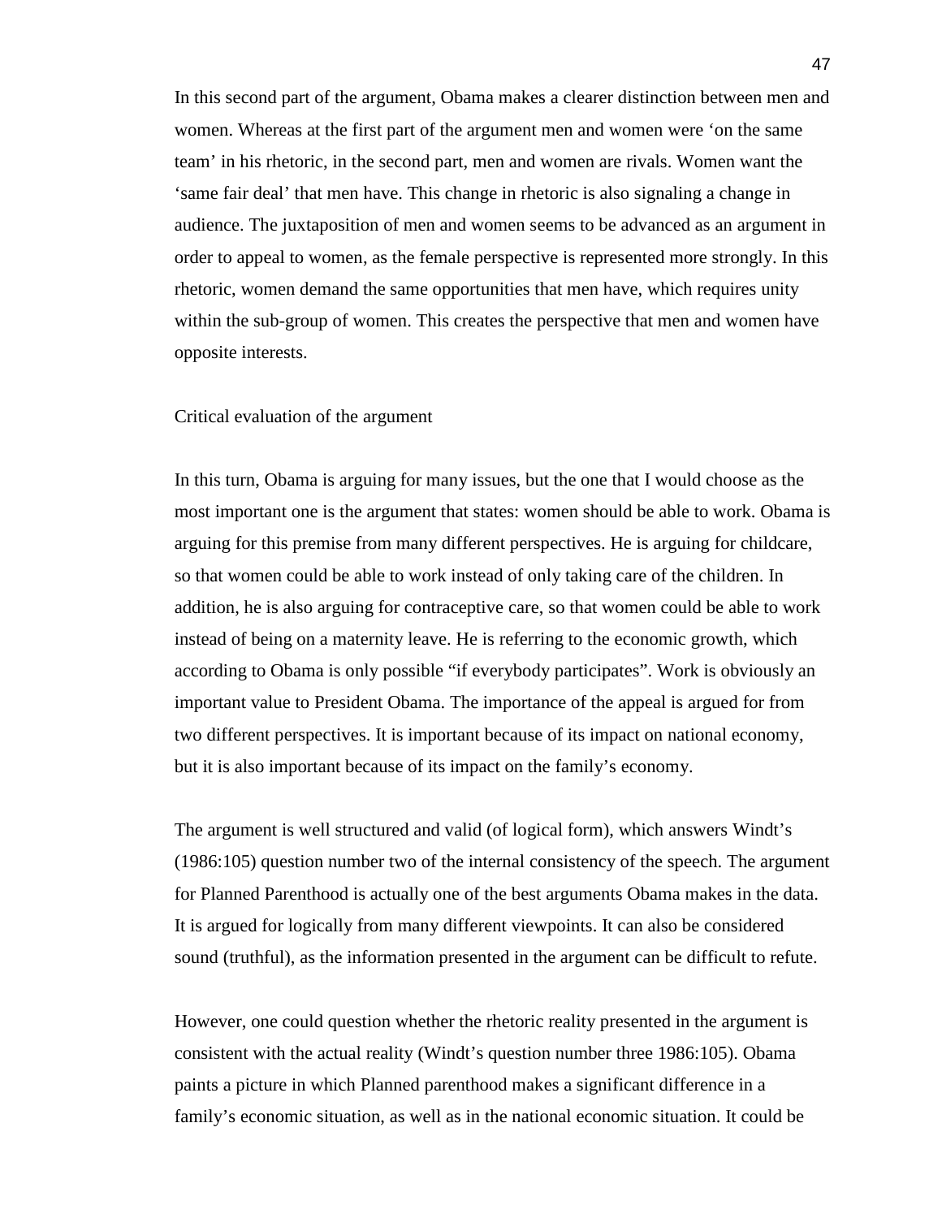In this second part of the argument, Obama makes a clearer distinction between men and women. Whereas at the first part of the argument men and women were 'on the same team' in his rhetoric, in the second part, men and women are rivals. Women want the 'same fair deal' that men have. This change in rhetoric is also signaling a change in audience. The juxtaposition of men and women seems to be advanced as an argument in order to appeal to women, as the female perspective is represented more strongly. In this rhetoric, women demand the same opportunities that men have, which requires unity within the sub-group of women. This creates the perspective that men and women have opposite interests.

Critical evaluation of the argument

In this turn, Obama is arguing for many issues, but the one that I would choose as the most important one is the argument that states: women should be able to work. Obama is arguing for this premise from many different perspectives. He is arguing for childcare, so that women could be able to work instead of only taking care of the children. In addition, he is also arguing for contraceptive care, so that women could be able to work instead of being on a maternity leave. He is referring to the economic growth, which according to Obama is only possible "if everybody participates". Work is obviously an important value to President Obama. The importance of the appeal is argued for from two different perspectives. It is important because of its impact on national economy, but it is also important because of its impact on the family's economy.

The argument is well structured and valid (of logical form), which answers Windt's (1986:105) question number two of the internal consistency of the speech. The argument for Planned Parenthood is actually one of the best arguments Obama makes in the data. It is argued for logically from many different viewpoints. It can also be considered sound (truthful), as the information presented in the argument can be difficult to refute.

However, one could question whether the rhetoric reality presented in the argument is consistent with the actual reality (Windt's question number three 1986:105). Obama paints a picture in which Planned parenthood makes a significant difference in a family's economic situation, as well as in the national economic situation. It could be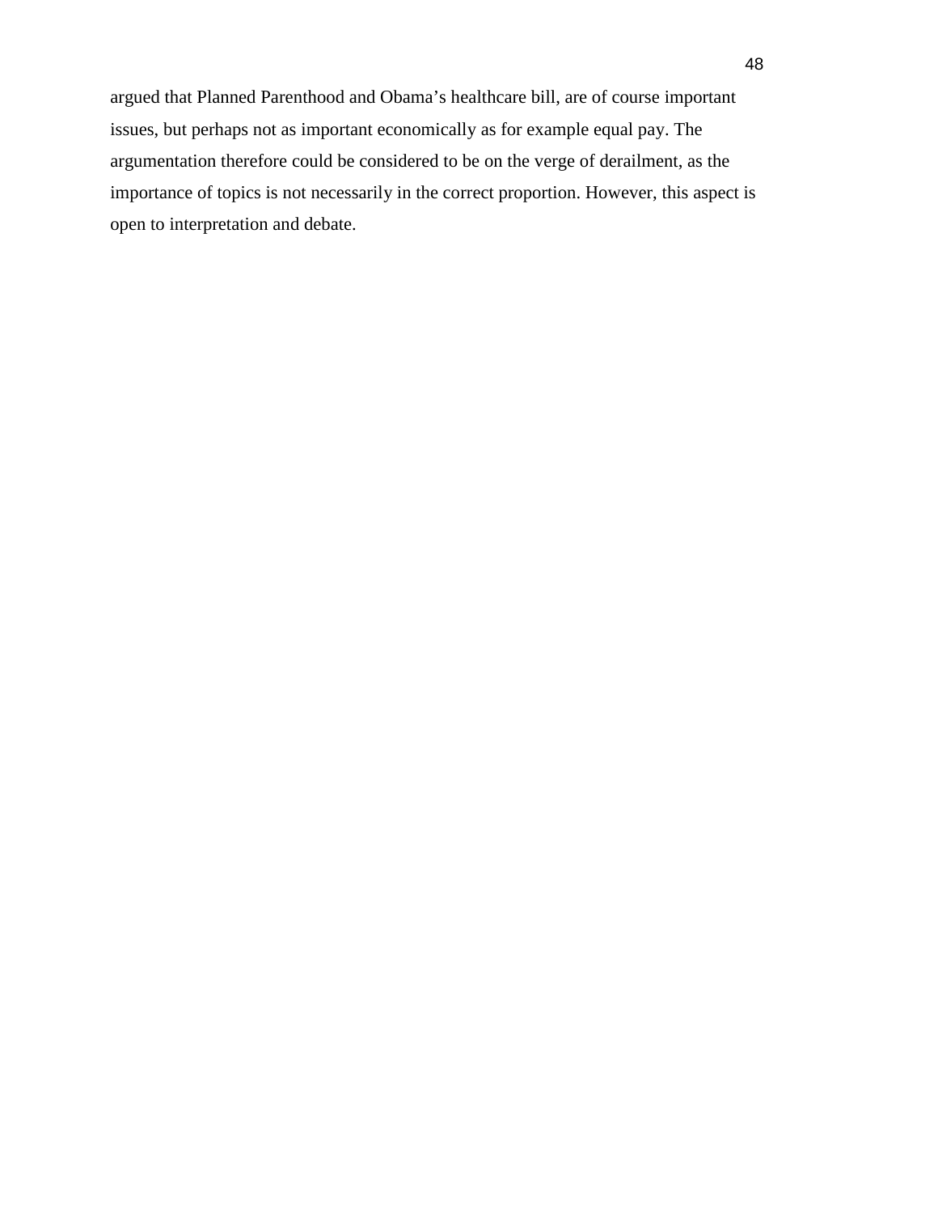argued that Planned Parenthood and Obama's healthcare bill, are of course important issues, but perhaps not as important economically as for example equal pay. The argumentation therefore could be considered to be on the verge of derailment, as the importance of topics is not necessarily in the correct proportion. However, this aspect is open to interpretation and debate.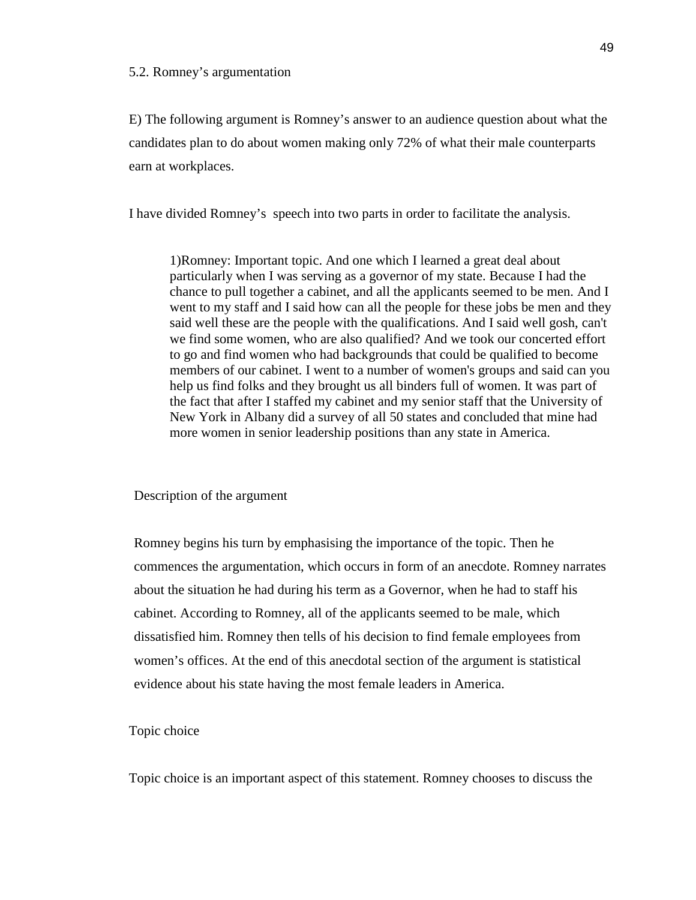### 5.2. Romney's argumentation

E) The following argument is Romney's answer to an audience question about what the candidates plan to do about women making only 72% of what their male counterparts earn at workplaces.

I have divided Romney's speech into two parts in order to facilitate the analysis.

> 1)Romney: Important topic. And one which I learned a great deal about particularly when I was serving as a governor of my state. Because I had the chance to pull together a cabinet, and all the applicants seemed to be men. And I went to my staff and I said how can all the people for these jobs be men and they said well these are the people with the qualifications. And I said well gosh, can't we find some women, who are also qualified? And we took our concerted effort to go and find women who had backgrounds that could be qualified to become members of our cabinet. I went to a number of women's groups and said can you help us find folks and they brought us all binders full of women. It was part of the fact that after I staffed my cabinet and my senior staff that the University of New York in Albany did a survey of all 50 states and concluded that mine had more women in senior leadership positions than any state in America.

Description of the argument

Romney begins his turn by emphasising the importance of the topic. Then he commences the argumentation, which occurs in form of an anecdote. Romney narrates about the situation he had during his term as a Governor, when he had to staff his cabinet. According to Romney, all of the applicants seemed to be male, which dissatisfied him. Romney then tells of his decision to find female employees from women's offices. At the end of this anecdotal section of the argument is statistical evidence about his state having the most female leaders in America.

Topic choice

Topic choice is an important aspect of this statement. Romney chooses to discuss the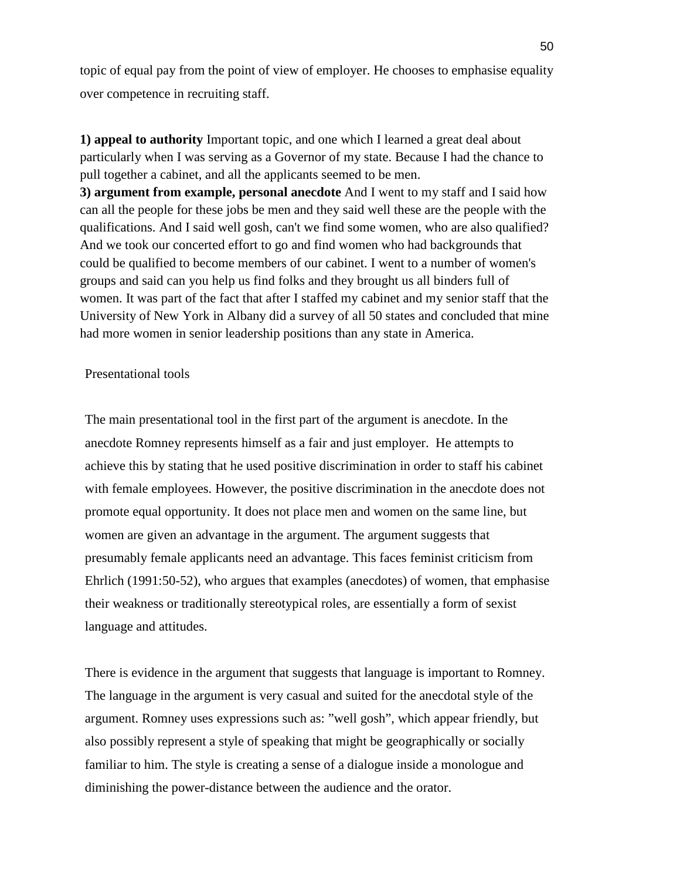topic of equal pay from the point of view of employer. He chooses to emphasise equality over competence in recruiting staff.

**1) appeal to authority** Important topic, and one which I learned a great deal about particularly when I was serving as a Governor of my state. Because I had the chance to pull together a cabinet, and all the applicants seemed to be men.
**3) argument from example, personal anecdote** And I went to my staff and I said how can all the people for these jobs be men and they said well these are the people with the qualifications. And I said well gosh, can't we find some women, who are also qualified? And we took our concerted effort to go and find women who had backgrounds that could be qualified to become members of our cabinet. I went to a number of women's groups and said can you help us find folks and they brought us all binders full of women. It was part of the fact that after I staffed my cabinet and my senior staff that the University of New York in Albany did a survey of all 50 states and concluded that mine had more women in senior leadership positions than any state in America.

Presentational tools

The main presentational tool in the first part of the argument is anecdote. In the anecdote Romney represents himself as a fair and just employer. He attempts to achieve this by stating that he used positive discrimination in order to staff his cabinet with female employees. However, the positive discrimination in the anecdote does not promote equal opportunity. It does not place men and women on the same line, but women are given an advantage in the argument. The argument suggests that presumably female applicants need an advantage. This faces feminist criticism from Ehrlich (1991:50-52), who argues that examples (anecdotes) of women, that emphasise their weakness or traditionally stereotypical roles, are essentially a form of sexist language and attitudes.

There is evidence in the argument that suggests that language is important to Romney. The language in the argument is very casual and suited for the anecdotal style of the argument. Romney uses expressions such as: "well gosh", which appear friendly, but also possibly represent a style of speaking that might be geographically or socially familiar to him. The style is creating a sense of a dialogue inside a monologue and diminishing the power-distance between the audience and the orator.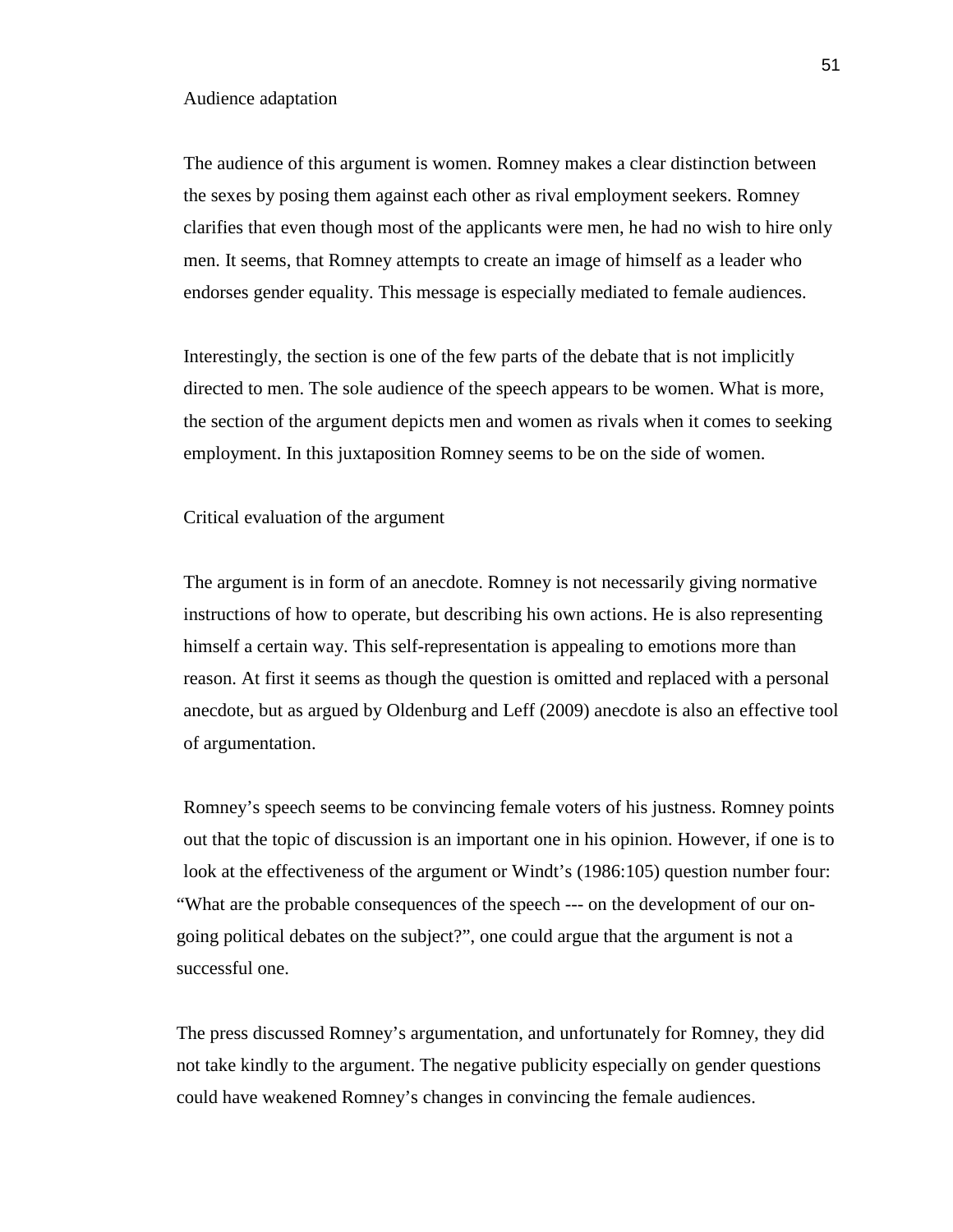### Audience adaptation

The audience of this argument is women. Romney makes a clear distinction between the sexes by posing them against each other as rival employment seekers. Romney clarifies that even though most of the applicants were men, he had no wish to hire only men. It seems, that Romney attempts to create an image of himself as a leader who endorses gender equality. This message is especially mediated to female audiences.

Interestingly, the section is one of the few parts of the debate that is not implicitly directed to men. The sole audience of the speech appears to be women. What is more, the section of the argument depicts men and women as rivals when it comes to seeking employment. In this juxtaposition Romney seems to be on the side of women.

### Critical evaluation of the argument

The argument is in form of an anecdote. Romney is not necessarily giving normative instructions of how to operate, but describing his own actions. He is also representing himself a certain way. This self-representation is appealing to emotions more than reason. At first it seems as though the question is omitted and replaced with a personal anecdote, but as argued by Oldenburg and Leff (2009) anecdote is also an effective tool of argumentation.

Romney's speech seems to be convincing female voters of his justness. Romney points out that the topic of discussion is an important one in his opinion. However, if one is to look at the effectiveness of the argument or Windt's (1986:105) question number four: "What are the probable consequences of the speech --- on the development of our on-going political debates on the subject?", one could argue that the argument is not a successful one.

The press discussed Romney's argumentation, and unfortunately for Romney, they did not take kindly to the argument. The negative publicity especially on gender questions could have weakened Romney's changes in convincing the female audiences.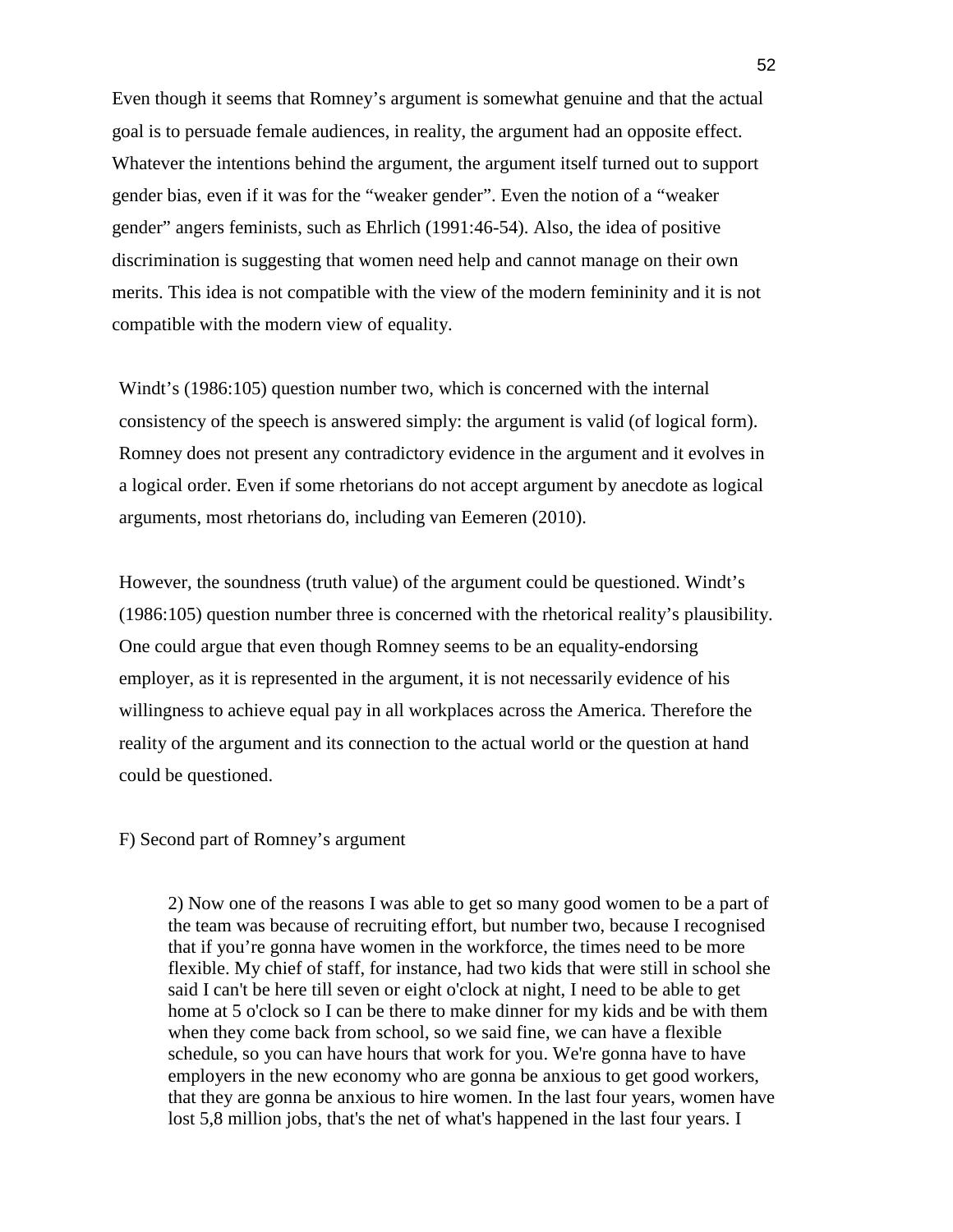Even though it seems that Romney's argument is somewhat genuine and that the actual goal is to persuade female audiences, in reality, the argument had an opposite effect. Whatever the intentions behind the argument, the argument itself turned out to support gender bias, even if it was for the "weaker gender". Even the notion of a "weaker gender" angers feminists, such as Ehrlich (1991:46-54). Also, the idea of positive discrimination is suggesting that women need help and cannot manage on their own merits. This idea is not compatible with the view of the modern femininity and it is not compatible with the modern view of equality.

Windt's (1986:105) question number two, which is concerned with the internal consistency of the speech is answered simply: the argument is valid (of logical form). Romney does not present any contradictory evidence in the argument and it evolves in a logical order. Even if some rhetorians do not accept argument by anecdote as logical arguments, most rhetorians do, including van Eemeren (2010).

However, the soundness (truth value) of the argument could be questioned. Windt's (1986:105) question number three is concerned with the rhetorical reality's plausibility. One could argue that even though Romney seems to be an equality-endorsing employer, as it is represented in the argument, it is not necessarily evidence of his willingness to achieve equal pay in all workplaces across the America. Therefore the reality of the argument and its connection to the actual world or the question at hand could be questioned.

F) Second part of Romney's argument

> 2) Now one of the reasons I was able to get so many good women to be a part of the team was because of recruiting effort, but number two, because I recognised that if you're gonna have women in the workforce, the times need to be more flexible. My chief of staff, for instance, had two kids that were still in school she said I can't be here till seven or eight o'clock at night, I need to be able to get home at 5 o'clock so I can be there to make dinner for my kids and be with them when they come back from school, so we said fine, we can have a flexible schedule, so you can have hours that work for you. We're gonna have to have employers in the new economy who are gonna be anxious to get good workers, that they are gonna be anxious to hire women. In the last four years, women have lost 5,8 million jobs, that's the net of what's happened in the last four years. I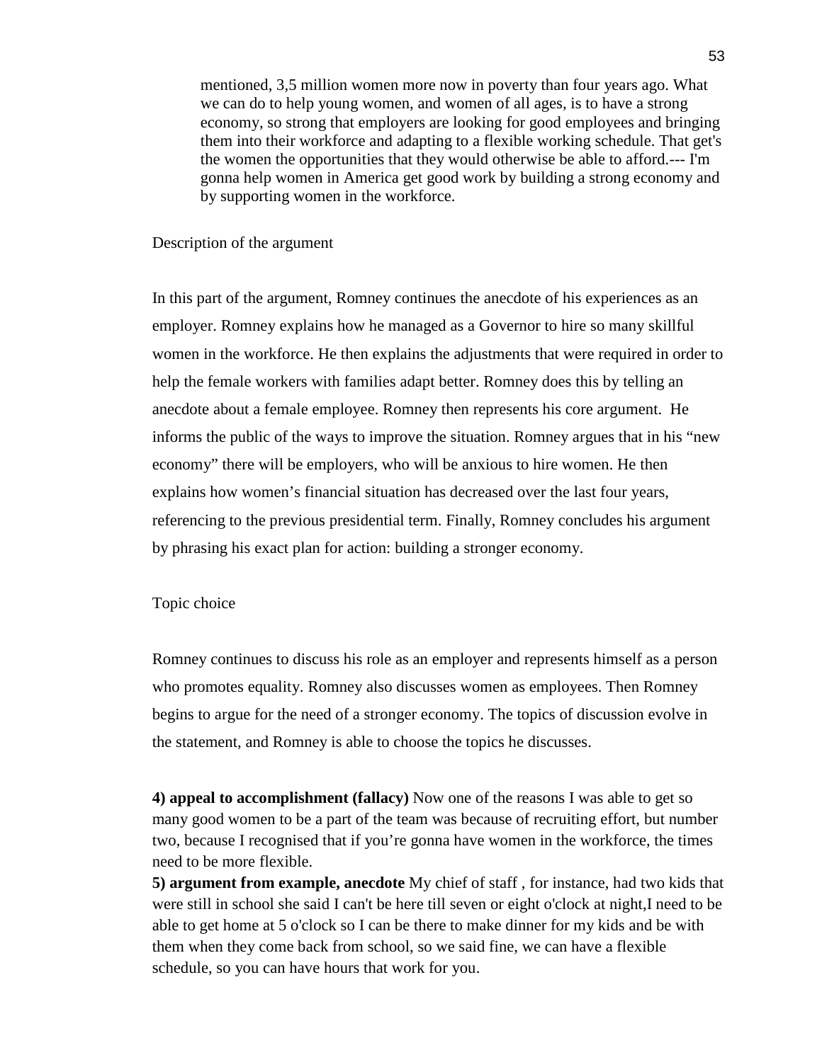> mentioned, 3,5 million women more now in poverty than four years ago. What we can do to help young women, and women of all ages, is to have a strong economy, so strong that employers are looking for good employees and bringing them into their workforce and adapting to a flexible working schedule. That get's the women the opportunities that they would otherwise be able to afford.--- I'm gonna help women in America get good work by building a strong economy and by supporting women in the workforce.

Description of the argument

In this part of the argument, Romney continues the anecdote of his experiences as an employer. Romney explains how he managed as a Governor to hire so many skillful women in the workforce. He then explains the adjustments that were required in order to help the female workers with families adapt better. Romney does this by telling an anecdote about a female employee. Romney then represents his core argument. He informs the public of the ways to improve the situation. Romney argues that in his "new economy" there will be employers, who will be anxious to hire women. He then explains how women's financial situation has decreased over the last four years, referencing to the previous presidential term. Finally, Romney concludes his argument by phrasing his exact plan for action: building a stronger economy.

Topic choice

Romney continues to discuss his role as an employer and represents himself as a person who promotes equality. Romney also discusses women as employees. Then Romney begins to argue for the need of a stronger economy. The topics of discussion evolve in the statement, and Romney is able to choose the topics he discusses.

**4) appeal to accomplishment (fallacy)** Now one of the reasons I was able to get so many good women to be a part of the team was because of recruiting effort, but number two, because I recognised that if you're gonna have women in the workforce, the times need to be more flexible.
**5) argument from example, anecdote** My chief of staff , for instance, had two kids that were still in school she said I can't be here till seven or eight o'clock at night,I need to be able to get home at 5 o'clock so I can be there to make dinner for my kids and be with them when they come back from school, so we said fine, we can have a flexible schedule, so you can have hours that work for you.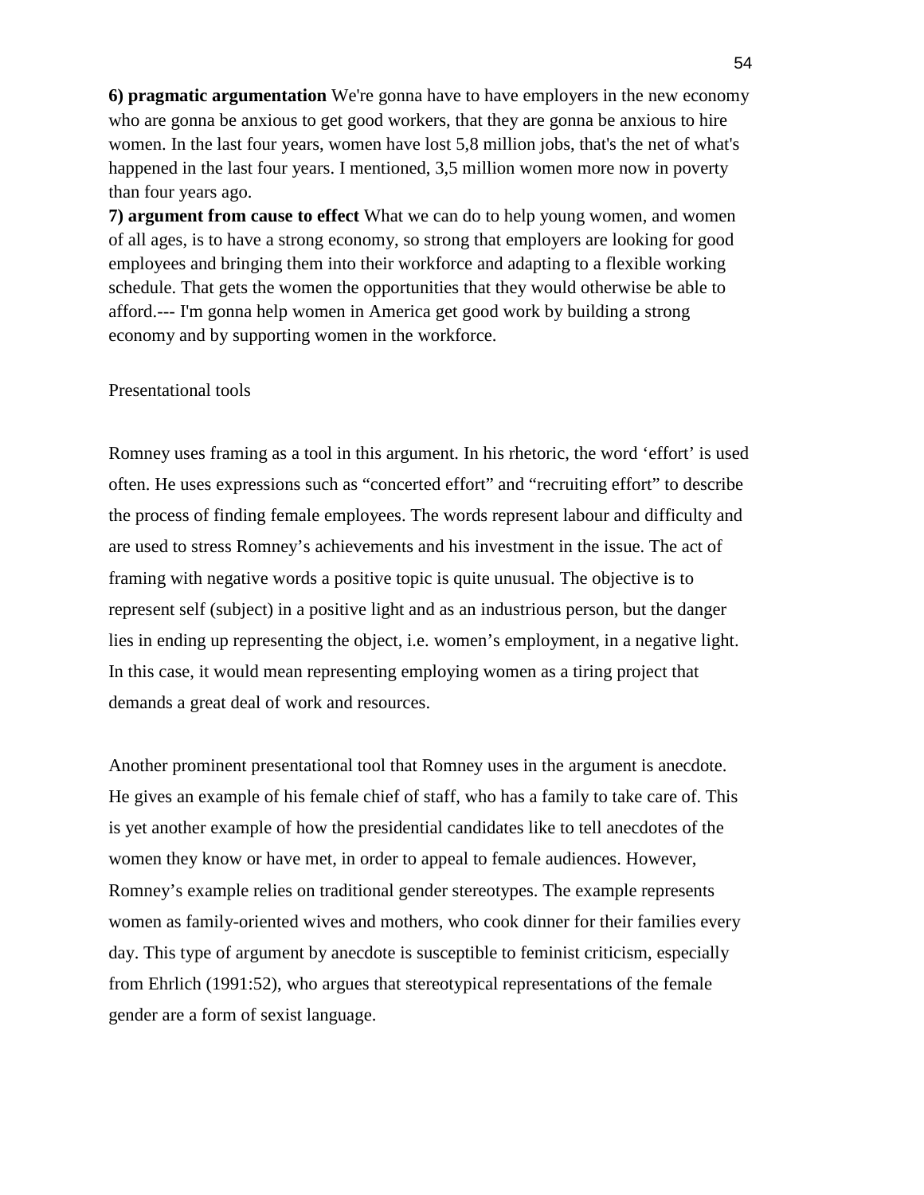**6) pragmatic argumentation** We're gonna have to have employers in the new economy who are gonna be anxious to get good workers, that they are gonna be anxious to hire women. In the last four years, women have lost 5,8 million jobs, that's the net of what's happened in the last four years. I mentioned, 3,5 million women more now in poverty than four years ago.

**7) argument from cause to effect** What we can do to help young women, and women of all ages, is to have a strong economy, so strong that employers are looking for good employees and bringing them into their workforce and adapting to a flexible working schedule. That gets the women the opportunities that they would otherwise be able to afford.--- I'm gonna help women in America get good work by building a strong economy and by supporting women in the workforce.

Presentational tools

Romney uses framing as a tool in this argument. In his rhetoric, the word 'effort' is used often. He uses expressions such as "concerted effort" and "recruiting effort" to describe the process of finding female employees. The words represent labour and difficulty and are used to stress Romney's achievements and his investment in the issue. The act of framing with negative words a positive topic is quite unusual. The objective is to represent self (subject) in a positive light and as an industrious person, but the danger lies in ending up representing the object, i.e. women's employment, in a negative light. In this case, it would mean representing employing women as a tiring project that demands a great deal of work and resources.

Another prominent presentational tool that Romney uses in the argument is anecdote. He gives an example of his female chief of staff, who has a family to take care of. This is yet another example of how the presidential candidates like to tell anecdotes of the women they know or have met, in order to appeal to female audiences. However, Romney's example relies on traditional gender stereotypes. The example represents women as family-oriented wives and mothers, who cook dinner for their families every day. This type of argument by anecdote is susceptible to feminist criticism, especially from Ehrlich (1991:52), who argues that stereotypical representations of the female gender are a form of sexist language.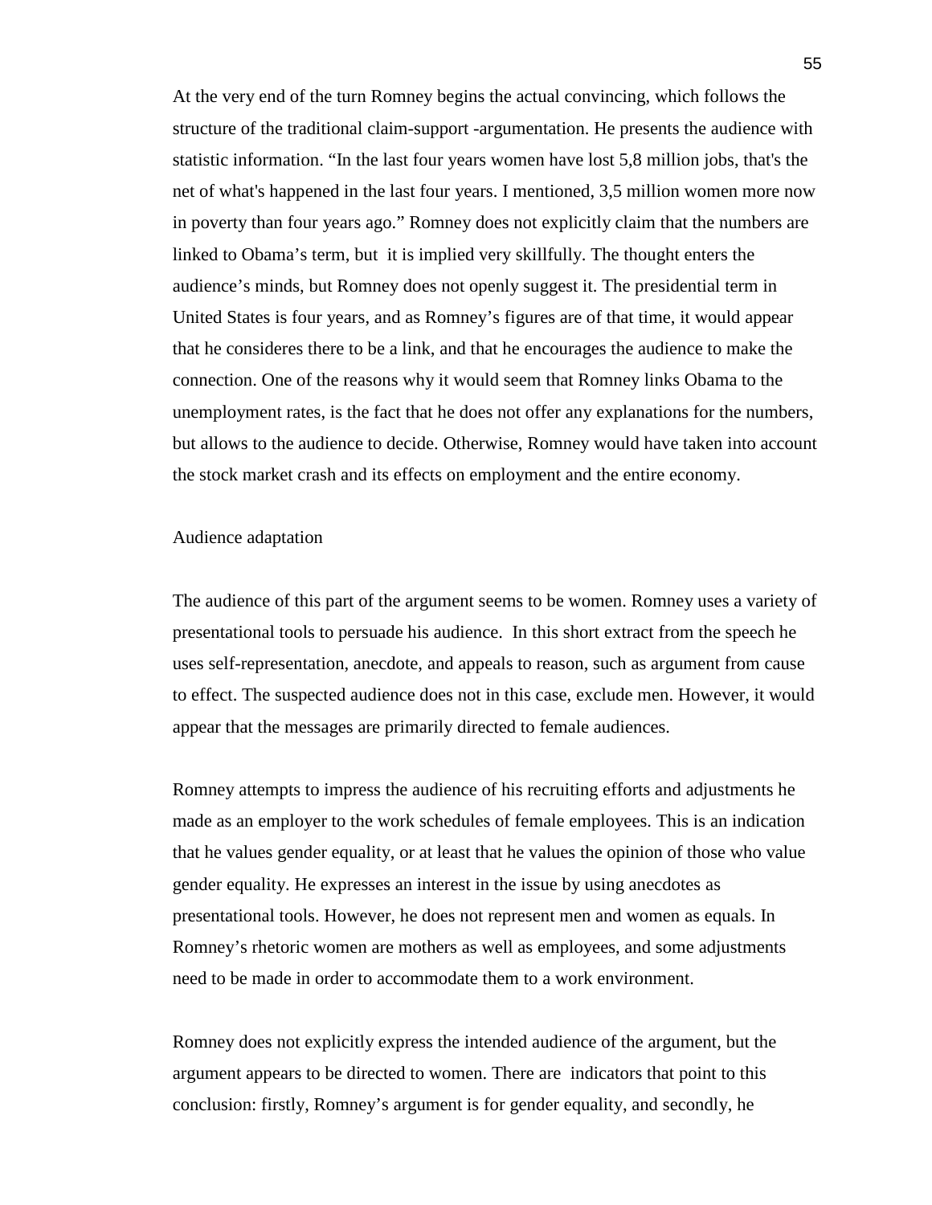At the very end of the turn Romney begins the actual convincing, which follows the structure of the traditional claim-support -argumentation. He presents the audience with statistic information. “In the last four years women have lost 5,8 million jobs, that's the net of what's happened in the last four years. I mentioned, 3,5 million women more now in poverty than four years ago.” Romney does not explicitly claim that the numbers are linked to Obama’s term, but it is implied very skillfully. The thought enters the audience’s minds, but Romney does not openly suggest it. The presidential term in United States is four years, and as Romney’s figures are of that time, it would appear that he consideres there to be a link, and that he encourages the audience to make the connection. One of the reasons why it would seem that Romney links Obama to the unemployment rates, is the fact that he does not offer any explanations for the numbers, but allows to the audience to decide. Otherwise, Romney would have taken into account the stock market crash and its effects on employment and the entire economy.

Audience adaptation

The audience of this part of the argument seems to be women. Romney uses a variety of presentational tools to persuade his audience. In this short extract from the speech he uses self-representation, anecdote, and appeals to reason, such as argument from cause to effect. The suspected audience does not in this case, exclude men. However, it would appear that the messages are primarily directed to female audiences.

Romney attempts to impress the audience of his recruiting efforts and adjustments he made as an employer to the work schedules of female employees. This is an indication that he values gender equality, or at least that he values the opinion of those who value gender equality. He expresses an interest in the issue by using anecdotes as presentational tools. However, he does not represent men and women as equals. In Romney’s rhetoric women are mothers as well as employees, and some adjustments need to be made in order to accommodate them to a work environment.

Romney does not explicitly express the intended audience of the argument, but the argument appears to be directed to women. There are indicators that point to this conclusion: firstly, Romney’s argument is for gender equality, and secondly, he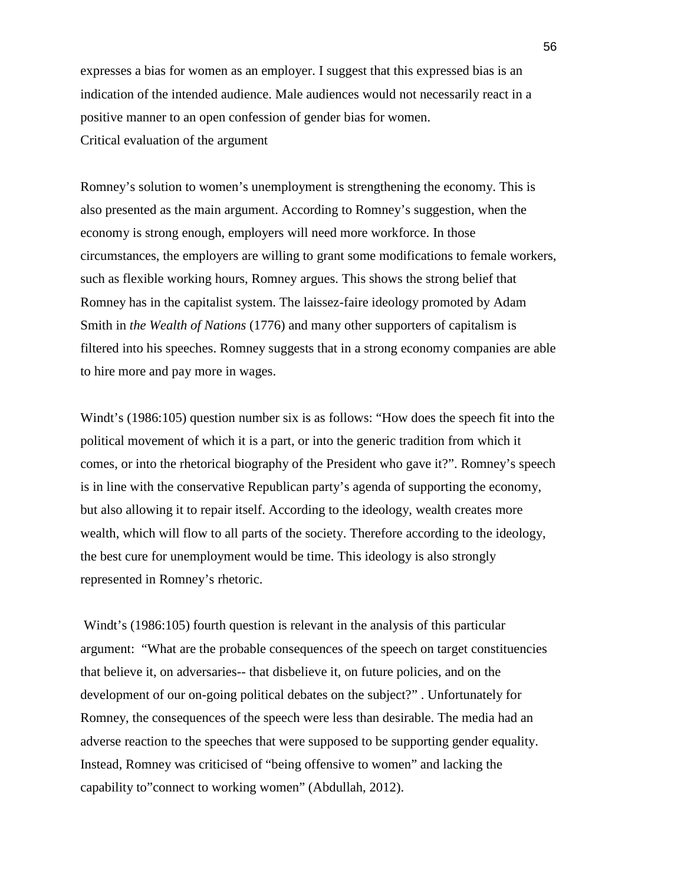expresses a bias for women as an employer. I suggest that this expressed bias is an indication of the intended audience. Male audiences would not necessarily react in a positive manner to an open confession of gender bias for women.

### Critical evaluation of the argument

Romney's solution to women's unemployment is strengthening the economy. This is also presented as the main argument. According to Romney's suggestion, when the economy is strong enough, employers will need more workforce. In those circumstances, the employers are willing to grant some modifications to female workers, such as flexible working hours, Romney argues. This shows the strong belief that Romney has in the capitalist system. The laissez-faire ideology promoted by Adam Smith in *the Wealth of Nations* (1776) and many other supporters of capitalism is filtered into his speeches. Romney suggests that in a strong economy companies are able to hire more and pay more in wages.

Windt's (1986:105) question number six is as follows: "How does the speech fit into the political movement of which it is a part, or into the generic tradition from which it comes, or into the rhetorical biography of the President who gave it?". Romney's speech is in line with the conservative Republican party's agenda of supporting the economy, but also allowing it to repair itself. According to the ideology, wealth creates more wealth, which will flow to all parts of the society. Therefore according to the ideology, the best cure for unemployment would be time. This ideology is also strongly represented in Romney's rhetoric.

Windt's (1986:105) fourth question is relevant in the analysis of this particular argument: "What are the probable consequences of the speech on target constituencies that believe it, on adversaries-- that disbelieve it, on future policies, and on the development of our on-going political debates on the subject?" . Unfortunately for Romney, the consequences of the speech were less than desirable. The media had an adverse reaction to the speeches that were supposed to be supporting gender equality. Instead, Romney was criticised of "being offensive to women" and lacking the capability to"connect to working women" (Abdullah, 2012).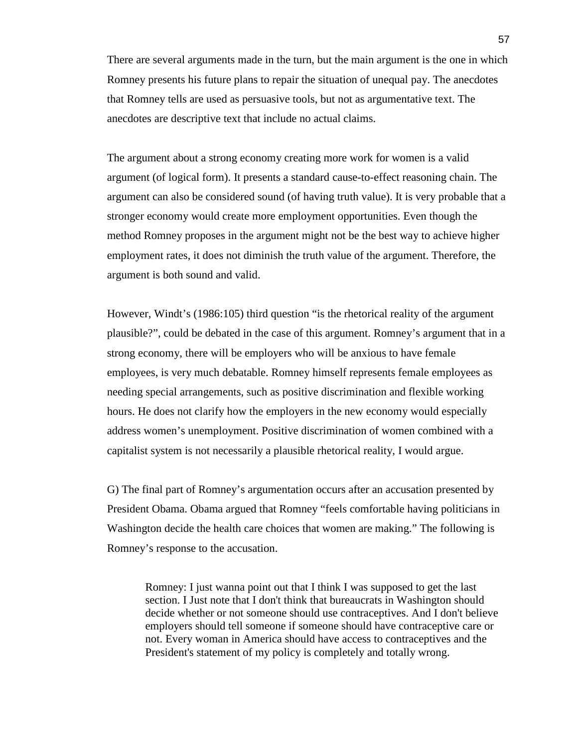There are several arguments made in the turn, but the main argument is the one in which Romney presents his future plans to repair the situation of unequal pay. The anecdotes that Romney tells are used as persuasive tools, but not as argumentative text. The anecdotes are descriptive text that include no actual claims.

The argument about a strong economy creating more work for women is a valid argument (of logical form). It presents a standard cause-to-effect reasoning chain. The argument can also be considered sound (of having truth value). It is very probable that a stronger economy would create more employment opportunities. Even though the method Romney proposes in the argument might not be the best way to achieve higher employment rates, it does not diminish the truth value of the argument. Therefore, the argument is both sound and valid.

However, Windt's (1986:105) third question "is the rhetorical reality of the argument plausible?", could be debated in the case of this argument. Romney's argument that in a strong economy, there will be employers who will be anxious to have female employees, is very much debatable. Romney himself represents female employees as needing special arrangements, such as positive discrimination and flexible working hours. He does not clarify how the employers in the new economy would especially address women's unemployment. Positive discrimination of women combined with a capitalist system is not necessarily a plausible rhetorical reality, I would argue.

G) The final part of Romney's argumentation occurs after an accusation presented by President Obama. Obama argued that Romney "feels comfortable having politicians in Washington decide the health care choices that women are making." The following is Romney's response to the accusation.

> Romney: I just wanna point out that I think I was supposed to get the last section. I Just note that I don't think that bureaucrats in Washington should decide whether or not someone should use contraceptives. And I don't believe employers should tell someone if someone should have contraceptive care or not. Every woman in America should have access to contraceptives and the President's statement of my policy is completely and totally wrong.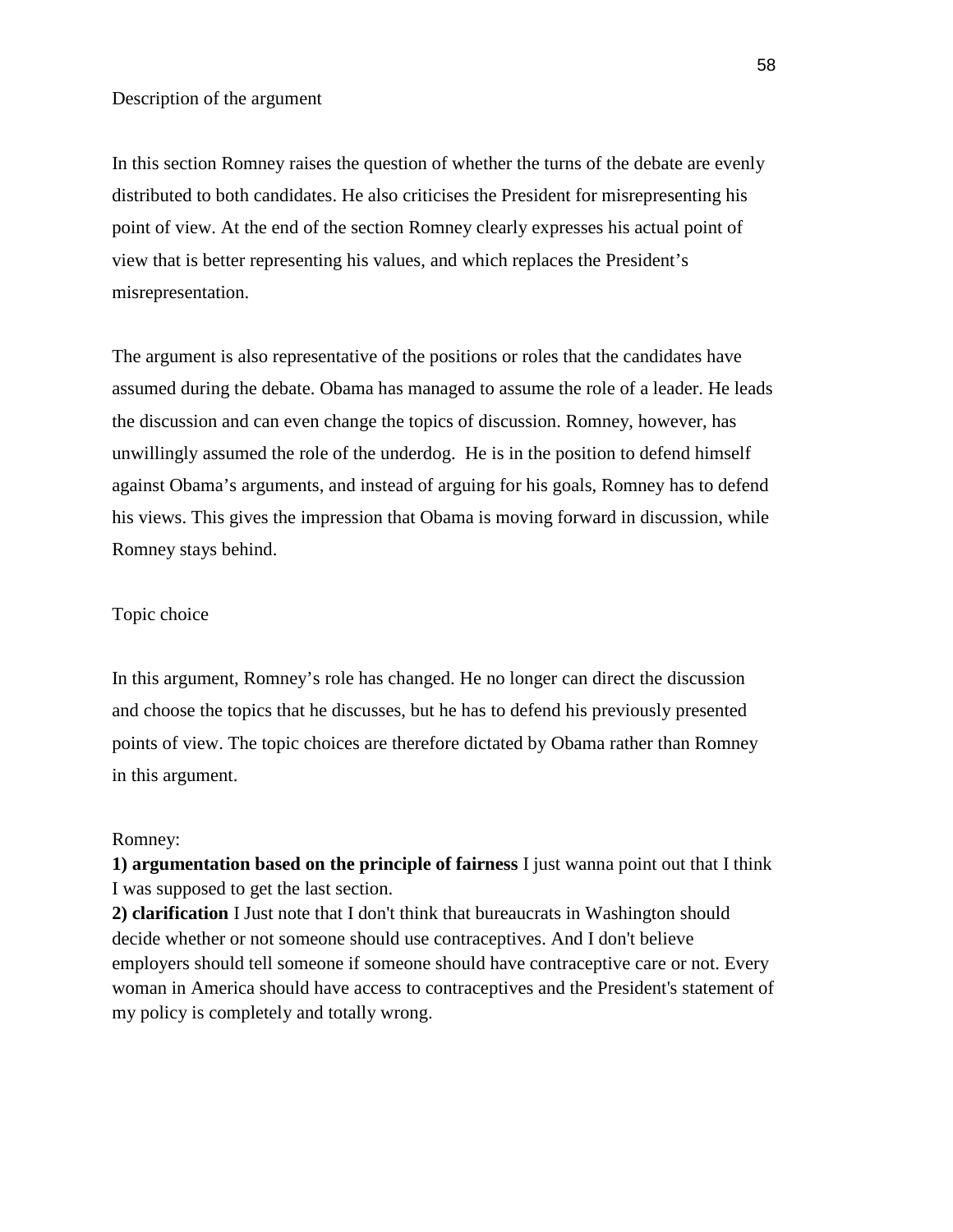Description of the argument

In this section Romney raises the question of whether the turns of the debate are evenly distributed to both candidates. He also criticises the President for misrepresenting his point of view. At the end of the section Romney clearly expresses his actual point of view that is better representing his values, and which replaces the President's misrepresentation.

The argument is also representative of the positions or roles that the candidates have assumed during the debate. Obama has managed to assume the role of a leader. He leads the discussion and can even change the topics of discussion. Romney, however, has unwillingly assumed the role of the underdog. He is in the position to defend himself against Obama's arguments, and instead of arguing for his goals, Romney has to defend his views. This gives the impression that Obama is moving forward in discussion, while Romney stays behind.

Topic choice

In this argument, Romney's role has changed. He no longer can direct the discussion and choose the topics that he discusses, but he has to defend his previously presented points of view. The topic choices are therefore dictated by Obama rather than Romney in this argument.

Romney:
**1) argumentation based on the principle of fairness** I just wanna point out that I think I was supposed to get the last section.
**2) clarification** I Just note that I don't think that bureaucrats in Washington should decide whether or not someone should use contraceptives. And I don't believe employers should tell someone if someone should have contraceptive care or not. Every woman in America should have access to contraceptives and the President's statement of my policy is completely and totally wrong.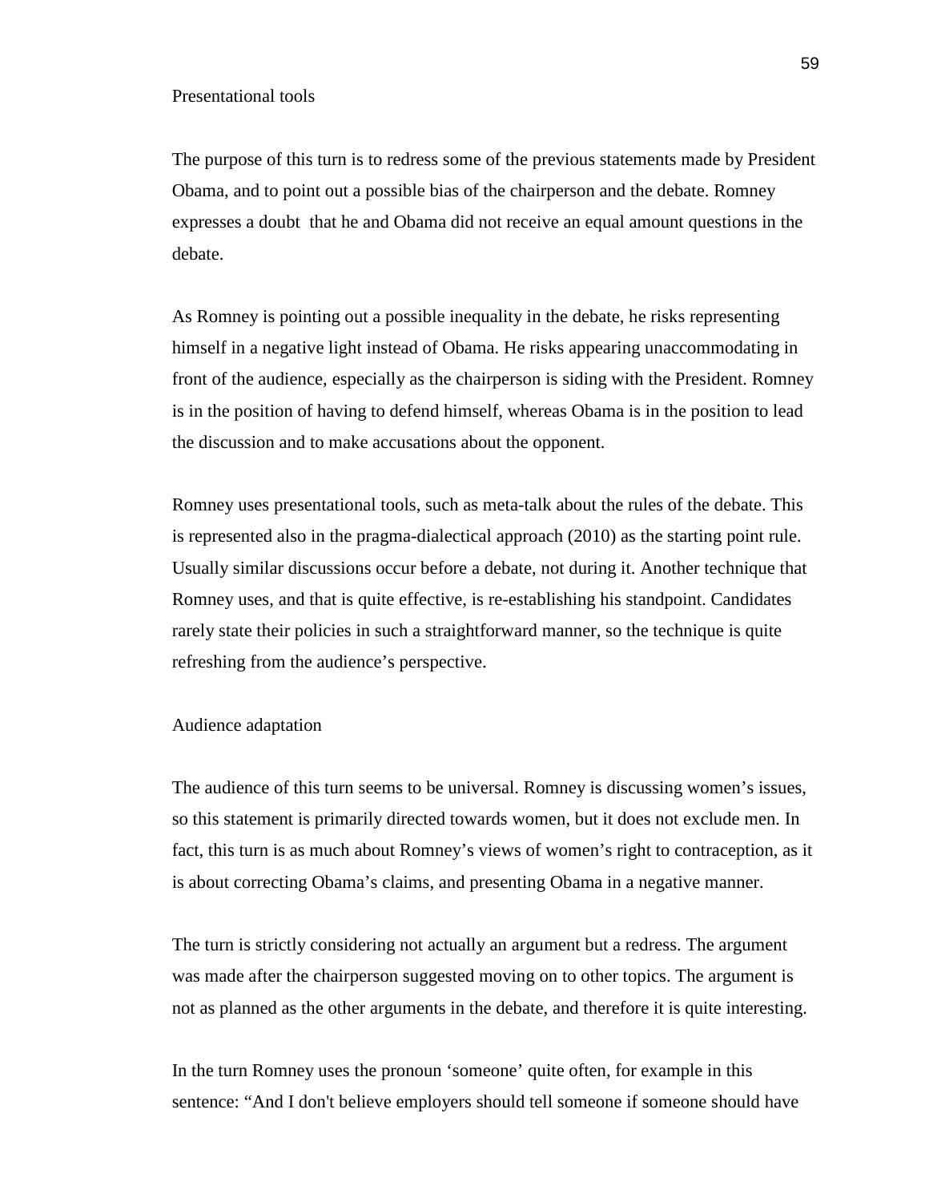### Presentational tools

The purpose of this turn is to redress some of the previous statements made by President Obama, and to point out a possible bias of the chairperson and the debate. Romney expresses a doubt that he and Obama did not receive an equal amount questions in the debate.

As Romney is pointing out a possible inequality in the debate, he risks representing himself in a negative light instead of Obama. He risks appearing unaccommodating in front of the audience, especially as the chairperson is siding with the President. Romney is in the position of having to defend himself, whereas Obama is in the position to lead the discussion and to make accusations about the opponent.

Romney uses presentational tools, such as meta-talk about the rules of the debate. This is represented also in the pragma-dialectical approach (2010) as the starting point rule. Usually similar discussions occur before a debate, not during it. Another technique that Romney uses, and that is quite effective, is re-establishing his standpoint. Candidates rarely state their policies in such a straightforward manner, so the technique is quite refreshing from the audience's perspective.

### Audience adaptation

The audience of this turn seems to be universal. Romney is discussing women's issues, so this statement is primarily directed towards women, but it does not exclude men. In fact, this turn is as much about Romney's views of women's right to contraception, as it is about correcting Obama's claims, and presenting Obama in a negative manner.

The turn is strictly considering not actually an argument but a redress. The argument was made after the chairperson suggested moving on to other topics. The argument is not as planned as the other arguments in the debate, and therefore it is quite interesting.

In the turn Romney uses the pronoun 'someone' quite often, for example in this sentence: "And I don't believe employers should tell someone if someone should have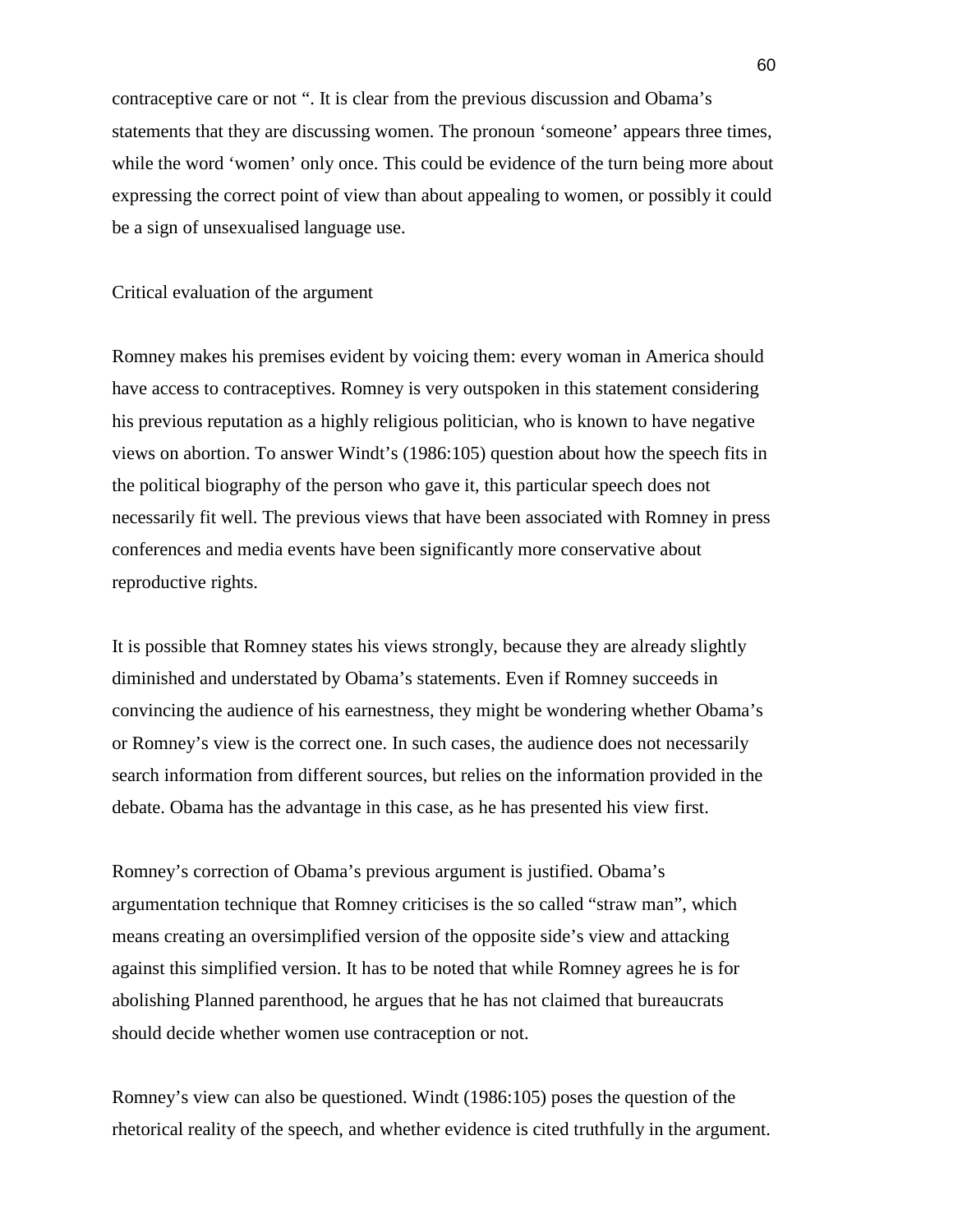contraceptive care or not ". It is clear from the previous discussion and Obama's statements that they are discussing women. The pronoun 'someone' appears three times, while the word 'women' only once. This could be evidence of the turn being more about expressing the correct point of view than about appealing to women, or possibly it could be a sign of unsexualised language use.

## Critical evaluation of the argument

Romney makes his premises evident by voicing them: every woman in America should have access to contraceptives. Romney is very outspoken in this statement considering his previous reputation as a highly religious politician, who is known to have negative views on abortion. To answer Windt's (1986:105) question about how the speech fits in the political biography of the person who gave it, this particular speech does not necessarily fit well. The previous views that have been associated with Romney in press conferences and media events have been significantly more conservative about reproductive rights.

It is possible that Romney states his views strongly, because they are already slightly diminished and understated by Obama's statements. Even if Romney succeeds in convincing the audience of his earnestness, they might be wondering whether Obama's or Romney's view is the correct one. In such cases, the audience does not necessarily search information from different sources, but relies on the information provided in the debate. Obama has the advantage in this case, as he has presented his view first.

Romney's correction of Obama's previous argument is justified. Obama's argumentation technique that Romney criticises is the so called "straw man", which means creating an oversimplified version of the opposite side's view and attacking against this simplified version. It has to be noted that while Romney agrees he is for abolishing Planned parenthood, he argues that he has not claimed that bureaucrats should decide whether women use contraception or not.

Romney's view can also be questioned. Windt (1986:105) poses the question of the rhetorical reality of the speech, and whether evidence is cited truthfully in the argument.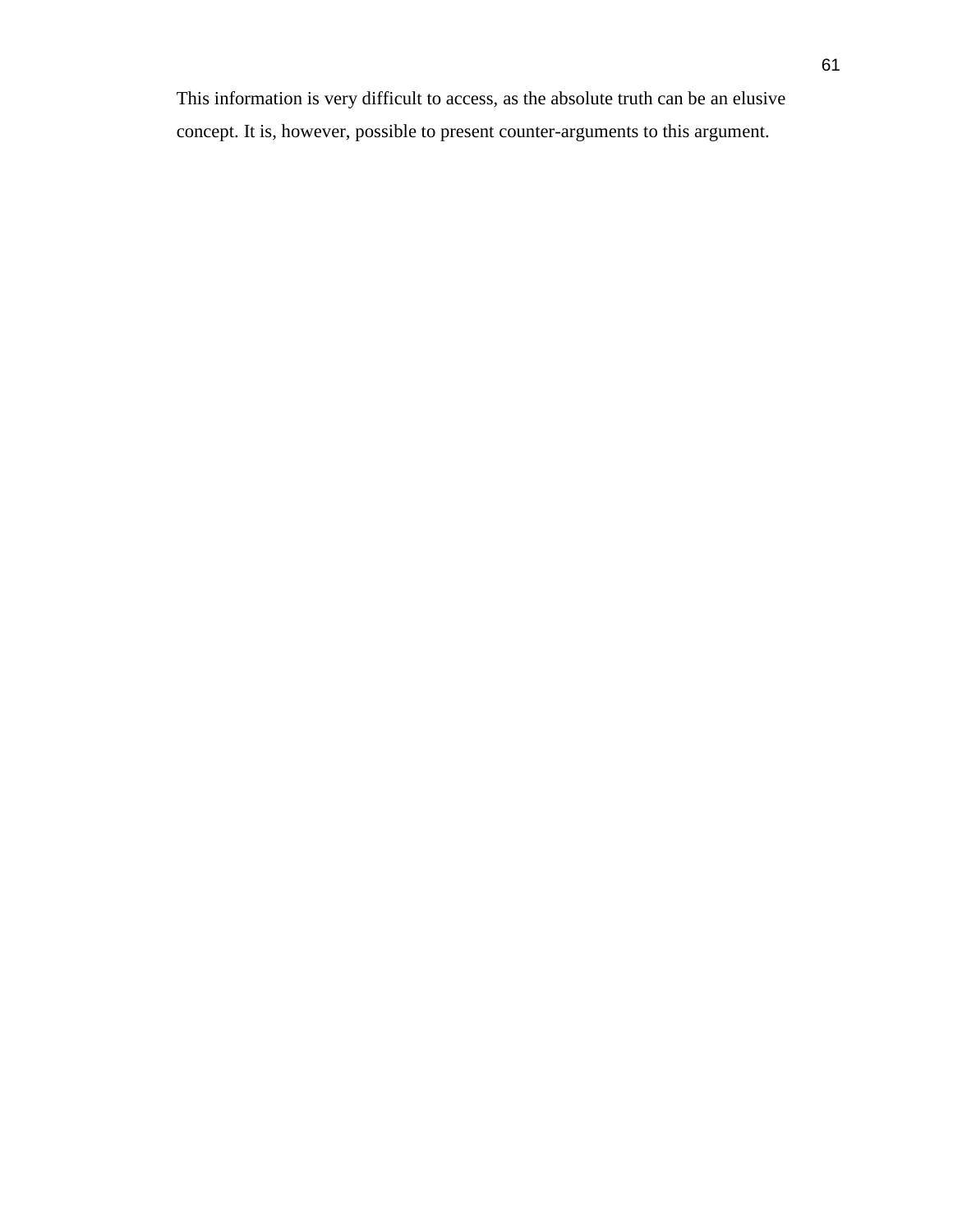This information is very difficult to access, as the absolute truth can be an elusive concept. It is, however, possible to present counter-arguments to this argument.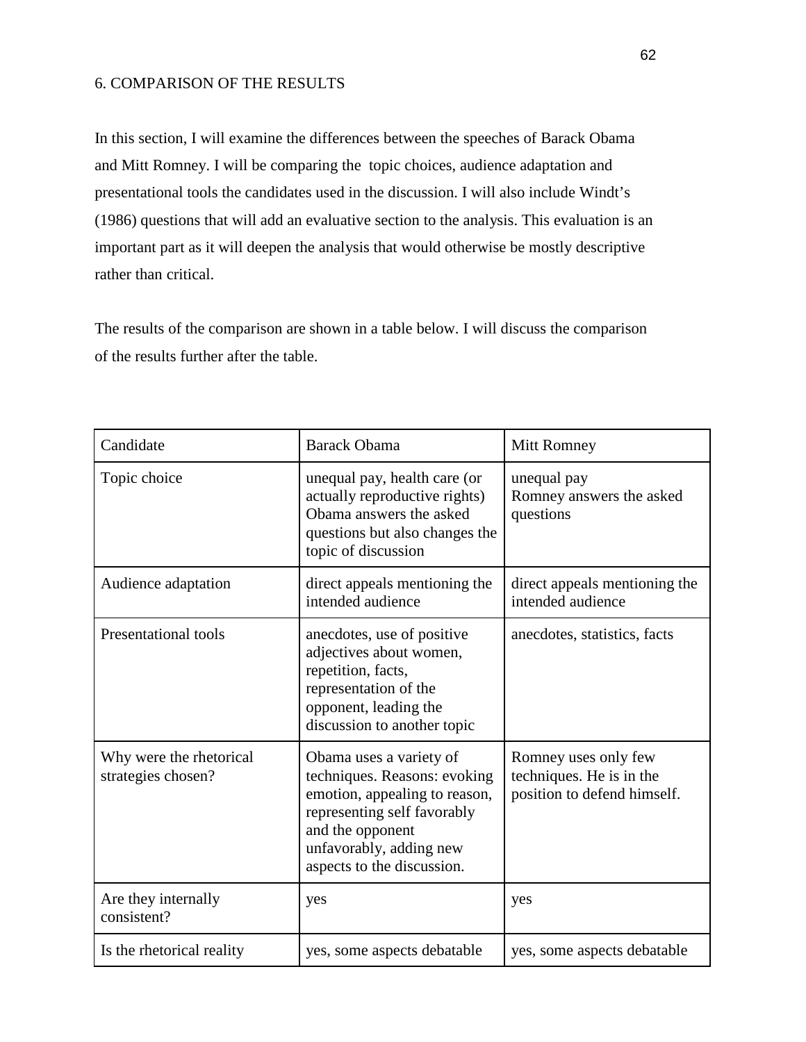## 6. COMPARISON OF THE RESULTS

In this section, I will examine the differences between the speeches of Barack Obama and Mitt Romney. I will be comparing the  topic choices, audience adaptation and presentational tools the candidates used in the discussion. I will also include Windt's (1986) questions that will add an evaluative section to the analysis. This evaluation is an important part as it will deepen the analysis that would otherwise be mostly descriptive rather than critical.

The results of the comparison are shown in a table below. I will discuss the comparison of the results further after the table.

| Candidate | Barack Obama | Mitt Romney |
|---|---|---|
| Topic choice | unequal pay, health care (or actually reproductive rights) Obama answers the asked questions but also changes the topic of discussion | unequal pay Romney answers the asked questions |
| Audience adaptation | direct appeals mentioning the intended audience | direct appeals mentioning the intended audience |
| Presentational tools | anecdotes, use of positive adjectives about women, repetition, facts, representation of the opponent, leading the discussion to another topic | anecdotes, statistics, facts |
| Why were the rhetorical strategies chosen? | Obama uses a variety of techniques. Reasons: evoking emotion, appealing to reason, representing self favorably and the opponent unfavorably, adding new aspects to the discussion. | Romney uses only few techniques. He is in the position to defend himself. |
| Are they internally consistent? | yes | yes |
| Is the rhetorical reality | yes, some aspects debatable | yes, some aspects debatable |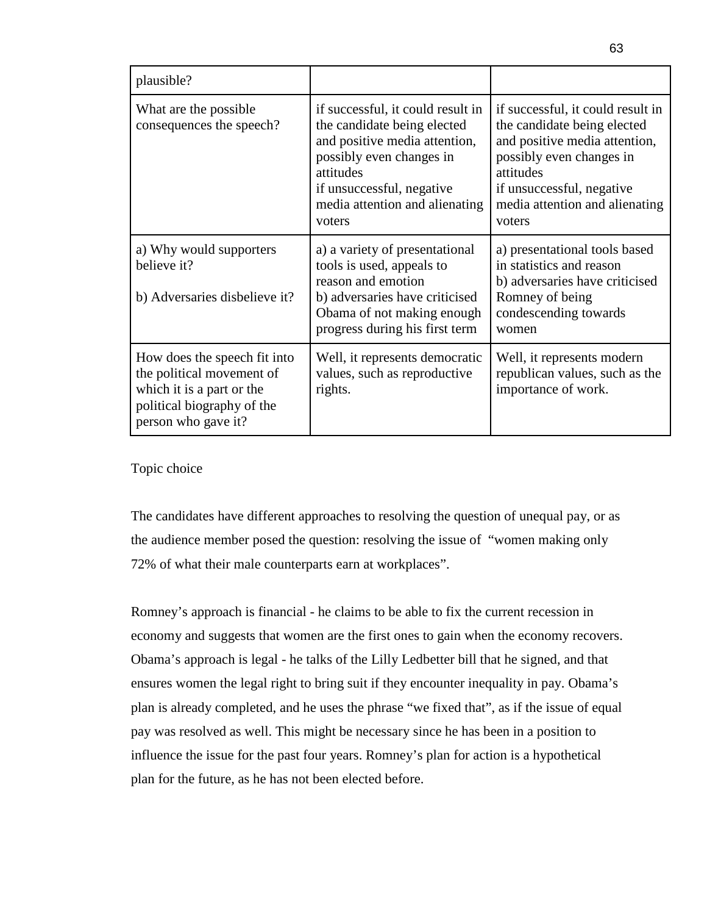| plausible? | | |
|---|---|---|
| What are the possible consequences the speech? | if successful, it could result in the candidate being elected and positive media attention, possibly even changes in attitudes<br>if unsuccessful, negative media attention and alienating voters | if successful, it could result in the candidate being elected and positive media attention, possibly even changes in attitudes<br>if unsuccessful, negative media attention and alienating voters |
| a) Why would supporters believe it?<br><br>b) Adversaries disbelieve it? | a) a variety of presentational tools is used, appeals to reason and emotion<br>b) adversaries have criticised Obama of not making enough progress during his first term | a) presentational tools based in statistics and reason<br>b) adversaries have criticised Romney of being condescending towards women |
| How does the speech fit into the political movement of which it is a part or the political biography of the person who gave it? | Well, it represents democratic values, such as reproductive rights. | Well, it represents modern republican values, such as the importance of work. |

Topic choice

The candidates have different approaches to resolving the question of unequal pay, or as the audience member posed the question: resolving the issue of "women making only 72% of what their male counterparts earn at workplaces".

Romney's approach is financial - he claims to be able to fix the current recession in economy and suggests that women are the first ones to gain when the economy recovers. Obama's approach is legal - he talks of the Lilly Ledbetter bill that he signed, and that ensures women the legal right to bring suit if they encounter inequality in pay. Obama's plan is already completed, and he uses the phrase "we fixed that", as if the issue of equal pay was resolved as well. This might be necessary since he has been in a position to influence the issue for the past four years. Romney's plan for action is a hypothetical plan for the future, as he has not been elected before.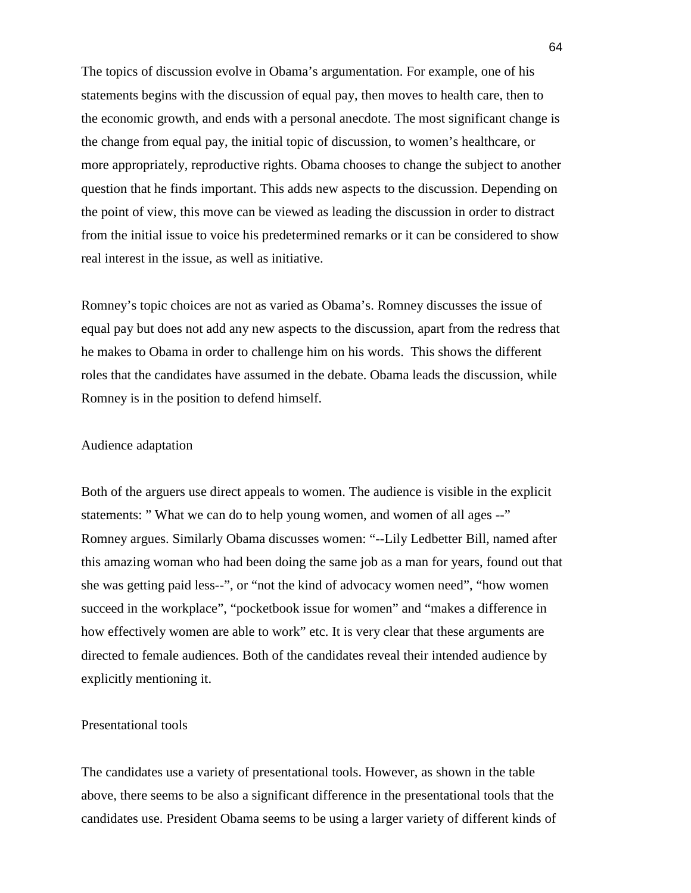The topics of discussion evolve in Obama's argumentation. For example, one of his statements begins with the discussion of equal pay, then moves to health care, then to the economic growth, and ends with a personal anecdote. The most significant change is the change from equal pay, the initial topic of discussion, to women's healthcare, or more appropriately, reproductive rights. Obama chooses to change the subject to another question that he finds important. This adds new aspects to the discussion. Depending on the point of view, this move can be viewed as leading the discussion in order to distract from the initial issue to voice his predetermined remarks or it can be considered to show real interest in the issue, as well as initiative.

Romney's topic choices are not as varied as Obama's. Romney discusses the issue of equal pay but does not add any new aspects to the discussion, apart from the redress that he makes to Obama in order to challenge him on his words. This shows the different roles that the candidates have assumed in the debate. Obama leads the discussion, while Romney is in the position to defend himself.

### Audience adaptation

Both of the arguers use direct appeals to women. The audience is visible in the explicit statements: " What we can do to help young women, and women of all ages --" Romney argues. Similarly Obama discusses women: "--Lily Ledbetter Bill, named after this amazing woman who had been doing the same job as a man for years, found out that she was getting paid less--", or "not the kind of advocacy women need", "how women succeed in the workplace", "pocketbook issue for women" and "makes a difference in how effectively women are able to work" etc. It is very clear that these arguments are directed to female audiences. Both of the candidates reveal their intended audience by explicitly mentioning it.

### Presentational tools

The candidates use a variety of presentational tools. However, as shown in the table above, there seems to be also a significant difference in the presentational tools that the candidates use. President Obama seems to be using a larger variety of different kinds of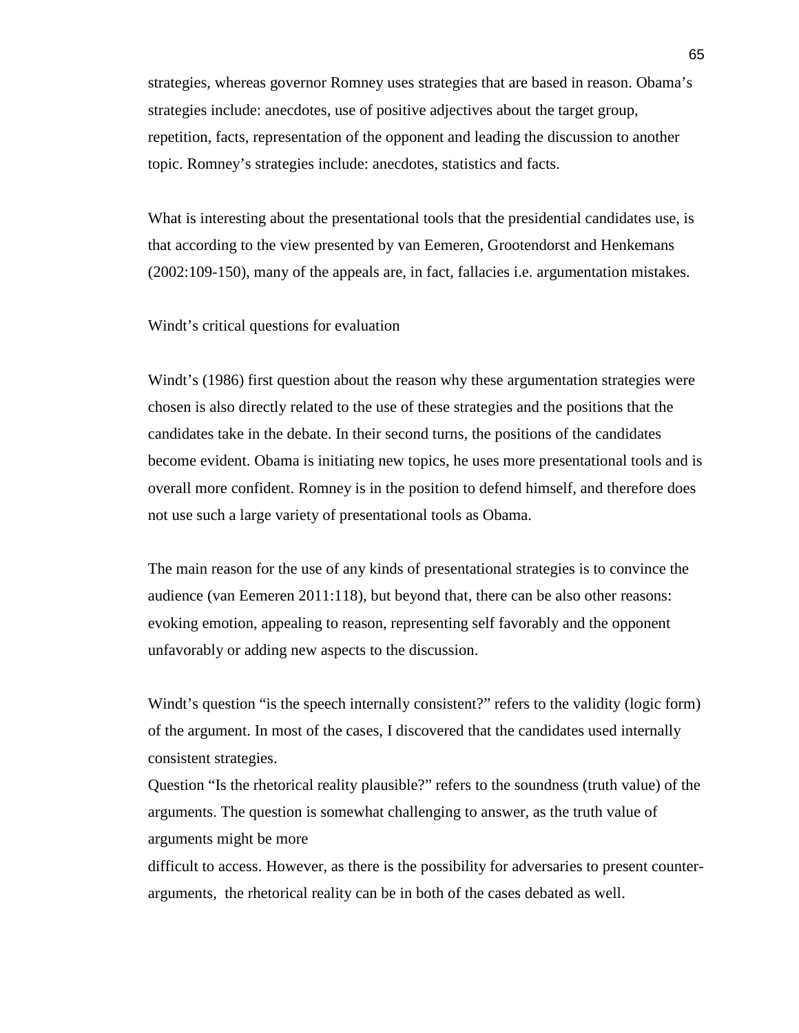strategies, whereas governor Romney uses strategies that are based in reason. Obama's strategies include: anecdotes, use of positive adjectives about the target group, repetition, facts, representation of the opponent and leading the discussion to another topic. Romney's strategies include: anecdotes, statistics and facts.

What is interesting about the presentational tools that the presidential candidates use, is that according to the view presented by van Eemeren, Grootendorst and Henkemans (2002:109-150), many of the appeals are, in fact, fallacies i.e. argumentation mistakes.

### Windt's critical questions for evaluation

Windt's (1986) first question about the reason why these argumentation strategies were chosen is also directly related to the use of these strategies and the positions that the candidates take in the debate. In their second turns, the positions of the candidates become evident. Obama is initiating new topics, he uses more presentational tools and is overall more confident. Romney is in the position to defend himself, and therefore does not use such a large variety of presentational tools as Obama.

The main reason for the use of any kinds of presentational strategies is to convince the audience (van Eemeren 2011:118), but beyond that, there can be also other reasons: evoking emotion, appealing to reason, representing self favorably and the opponent unfavorably or adding new aspects to the discussion.

Windt's question "is the speech internally consistent?" refers to the validity (logic form) of the argument. In most of the cases, I discovered that the candidates used internally consistent strategies.
Question "Is the rhetorical reality plausible?" refers to the soundness (truth value) of the arguments. The question is somewhat challenging to answer, as the truth value of arguments might be more
difficult to access. However, as there is the possibility for adversaries to present counter-arguments, the rhetorical reality can be in both of the cases debated as well.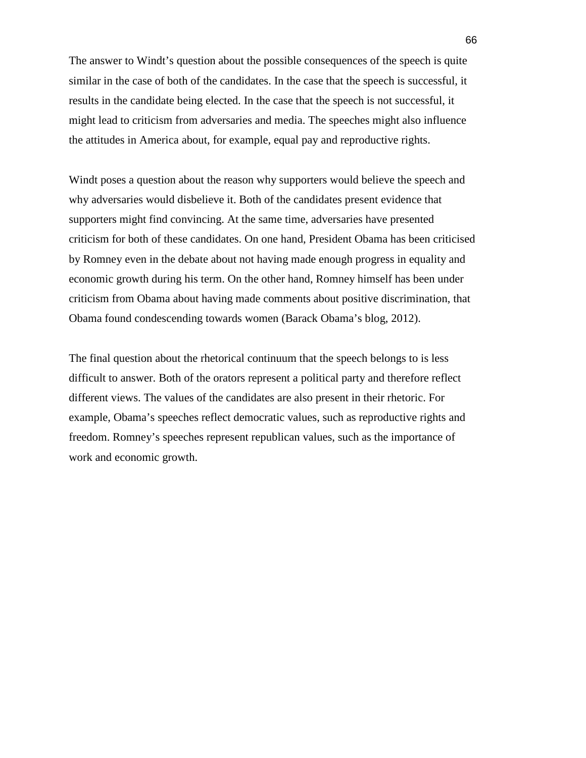The answer to Windt's question about the possible consequences of the speech is quite similar in the case of both of the candidates. In the case that the speech is successful, it results in the candidate being elected. In the case that the speech is not successful, it might lead to criticism from adversaries and media. The speeches might also influence the attitudes in America about, for example, equal pay and reproductive rights.

Windt poses a question about the reason why supporters would believe the speech and why adversaries would disbelieve it. Both of the candidates present evidence that supporters might find convincing. At the same time, adversaries have presented criticism for both of these candidates. On one hand, President Obama has been criticised by Romney even in the debate about not having made enough progress in equality and economic growth during his term. On the other hand, Romney himself has been under criticism from Obama about having made comments about positive discrimination, that Obama found condescending towards women (Barack Obama's blog, 2012).

The final question about the rhetorical continuum that the speech belongs to is less difficult to answer. Both of the orators represent a political party and therefore reflect different views. The values of the candidates are also present in their rhetoric. For example, Obama's speeches reflect democratic values, such as reproductive rights and freedom. Romney's speeches represent republican values, such as the importance of work and economic growth.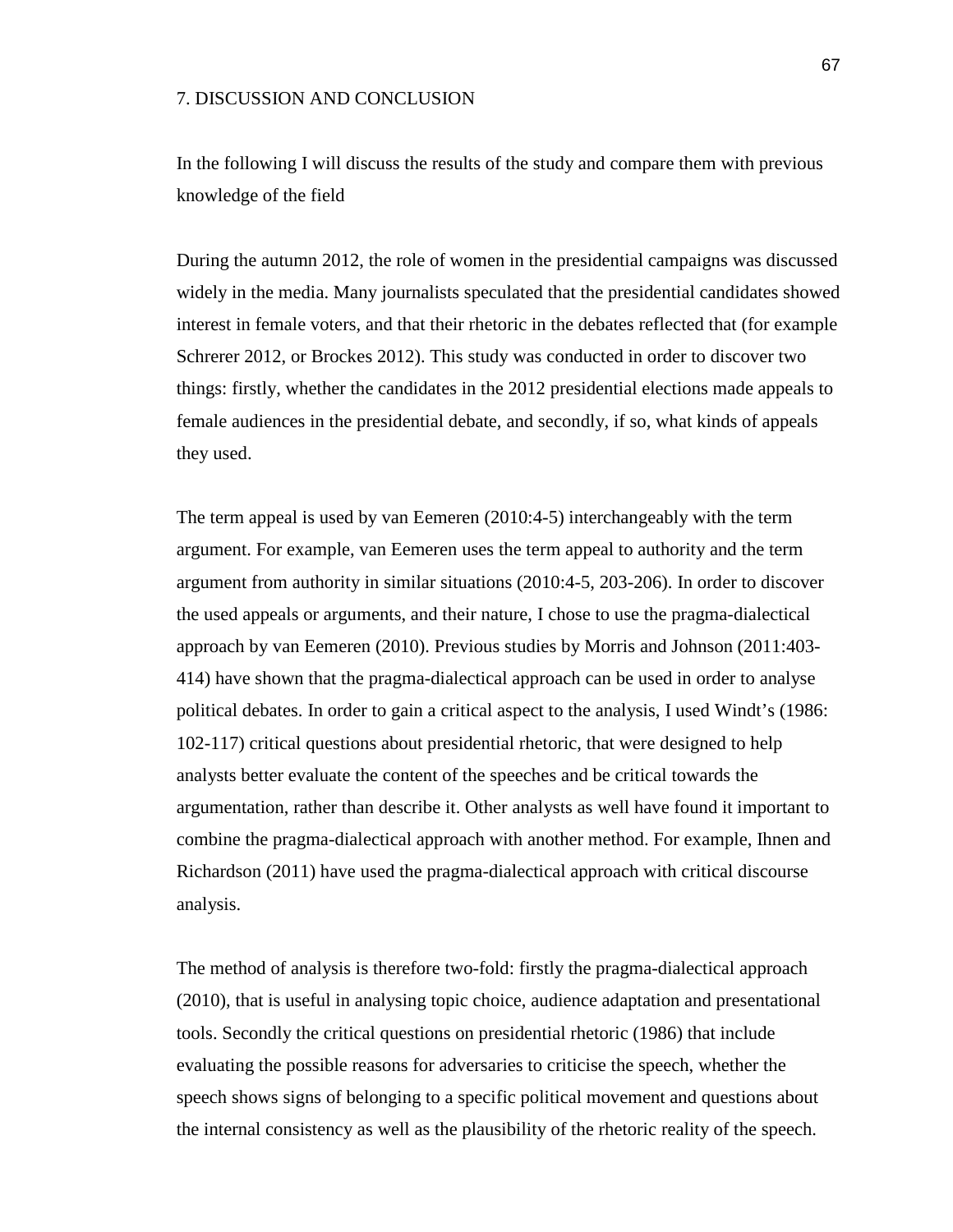# 7. DISCUSSION AND CONCLUSION

In the following I will discuss the results of the study and compare them with previous knowledge of the field

During the autumn 2012, the role of women in the presidential campaigns was discussed widely in the media. Many journalists speculated that the presidential candidates showed interest in female voters, and that their rhetoric in the debates reflected that (for example Schrerer 2012, or Brockes 2012). This study was conducted in order to discover two things: firstly, whether the candidates in the 2012 presidential elections made appeals to female audiences in the presidential debate, and secondly, if so, what kinds of appeals they used.

The term appeal is used by van Eemeren (2010:4-5) interchangeably with the term argument. For example, van Eemeren uses the term appeal to authority and the term argument from authority in similar situations (2010:4-5, 203-206). In order to discover the used appeals or arguments, and their nature, I chose to use the pragma-dialectical approach by van Eemeren (2010). Previous studies by Morris and Johnson (2011:403-414) have shown that the pragma-dialectical approach can be used in order to analyse political debates. In order to gain a critical aspect to the analysis, I used Windt's (1986: 102-117) critical questions about presidential rhetoric, that were designed to help analysts better evaluate the content of the speeches and be critical towards the argumentation, rather than describe it. Other analysts as well have found it important to combine the pragma-dialectical approach with another method. For example, Ihnen and Richardson (2011) have used the pragma-dialectical approach with critical discourse analysis.

The method of analysis is therefore two-fold: firstly the pragma-dialectical approach (2010), that is useful in analysing topic choice, audience adaptation and presentational tools. Secondly the critical questions on presidential rhetoric (1986) that include evaluating the possible reasons for adversaries to criticise the speech, whether the speech shows signs of belonging to a specific political movement and questions about the internal consistency as well as the plausibility of the rhetoric reality of the speech.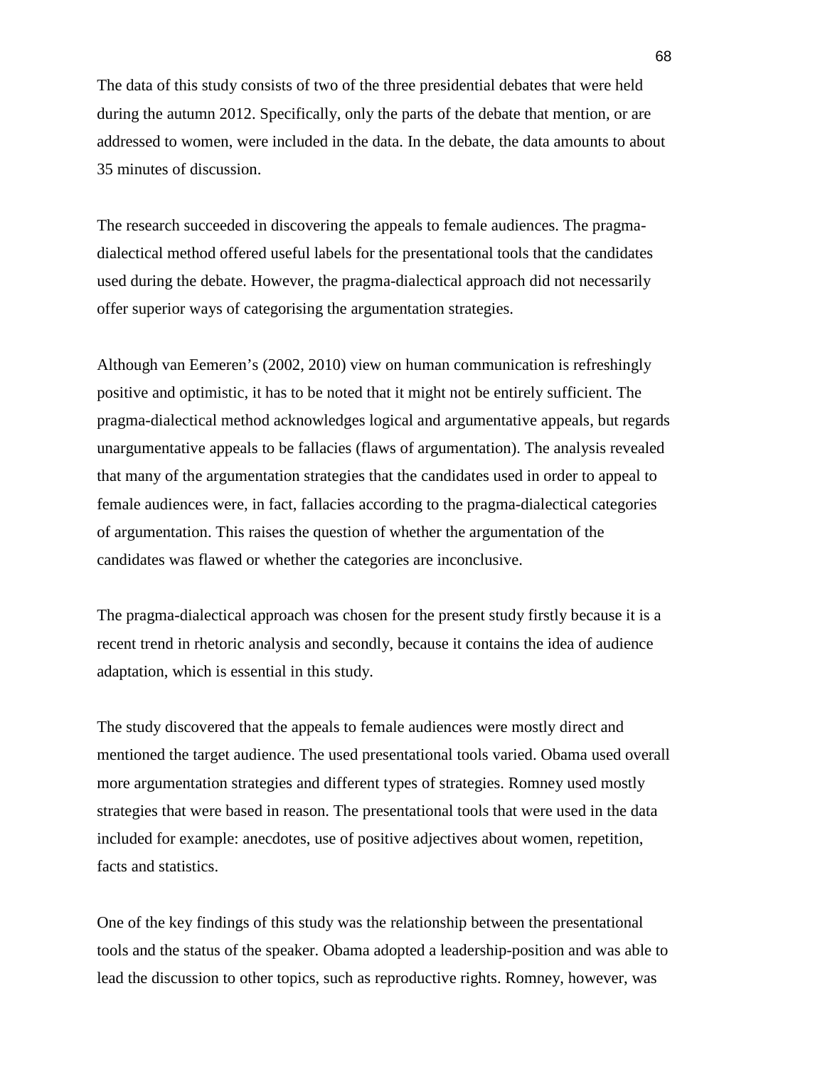The data of this study consists of two of the three presidential debates that were held during the autumn 2012. Specifically, only the parts of the debate that mention, or are addressed to women, were included in the data. In the debate, the data amounts to about 35 minutes of discussion.

The research succeeded in discovering the appeals to female audiences. The pragma-dialectical method offered useful labels for the presentational tools that the candidates used during the debate. However, the pragma-dialectical approach did not necessarily offer superior ways of categorising the argumentation strategies.

Although van Eemeren's (2002, 2010) view on human communication is refreshingly positive and optimistic, it has to be noted that it might not be entirely sufficient. The pragma-dialectical method acknowledges logical and argumentative appeals, but regards unargumentative appeals to be fallacies (flaws of argumentation). The analysis revealed that many of the argumentation strategies that the candidates used in order to appeal to female audiences were, in fact, fallacies according to the pragma-dialectical categories of argumentation. This raises the question of whether the argumentation of the candidates was flawed or whether the categories are inconclusive.

The pragma-dialectical approach was chosen for the present study firstly because it is a recent trend in rhetoric analysis and secondly, because it contains the idea of audience adaptation, which is essential in this study.

The study discovered that the appeals to female audiences were mostly direct and mentioned the target audience. The used presentational tools varied. Obama used overall more argumentation strategies and different types of strategies. Romney used mostly strategies that were based in reason. The presentational tools that were used in the data included for example: anecdotes, use of positive adjectives about women, repetition, facts and statistics.

One of the key findings of this study was the relationship between the presentational tools and the status of the speaker. Obama adopted a leadership-position and was able to lead the discussion to other topics, such as reproductive rights. Romney, however, was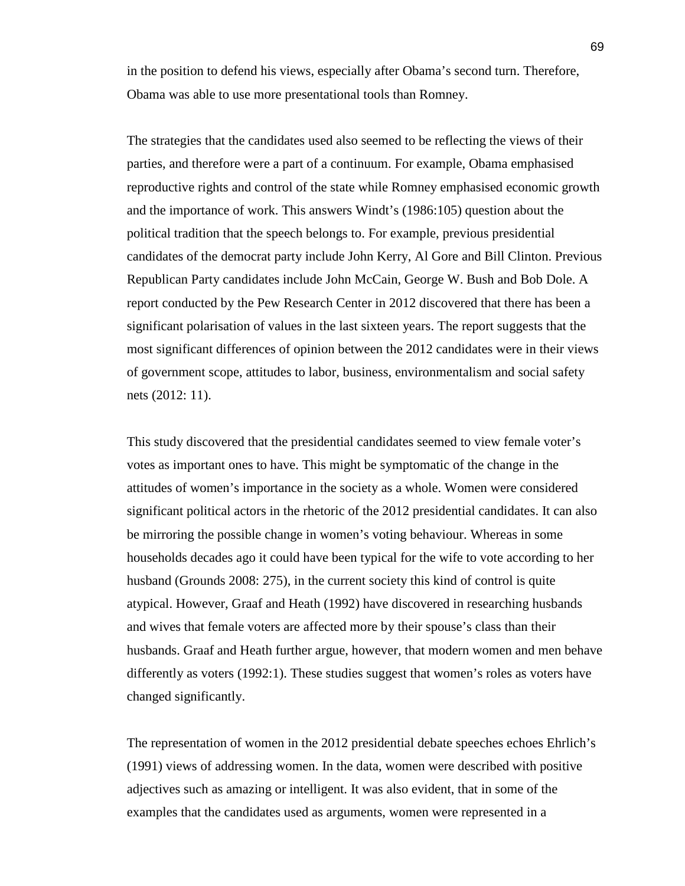in the position to defend his views, especially after Obama's second turn. Therefore, Obama was able to use more presentational tools than Romney.

The strategies that the candidates used also seemed to be reflecting the views of their parties, and therefore were a part of a continuum. For example, Obama emphasised reproductive rights and control of the state while Romney emphasised economic growth and the importance of work. This answers Windt's (1986:105) question about the political tradition that the speech belongs to. For example, previous presidential candidates of the democrat party include John Kerry, Al Gore and Bill Clinton. Previous Republican Party candidates include John McCain, George W. Bush and Bob Dole. A report conducted by the Pew Research Center in 2012 discovered that there has been a significant polarisation of values in the last sixteen years. The report suggests that the most significant differences of opinion between the 2012 candidates were in their views of government scope, attitudes to labor, business, environmentalism and social safety nets (2012: 11).

This study discovered that the presidential candidates seemed to view female voter's votes as important ones to have. This might be symptomatic of the change in the attitudes of women's importance in the society as a whole. Women were considered significant political actors in the rhetoric of the 2012 presidential candidates. It can also be mirroring the possible change in women's voting behaviour. Whereas in some households decades ago it could have been typical for the wife to vote according to her husband (Grounds 2008: 275), in the current society this kind of control is quite atypical. However, Graaf and Heath (1992) have discovered in researching husbands and wives that female voters are affected more by their spouse's class than their husbands. Graaf and Heath further argue, however, that modern women and men behave differently as voters (1992:1). These studies suggest that women's roles as voters have changed significantly.

The representation of women in the 2012 presidential debate speeches echoes Ehrlich's (1991) views of addressing women. In the data, women were described with positive adjectives such as amazing or intelligent. It was also evident, that in some of the examples that the candidates used as arguments, women were represented in a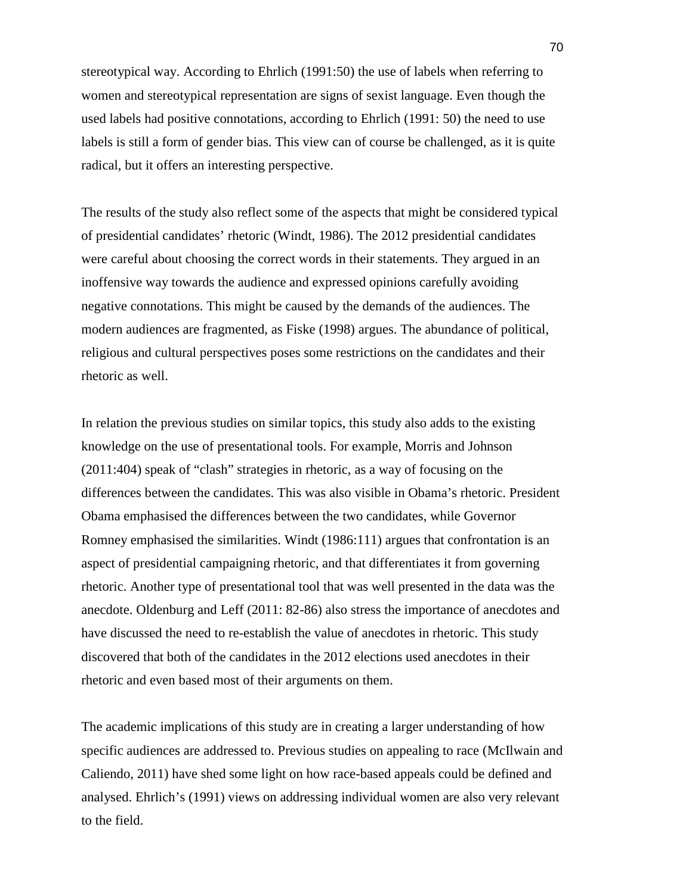stereotypical way. According to Ehrlich (1991:50) the use of labels when referring to women and stereotypical representation are signs of sexist language. Even though the used labels had positive connotations, according to Ehrlich (1991: 50) the need to use labels is still a form of gender bias. This view can of course be challenged, as it is quite radical, but it offers an interesting perspective.

The results of the study also reflect some of the aspects that might be considered typical of presidential candidates' rhetoric (Windt, 1986). The 2012 presidential candidates were careful about choosing the correct words in their statements. They argued in an inoffensive way towards the audience and expressed opinions carefully avoiding negative connotations. This might be caused by the demands of the audiences. The modern audiences are fragmented, as Fiske (1998) argues. The abundance of political, religious and cultural perspectives poses some restrictions on the candidates and their rhetoric as well.

In relation the previous studies on similar topics, this study also adds to the existing knowledge on the use of presentational tools. For example, Morris and Johnson (2011:404) speak of "clash" strategies in rhetoric, as a way of focusing on the differences between the candidates. This was also visible in Obama's rhetoric. President Obama emphasised the differences between the two candidates, while Governor Romney emphasised the similarities. Windt (1986:111) argues that confrontation is an aspect of presidential campaigning rhetoric, and that differentiates it from governing rhetoric. Another type of presentational tool that was well presented in the data was the anecdote. Oldenburg and Leff (2011: 82-86) also stress the importance of anecdotes and have discussed the need to re-establish the value of anecdotes in rhetoric. This study discovered that both of the candidates in the 2012 elections used anecdotes in their rhetoric and even based most of their arguments on them.

The academic implications of this study are in creating a larger understanding of how specific audiences are addressed to. Previous studies on appealing to race (McIlwain and Caliendo, 2011) have shed some light on how race-based appeals could be defined and analysed. Ehrlich's (1991) views on addressing individual women are also very relevant to the field.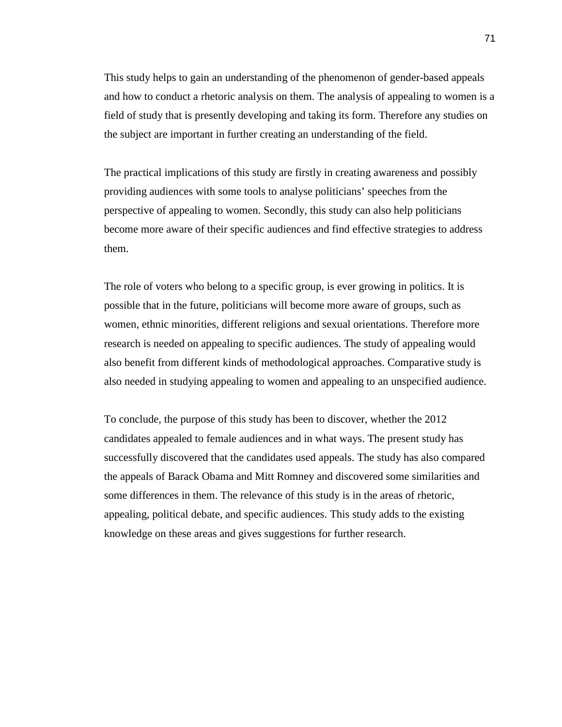This study helps to gain an understanding of the phenomenon of gender-based appeals and how to conduct a rhetoric analysis on them. The analysis of appealing to women is a field of study that is presently developing and taking its form. Therefore any studies on the subject are important in further creating an understanding of the field.

The practical implications of this study are firstly in creating awareness and possibly providing audiences with some tools to analyse politicians' speeches from the perspective of appealing to women. Secondly, this study can also help politicians become more aware of their specific audiences and find effective strategies to address them.

The role of voters who belong to a specific group, is ever growing in politics. It is possible that in the future, politicians will become more aware of groups, such as women, ethnic minorities, different religions and sexual orientations. Therefore more research is needed on appealing to specific audiences. The study of appealing would also benefit from different kinds of methodological approaches. Comparative study is also needed in studying appealing to women and appealing to an unspecified audience.

To conclude, the purpose of this study has been to discover, whether the 2012 candidates appealed to female audiences and in what ways. The present study has successfully discovered that the candidates used appeals. The study has also compared the appeals of Barack Obama and Mitt Romney and discovered some similarities and some differences in them. The relevance of this study is in the areas of rhetoric, appealing, political debate, and specific audiences. This study adds to the existing knowledge on these areas and gives suggestions for further research.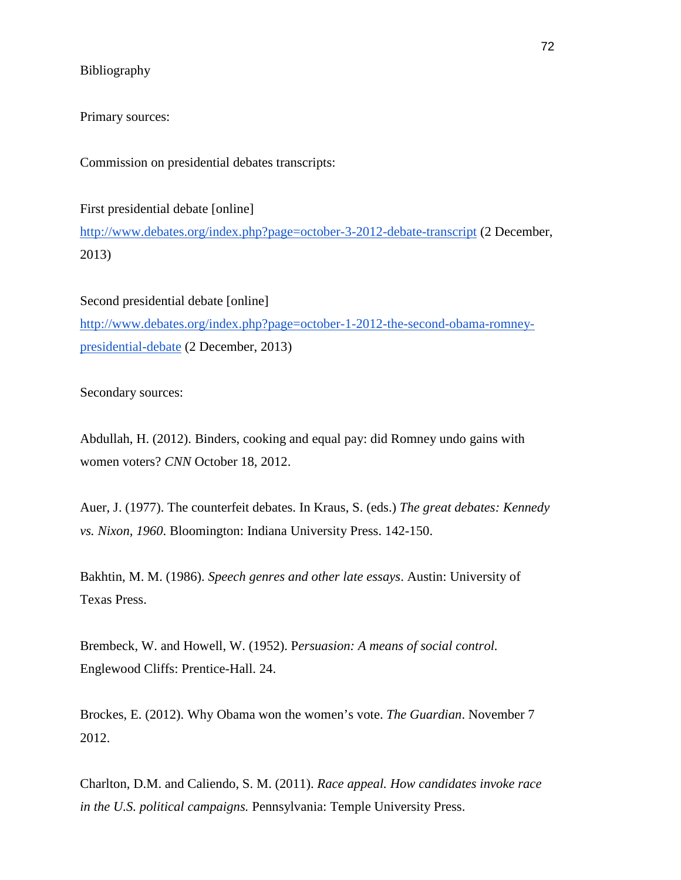# Bibliography

## Primary sources:

### Commission on presidential debates transcripts:

First presidential debate [online]
http://www.debates.org/index.php?page=october-3-2012-debate-transcript (2 December, 2013)

Second presidential debate [online]
http://www.debates.org/index.php?page=october-1-2012-the-second-obama-romney-presidential-debate (2 December, 2013)

## Secondary sources:

Abdullah, H. (2012). Binders, cooking and equal pay: did Romney undo gains with women voters? *CNN* October 18, 2012.

Auer, J. (1977). The counterfeit debates. In Kraus, S. (eds.) *The great debates: Kennedy vs. Nixon, 1960*. Bloomington: Indiana University Press. 142-150.

Bakhtin, M. M. (1986). *Speech genres and other late essays*. Austin: University of Texas Press.

Brembeck, W. and Howell, W. (1952). P*ersuasion: A means of social control.* Englewood Cliffs: Prentice-Hall. 24.

Brockes, E. (2012). Why Obama won the women's vote. *The Guardian*. November 7 2012.

Charlton, D.M. and Caliendo, S. M. (2011). *Race appeal. How candidates invoke race in the U.S. political campaigns.* Pennsylvania: Temple University Press.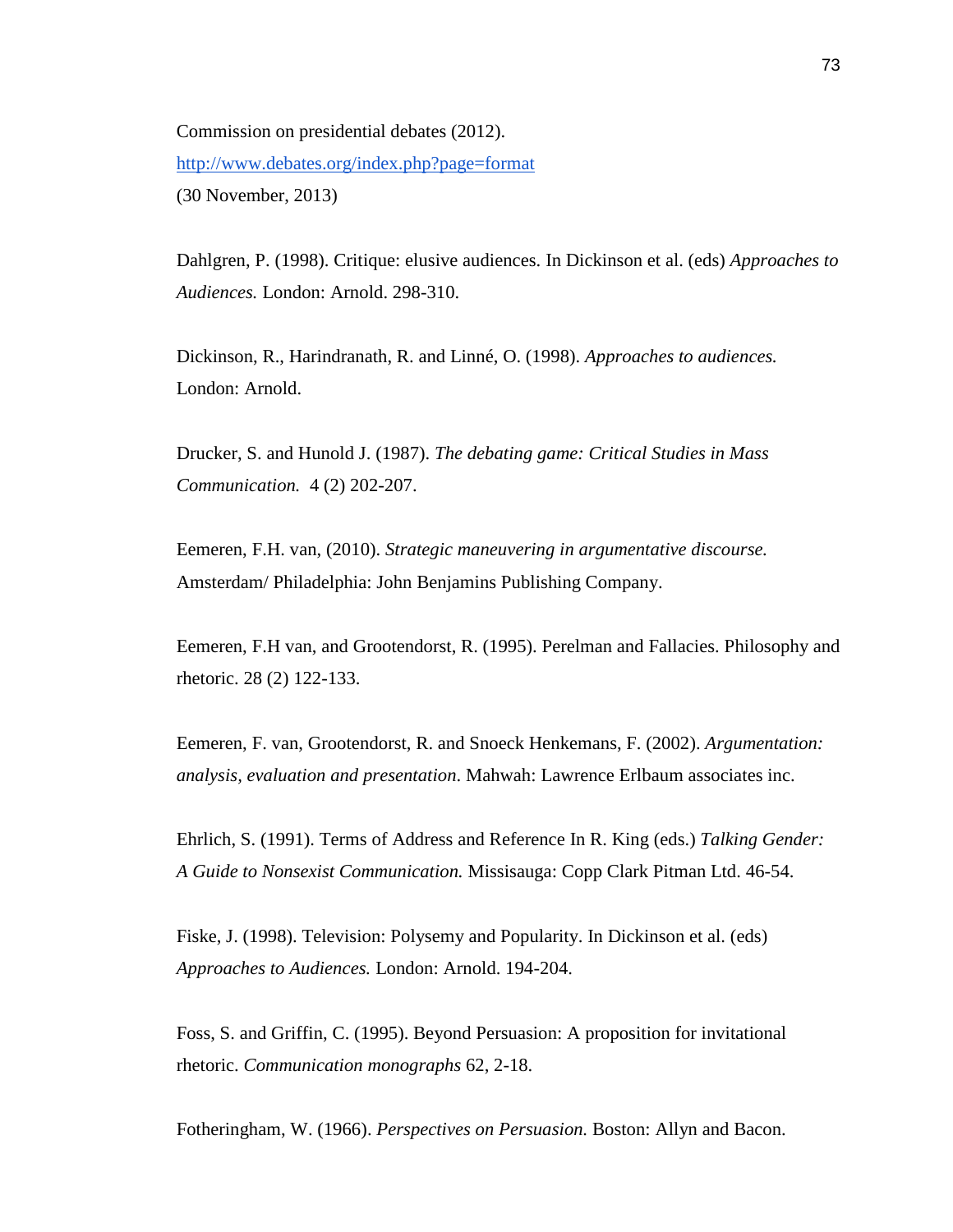Commission on presidential debates (2012).
http://www.debates.org/index.php?page=format
(30 November, 2013)

Dahlgren, P. (1998). Critique: elusive audiences. In Dickinson et al. (eds) *Approaches to Audiences.* London: Arnold. 298-310.

Dickinson, R., Harindranath, R. and Linné, O. (1998). *Approaches to audiences.* London: Arnold.

Drucker, S. and Hunold J. (1987). *The debating game: Critical Studies in Mass Communication.* 4 (2) 202-207.

Eemeren, F.H. van, (2010). *Strategic maneuvering in argumentative discourse.* Amsterdam/ Philadelphia: John Benjamins Publishing Company.

Eemeren, F.H van, and Grootendorst, R. (1995). Perelman and Fallacies. Philosophy and rhetoric. 28 (2) 122-133.

Eemeren, F. van, Grootendorst, R. and Snoeck Henkemans, F. (2002). *Argumentation: analysis, evaluation and presentation*. Mahwah: Lawrence Erlbaum associates inc.

Ehrlich, S. (1991). Terms of Address and Reference In R. King (eds.) *Talking Gender: A Guide to Nonsexist Communication.* Missisauga: Copp Clark Pitman Ltd. 46-54.

Fiske, J. (1998). Television: Polysemy and Popularity. In Dickinson et al. (eds) *Approaches to Audiences.* London: Arnold. 194-204.

Foss, S. and Griffin, C. (1995). Beyond Persuasion: A proposition for invitational rhetoric. *Communication monographs* 62, 2-18.

Fotheringham, W. (1966). *Perspectives on Persuasion.* Boston: Allyn and Bacon.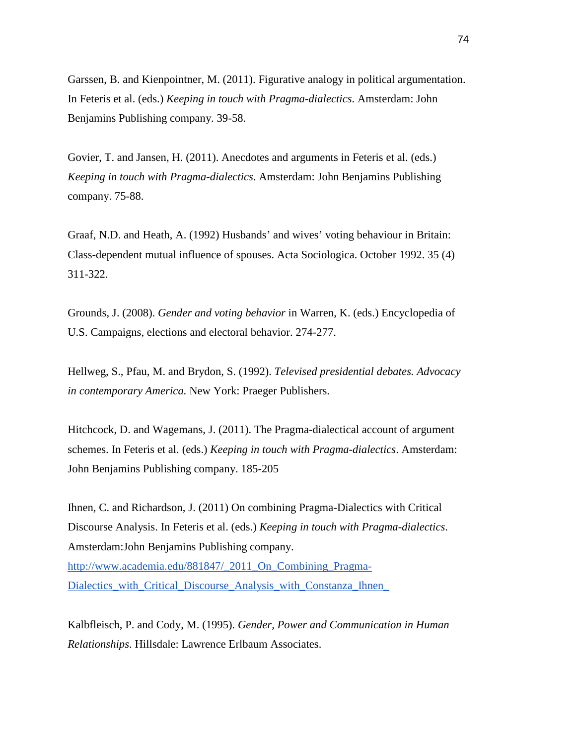Garssen, B. and Kienpointner, M. (2011). Figurative analogy in political argumentation. In Feteris et al. (eds.) *Keeping in touch with Pragma-dialectics*. Amsterdam: John Benjamins Publishing company. 39-58.

Govier, T. and Jansen, H. (2011). Anecdotes and arguments in Feteris et al. (eds.) *Keeping in touch with Pragma-dialectics*. Amsterdam: John Benjamins Publishing company. 75-88.

Graaf, N.D. and Heath, A. (1992) Husbands' and wives' voting behaviour in Britain: Class-dependent mutual influence of spouses. Acta Sociologica. October 1992. 35 (4) 311-322.

Grounds, J. (2008). *Gender and voting behavior* in Warren, K. (eds.) Encyclopedia of U.S. Campaigns, elections and electoral behavior. 274-277.

Hellweg, S., Pfau, M. and Brydon, S. (1992). *Televised presidential debates. Advocacy in contemporary America*. New York: Praeger Publishers.

Hitchcock, D. and Wagemans, J. (2011). The Pragma-dialectical account of argument schemes. In Feteris et al. (eds.) *Keeping in touch with Pragma-dialectics*. Amsterdam: John Benjamins Publishing company. 185-205

Ihnen, C. and Richardson, J. (2011) On combining Pragma-Dialectics with Critical Discourse Analysis. In Feteris et al. (eds.) *Keeping in touch with Pragma-dialectics*. Amsterdam:John Benjamins Publishing company. http://www.academia.edu/881847/_2011_On_Combining_Pragma-Dialectics_with_Critical_Discourse_Analysis_with_Constanza_Ihnen_

Kalbfleisch, P. and Cody, M. (1995). *Gender, Power and Communication in Human Relationships*. Hillsdale: Lawrence Erlbaum Associates.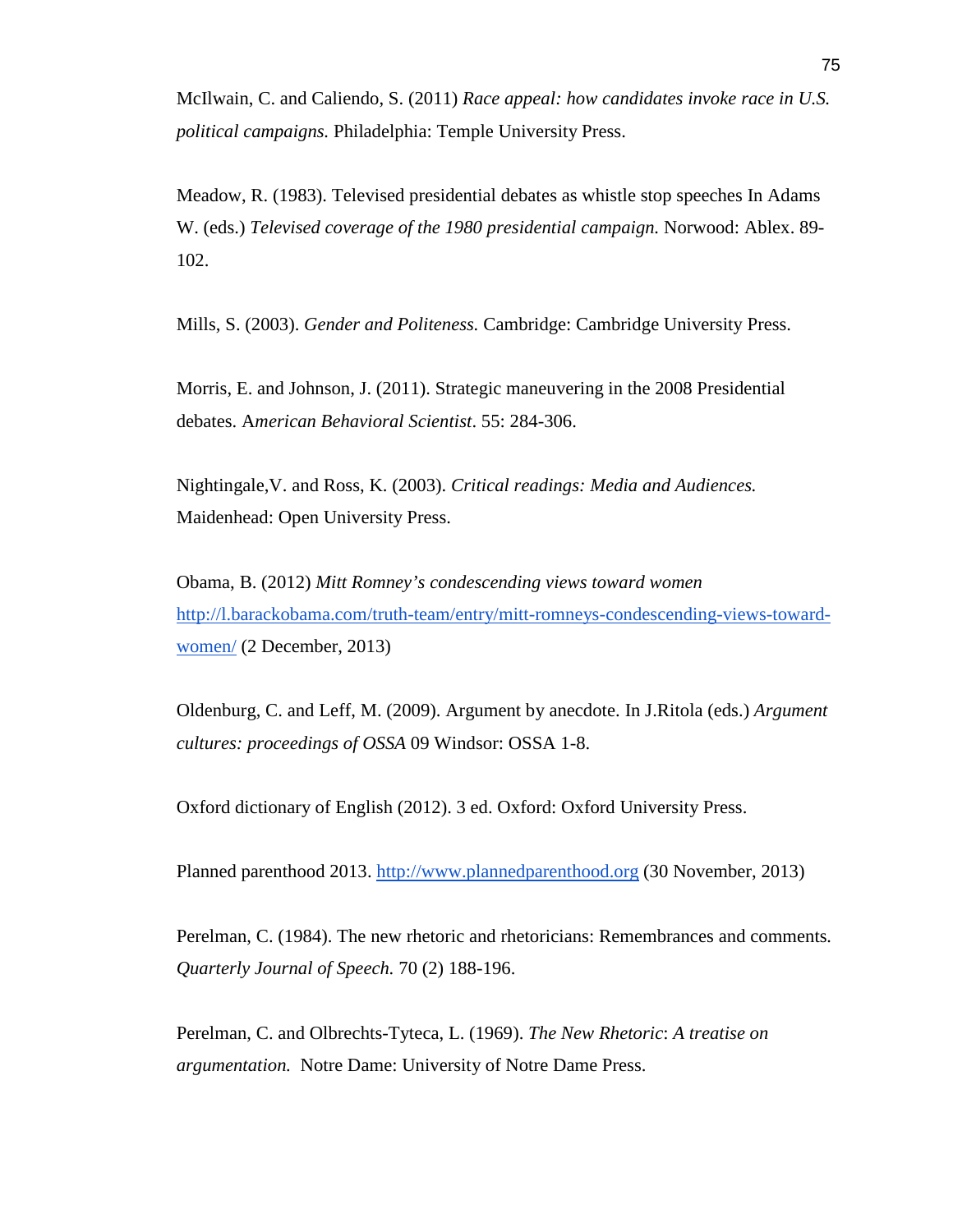McIlwain, C. and Caliendo, S. (2011) *Race appeal: how candidates invoke race in U.S. political campaigns.* Philadelphia: Temple University Press.

Meadow, R. (1983). Televised presidential debates as whistle stop speeches In Adams W. (eds.) *Televised coverage of the 1980 presidential campaign.* Norwood: Ablex. 89-102.

Mills, S. (2003). *Gender and Politeness.* Cambridge: Cambridge University Press.

Morris, E. and Johnson, J. (2011). Strategic maneuvering in the 2008 Presidential debates. A*merican Behavioral Scientist*. 55: 284-306.

Nightingale,V. and Ross, K. (2003). *Critical readings: Media and Audiences.* Maidenhead: Open University Press.

Obama, B. (2012) *Mitt Romney's condescending views toward women* [http://l.barackobama.com/truth-team/entry/mitt-romneys-condescending-views-toward-women/](http://l.barackobama.com/truth-team/entry/mitt-romneys-condescending-views-toward-women/) (2 December, 2013)

Oldenburg, C. and Leff, M. (2009). Argument by anecdote. In J.Ritola (eds.) *Argument cultures: proceedings of OSSA* 09 Windsor: OSSA 1-8.

Oxford dictionary of English (2012). 3 ed. Oxford: Oxford University Press.

Planned parenthood 2013. [http://www.plannedparenthood.org](http://www.plannedparenthood.org) (30 November, 2013)

Perelman, C. (1984). The new rhetoric and rhetoricians: Remembrances and comments. *Quarterly Journal of Speech.* 70 (2) 188-196.

Perelman, C. and Olbrechts-Tyteca, L. (1969). *The New Rhetoric*: *A treatise on argumentation.* Notre Dame: University of Notre Dame Press.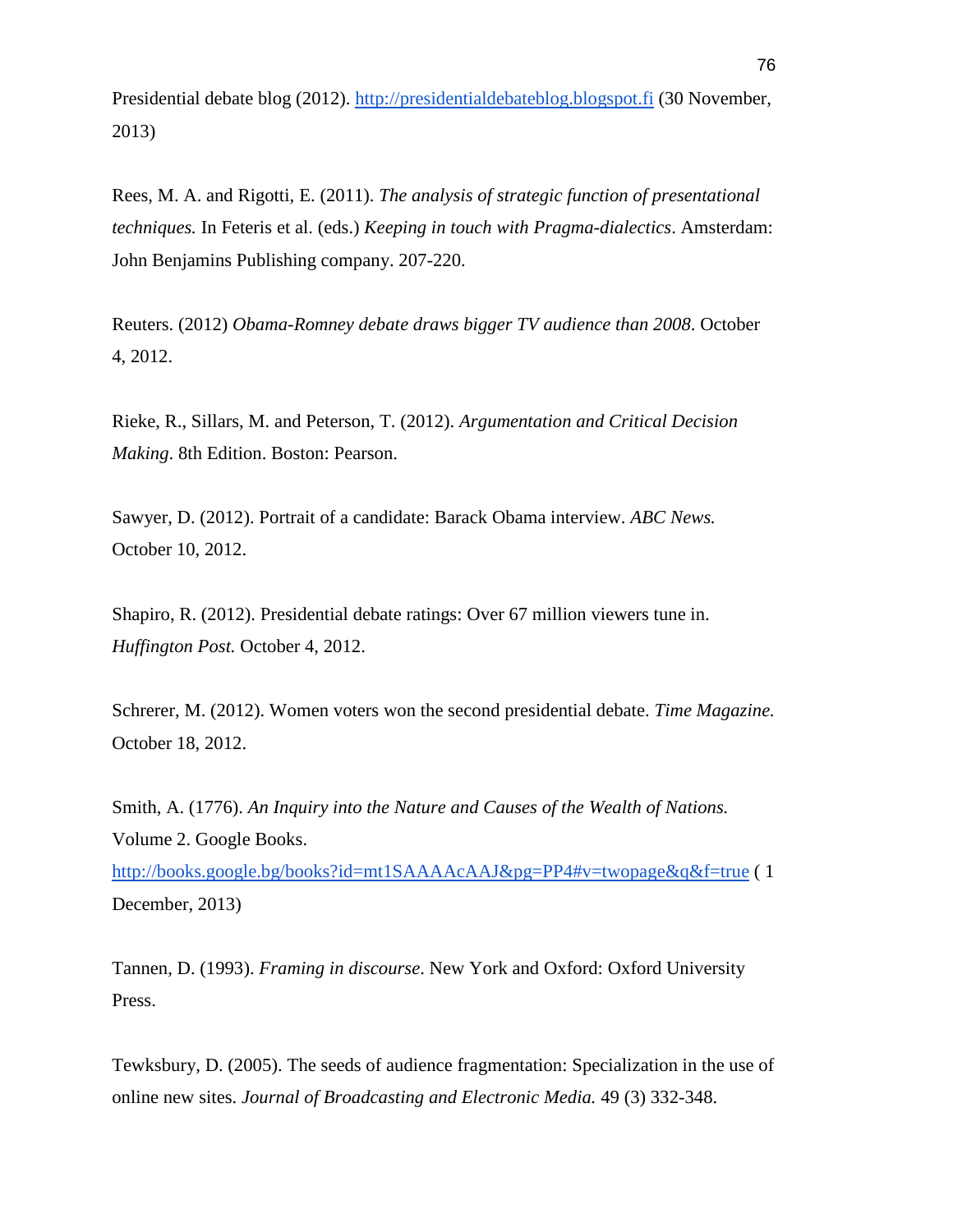Presidential debate blog (2012). http://presidentialdebateblog.blogspot.fi (30 November, 2013)

Rees, M. A. and Rigotti, E. (2011). *The analysis of strategic function of presentational techniques.* In Feteris et al. (eds.) *Keeping in touch with Pragma-dialectics*. Amsterdam: John Benjamins Publishing company. 207-220.

Reuters. (2012) *Obama-Romney debate draws bigger TV audience than 2008*. October 4, 2012.

Rieke, R., Sillars, M. and Peterson, T. (2012). *Argumentation and Critical Decision Making*. 8th Edition. Boston: Pearson.

Sawyer, D. (2012). Portrait of a candidate: Barack Obama interview. *ABC News.* October 10, 2012.

Shapiro, R. (2012). Presidential debate ratings: Over 67 million viewers tune in. *Huffington Post.* October 4, 2012.

Schrerer, M. (2012). Women voters won the second presidential debate. *Time Magazine.* October 18, 2012.

Smith, A. (1776). *An Inquiry into the Nature and Causes of the Wealth of Nations.* Volume 2. Google Books. http://books.google.bg/books?id=mt1SAAAAcAAJ&pg=PP4#v=twopage&q&f=true ( 1 December, 2013)

Tannen, D. (1993). *Framing in discourse*. New York and Oxford: Oxford University Press.

Tewksbury, D. (2005). The seeds of audience fragmentation: Specialization in the use of online new sites. *Journal of Broadcasting and Electronic Media.* 49 (3) 332-348.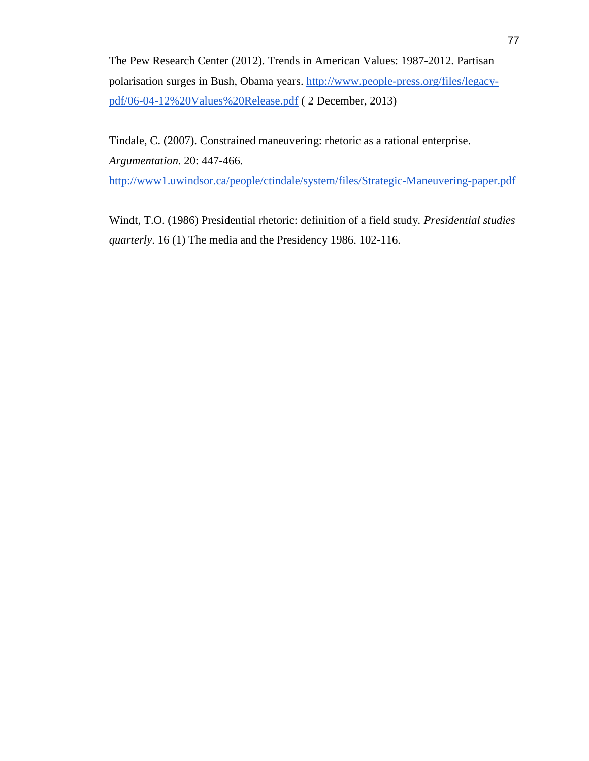The Pew Research Center (2012). Trends in American Values: 1987-2012. Partisan polarisation surges in Bush, Obama years. http://www.people-press.org/files/legacy-pdf/06-04-12%20Values%20Release.pdf ( 2 December, 2013)

Tindale, C. (2007). Constrained maneuvering: rhetoric as a rational enterprise. *Argumentation.* 20: 447-466. http://www1.uwindsor.ca/people/ctindale/system/files/Strategic-Maneuvering-paper.pdf

Windt, T.O. (1986) Presidential rhetoric: definition of a field study. *Presidential studies quarterly*. 16 (1) The media and the Presidency 1986. 102-116.